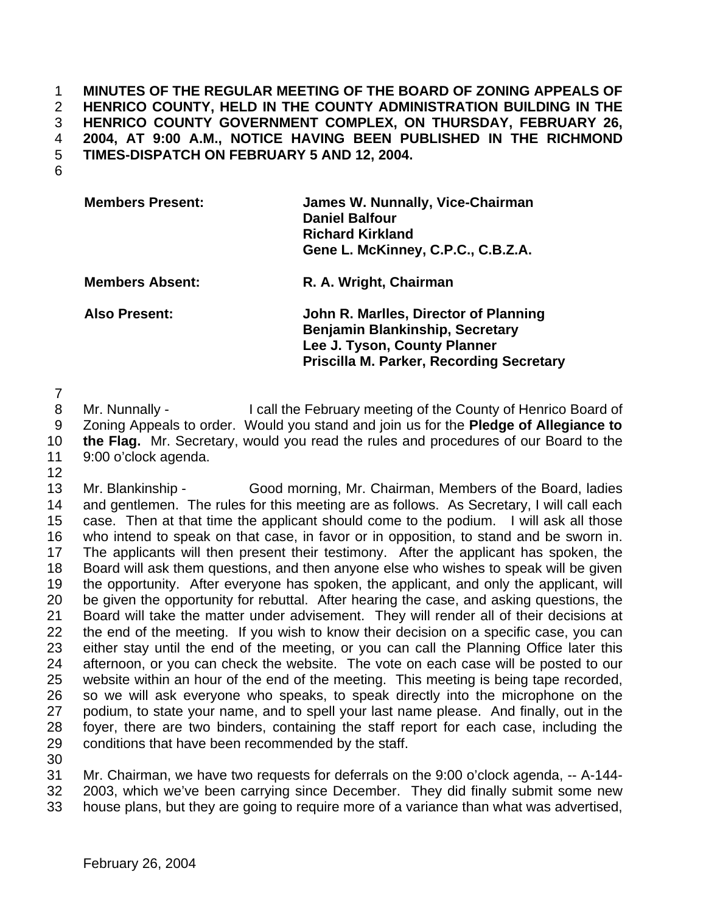**MINUTES OF THE REGULAR MEETING OF THE BOARD OF ZONING APPEALS OF HENRICO COUNTY, HELD IN THE COUNTY ADMINISTRATION BUILDING IN THE HENRICO COUNTY GOVERNMENT COMPLEX, ON THURSDAY, FEBRUARY 26, 2004, AT 9:00 A.M., NOTICE HAVING BEEN PUBLISHED IN THE RICHMOND TIMES-DISPATCH ON FEBRUARY 5 AND 12, 2004.**

| | |
|---|---|
| **Members Present:** | **James W. Nunnally, Vice-Chairman**<br>**Daniel Balfour**<br>**Richard Kirkland**<br>**Gene L. McKinney, C.P.C., C.B.Z.A.** |
| **Members Absent:** | **R. A. Wright, Chairman** |
| **Also Present:** | **John R. Marlles, Director of Planning**<br>**Benjamin Blankinship, Secretary**<br>**Lee J. Tyson, County Planner**<br>**Priscilla M. Parker, Recording Secretary** |

Mr. Nunnally - I call the February meeting of the County of Henrico Board of Zoning Appeals to order. Would you stand and join us for the **Pledge of Allegiance to the Flag.** Mr. Secretary, would you read the rules and procedures of our Board to the 9:00 o'clock agenda.

Mr. Blankinship - Good morning, Mr. Chairman, Members of the Board, ladies and gentlemen. The rules for this meeting are as follows. As Secretary, I will call each case. Then at that time the applicant should come to the podium. I will ask all those who intend to speak on that case, in favor or in opposition, to stand and be sworn in. The applicants will then present their testimony. After the applicant has spoken, the Board will ask them questions, and then anyone else who wishes to speak will be given the opportunity. After everyone has spoken, the applicant, and only the applicant, will be given the opportunity for rebuttal. After hearing the case, and asking questions, the Board will take the matter under advisement. They will render all of their decisions at the end of the meeting. If you wish to know their decision on a specific case, you can either stay until the end of the meeting, or you can call the Planning Office later this afternoon, or you can check the website. The vote on each case will be posted to our website within an hour of the end of the meeting. This meeting is being tape recorded, so we will ask everyone who speaks, to speak directly into the microphone on the podium, to state your name, and to spell your last name please. And finally, out in the foyer, there are two binders, containing the staff report for each case, including the conditions that have been recommended by the staff.

Mr. Chairman, we have two requests for deferrals on the 9:00 o'clock agenda, -- A-144-2003, which we've been carrying since December. They did finally submit some new house plans, but they are going to require more of a variance than what was advertised,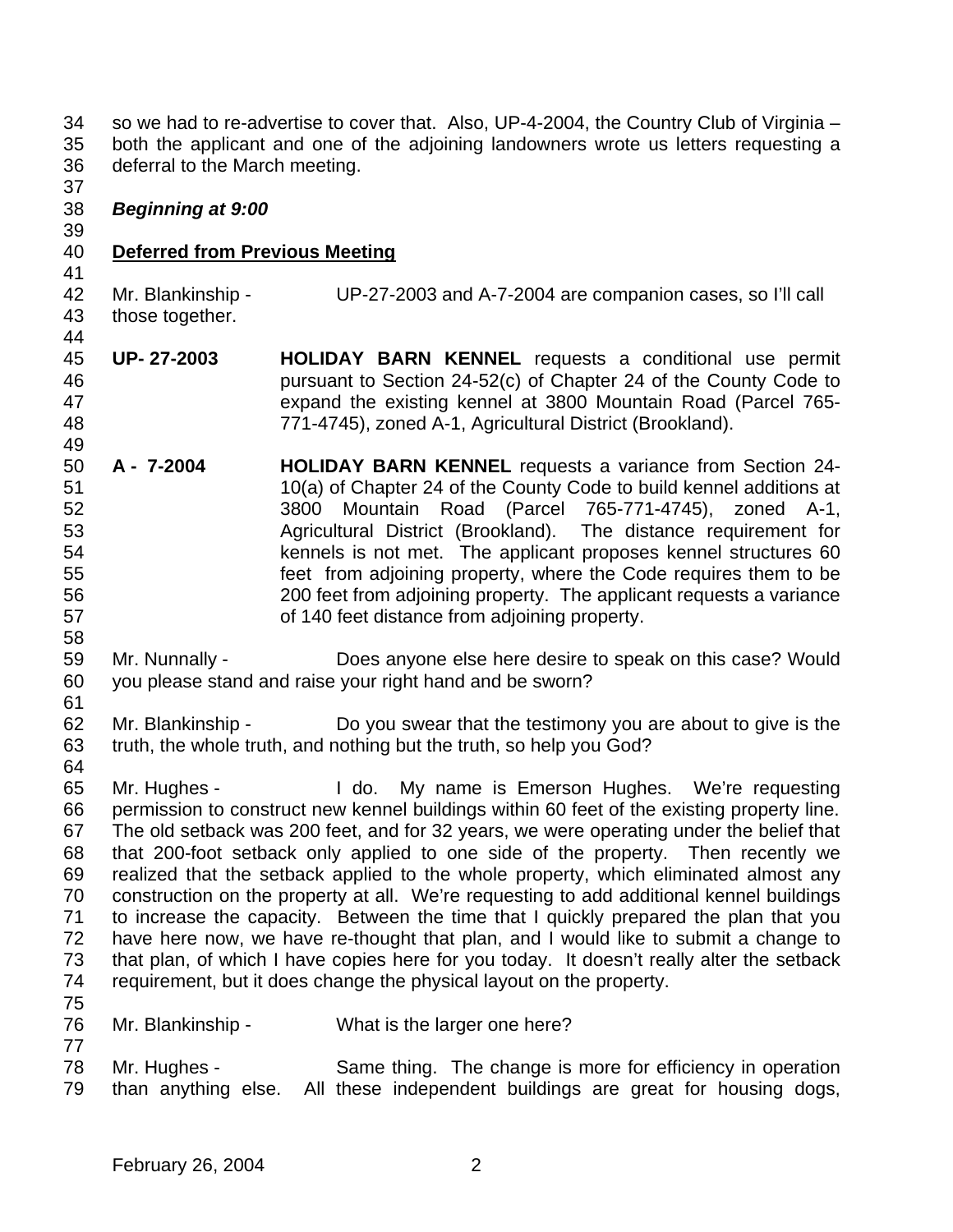so we had to re-advertise to cover that. Also, UP-4-2004, the Country Club of Virginia – both the applicant and one of the adjoining landowners wrote us letters requesting a deferral to the March meeting.

***Beginning at 9:00***

**Deferred from Previous Meeting**

Mr. Blankinship - UP-27-2003 and A-7-2004 are companion cases, so I'll call those together.

**UP- 27-2003** **HOLIDAY BARN KENNEL** requests a conditional use permit pursuant to Section 24-52(c) of Chapter 24 of the County Code to expand the existing kennel at 3800 Mountain Road (Parcel 765-771-4745), zoned A-1, Agricultural District (Brookland).

**A - 7-2004** **HOLIDAY BARN KENNEL** requests a variance from Section 24-10(a) of Chapter 24 of the County Code to build kennel additions at 3800 Mountain Road (Parcel 765-771-4745), zoned A-1, Agricultural District (Brookland). The distance requirement for kennels is not met. The applicant proposes kennel structures 60 feet from adjoining property, where the Code requires them to be 200 feet from adjoining property. The applicant requests a variance of 140 feet distance from adjoining property.

Mr. Nunnally - Does anyone else here desire to speak on this case? Would you please stand and raise your right hand and be sworn?

Mr. Blankinship - Do you swear that the testimony you are about to give is the truth, the whole truth, and nothing but the truth, so help you God?

Mr. Hughes - I do. My name is Emerson Hughes. We're requesting permission to construct new kennel buildings within 60 feet of the existing property line. The old setback was 200 feet, and for 32 years, we were operating under the belief that that 200-foot setback only applied to one side of the property. Then recently we realized that the setback applied to the whole property, which eliminated almost any construction on the property at all. We're requesting to add additional kennel buildings to increase the capacity. Between the time that I quickly prepared the plan that you have here now, we have re-thought that plan, and I would like to submit a change to that plan, of which I have copies here for you today. It doesn't really alter the setback requirement, but it does change the physical layout on the property.

Mr. Blankinship - What is the larger one here?

Mr. Hughes - Same thing. The change is more for efficiency in operation than anything else. All these independent buildings are great for housing dogs,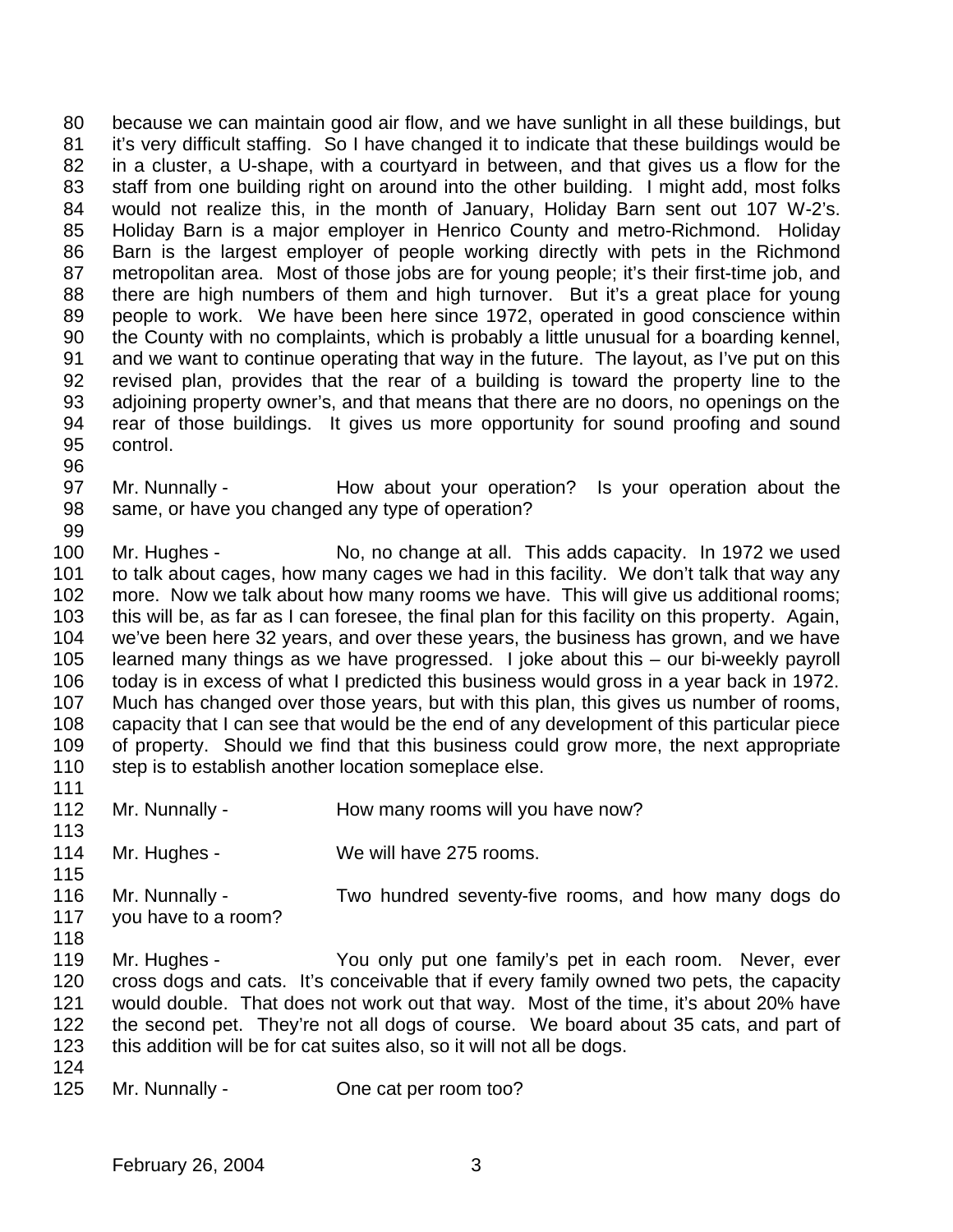because we can maintain good air flow, and we have sunlight in all these buildings, but it's very difficult staffing. So I have changed it to indicate that these buildings would be in a cluster, a U-shape, with a courtyard in between, and that gives us a flow for the staff from one building right on around into the other building. I might add, most folks would not realize this, in the month of January, Holiday Barn sent out 107 W-2's. Holiday Barn is a major employer in Henrico County and metro-Richmond. Holiday Barn is the largest employer of people working directly with pets in the Richmond metropolitan area. Most of those jobs are for young people; it's their first-time job, and there are high numbers of them and high turnover. But it's a great place for young people to work. We have been here since 1972, operated in good conscience within the County with no complaints, which is probably a little unusual for a boarding kennel, and we want to continue operating that way in the future. The layout, as I've put on this revised plan, provides that the rear of a building is toward the property line to the adjoining property owner's, and that means that there are no doors, no openings on the rear of those buildings. It gives us more opportunity for sound proofing and sound control.

Mr. Nunnally - How about your operation? Is your operation about the same, or have you changed any type of operation?

Mr. Hughes - No, no change at all. This adds capacity. In 1972 we used to talk about cages, how many cages we had in this facility. We don't talk that way any more. Now we talk about how many rooms we have. This will give us additional rooms; this will be, as far as I can foresee, the final plan for this facility on this property. Again, we've been here 32 years, and over these years, the business has grown, and we have learned many things as we have progressed. I joke about this – our bi-weekly payroll today is in excess of what I predicted this business would gross in a year back in 1972. Much has changed over those years, but with this plan, this gives us number of rooms, capacity that I can see that would be the end of any development of this particular piece of property. Should we find that this business could grow more, the next appropriate step is to establish another location someplace else.

Mr. Nunnally - How many rooms will you have now?

Mr. Hughes - We will have 275 rooms.

Mr. Nunnally - Two hundred seventy-five rooms, and how many dogs do you have to a room?

Mr. Hughes - You only put one family's pet in each room. Never, ever cross dogs and cats. It's conceivable that if every family owned two pets, the capacity would double. That does not work out that way. Most of the time, it's about 20% have the second pet. They're not all dogs of course. We board about 35 cats, and part of this addition will be for cat suites also, so it will not all be dogs.

Mr. Nunnally - One cat per room too?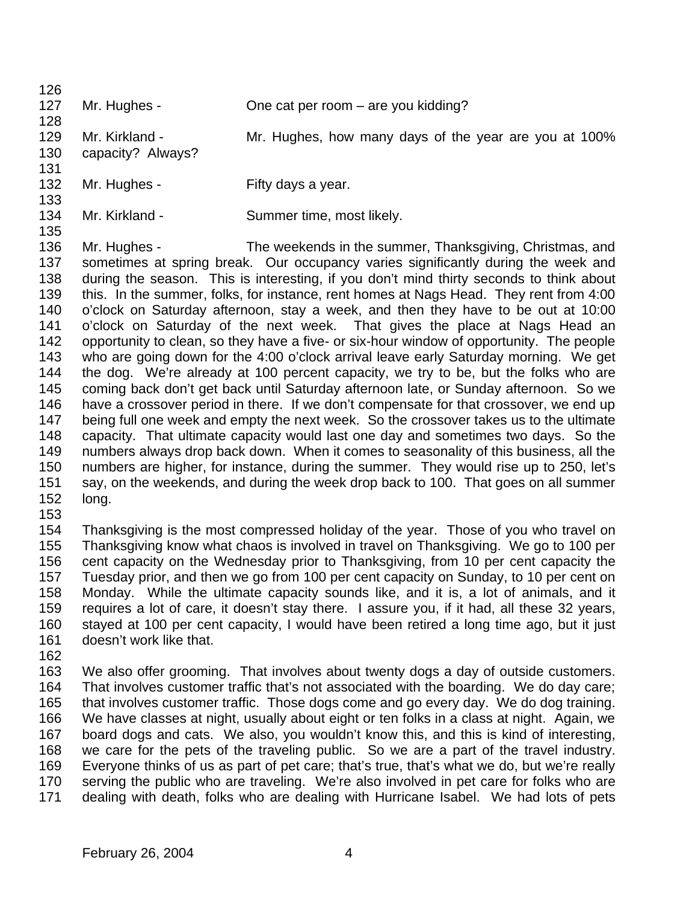Mr. Hughes - One cat per room – are you kidding?

Mr. Kirkland - Mr. Hughes, how many days of the year are you at 100% capacity? Always?

Mr. Hughes - Fifty days a year.

Mr. Kirkland - Summer time, most likely.

Mr. Hughes - The weekends in the summer, Thanksgiving, Christmas, and sometimes at spring break. Our occupancy varies significantly during the week and during the season. This is interesting, if you don't mind thirty seconds to think about this. In the summer, folks, for instance, rent homes at Nags Head. They rent from 4:00 o'clock on Saturday afternoon, stay a week, and then they have to be out at 10:00 o'clock on Saturday of the next week. That gives the place at Nags Head an opportunity to clean, so they have a five- or six-hour window of opportunity. The people who are going down for the 4:00 o'clock arrival leave early Saturday morning. We get the dog. We're already at 100 percent capacity, we try to be, but the folks who are coming back don't get back until Saturday afternoon late, or Sunday afternoon. So we have a crossover period in there. If we don't compensate for that crossover, we end up being full one week and empty the next week. So the crossover takes us to the ultimate capacity. That ultimate capacity would last one day and sometimes two days. So the numbers always drop back down. When it comes to seasonality of this business, all the numbers are higher, for instance, during the summer. They would rise up to 250, let's say, on the weekends, and during the week drop back to 100. That goes on all summer long.

Thanksgiving is the most compressed holiday of the year. Those of you who travel on Thanksgiving know what chaos is involved in travel on Thanksgiving. We go to 100 per cent capacity on the Wednesday prior to Thanksgiving, from 10 per cent capacity the Tuesday prior, and then we go from 100 per cent capacity on Sunday, to 10 per cent on Monday. While the ultimate capacity sounds like, and it is, a lot of animals, and it requires a lot of care, it doesn't stay there. I assure you, if it had, all these 32 years, stayed at 100 per cent capacity, I would have been retired a long time ago, but it just doesn't work like that.

We also offer grooming. That involves about twenty dogs a day of outside customers. That involves customer traffic that's not associated with the boarding. We do day care; that involves customer traffic. Those dogs come and go every day. We do dog training. We have classes at night, usually about eight or ten folks in a class at night. Again, we board dogs and cats. We also, you wouldn't know this, and this is kind of interesting, we care for the pets of the traveling public. So we are a part of the travel industry. Everyone thinks of us as part of pet care; that's true, that's what we do, but we're really serving the public who are traveling. We're also involved in pet care for folks who are dealing with death, folks who are dealing with Hurricane Isabel. We had lots of pets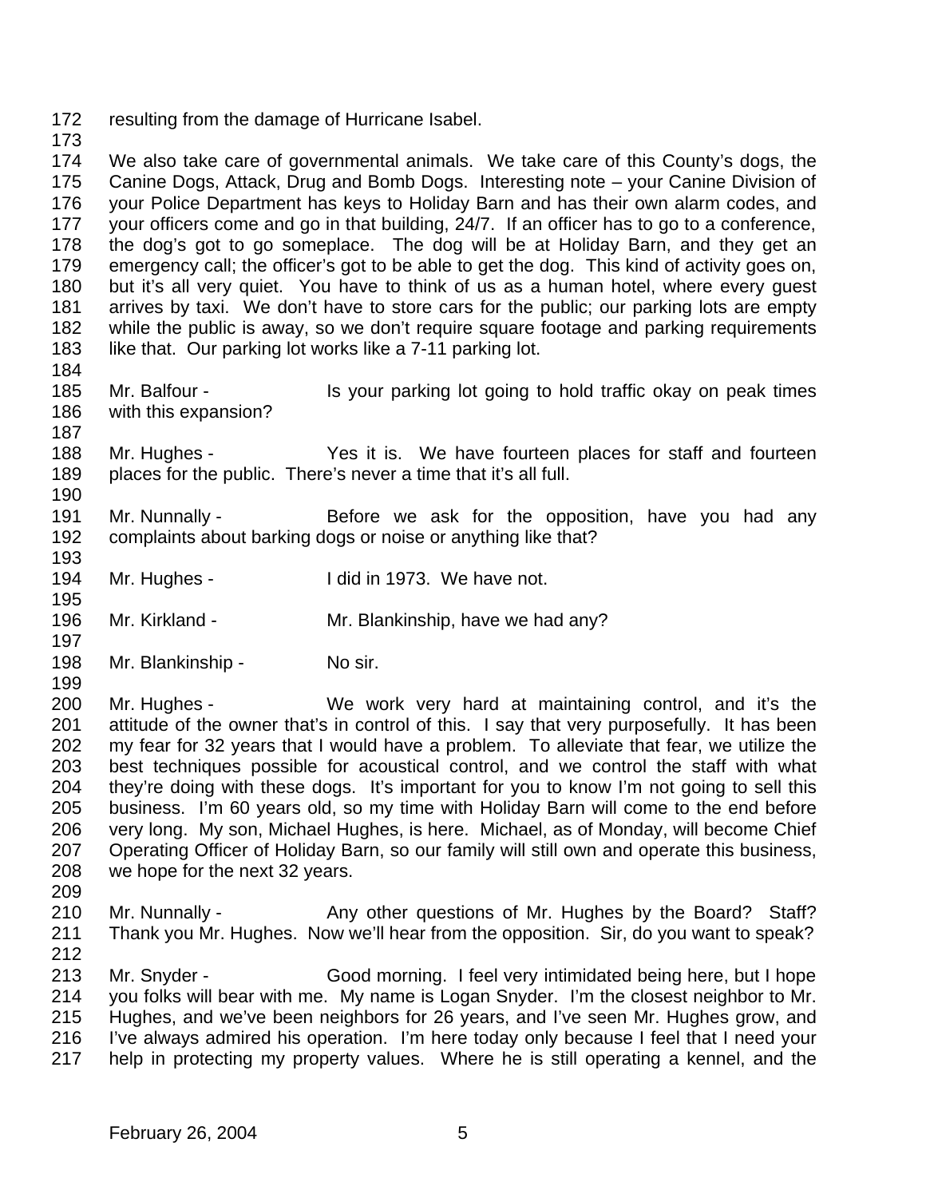resulting from the damage of Hurricane Isabel.

We also take care of governmental animals. We take care of this County's dogs, the Canine Dogs, Attack, Drug and Bomb Dogs. Interesting note – your Canine Division of your Police Department has keys to Holiday Barn and has their own alarm codes, and your officers come and go in that building, 24/7. If an officer has to go to a conference, the dog's got to go someplace. The dog will be at Holiday Barn, and they get an emergency call; the officer's got to be able to get the dog. This kind of activity goes on, but it's all very quiet. You have to think of us as a human hotel, where every guest arrives by taxi. We don't have to store cars for the public; our parking lots are empty while the public is away, so we don't require square footage and parking requirements like that. Our parking lot works like a 7-11 parking lot.

Mr. Balfour - Is your parking lot going to hold traffic okay on peak times with this expansion?

Mr. Hughes - Yes it is. We have fourteen places for staff and fourteen places for the public. There's never a time that it's all full.

Mr. Nunnally - Before we ask for the opposition, have you had any complaints about barking dogs or noise or anything like that?

Mr. Hughes - I did in 1973. We have not.

Mr. Kirkland - Mr. Blankinship, have we had any?

Mr. Blankinship - No sir.

Mr. Hughes - We work very hard at maintaining control, and it's the attitude of the owner that's in control of this. I say that very purposefully. It has been my fear for 32 years that I would have a problem. To alleviate that fear, we utilize the best techniques possible for acoustical control, and we control the staff with what they're doing with these dogs. It's important for you to know I'm not going to sell this business. I'm 60 years old, so my time with Holiday Barn will come to the end before very long. My son, Michael Hughes, is here. Michael, as of Monday, will become Chief Operating Officer of Holiday Barn, so our family will still own and operate this business, we hope for the next 32 years.

Mr. Nunnally - Any other questions of Mr. Hughes by the Board? Staff? Thank you Mr. Hughes. Now we'll hear from the opposition. Sir, do you want to speak?

Mr. Snyder - Good morning. I feel very intimidated being here, but I hope you folks will bear with me. My name is Logan Snyder. I'm the closest neighbor to Mr. Hughes, and we've been neighbors for 26 years, and I've seen Mr. Hughes grow, and I've always admired his operation. I'm here today only because I feel that I need your help in protecting my property values. Where he is still operating a kennel, and the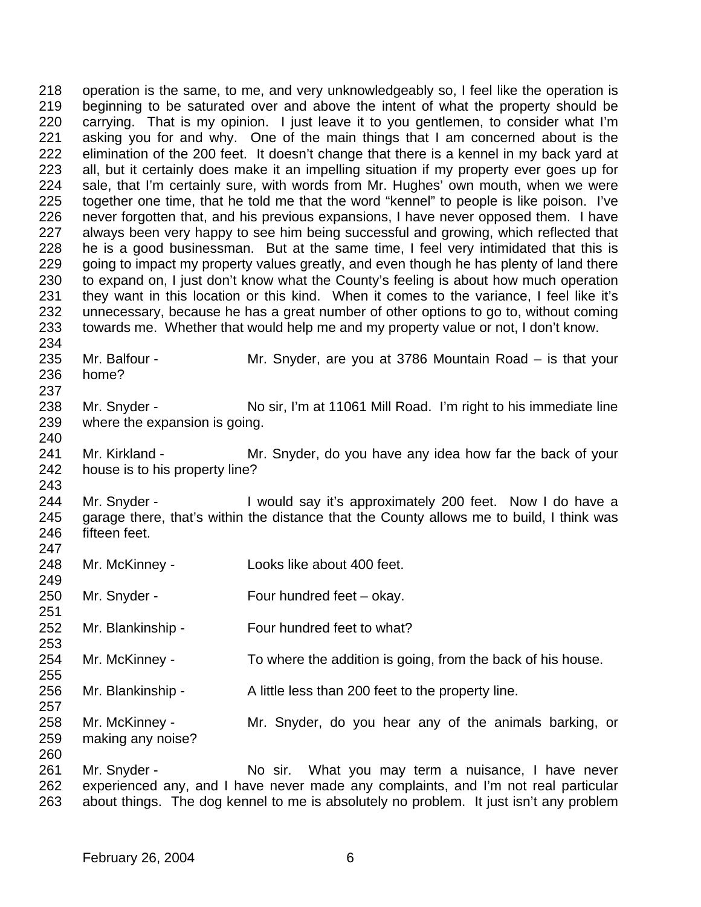operation is the same, to me, and very unknowledgeably so, I feel like the operation is beginning to be saturated over and above the intent of what the property should be carrying. That is my opinion. I just leave it to you gentlemen, to consider what I'm asking you for and why. One of the main things that I am concerned about is the elimination of the 200 feet. It doesn't change that there is a kennel in my back yard at all, but it certainly does make it an impelling situation if my property ever goes up for sale, that I'm certainly sure, with words from Mr. Hughes' own mouth, when we were together one time, that he told me that the word "kennel" to people is like poison. I've never forgotten that, and his previous expansions, I have never opposed them. I have always been very happy to see him being successful and growing, which reflected that he is a good businessman. But at the same time, I feel very intimidated that this is going to impact my property values greatly, and even though he has plenty of land there to expand on, I just don't know what the County's feeling is about how much operation they want in this location or this kind. When it comes to the variance, I feel like it's unnecessary, because he has a great number of other options to go to, without coming towards me. Whether that would help me and my property value or not, I don't know.

Mr. Balfour - Mr. Snyder, are you at 3786 Mountain Road – is that your home?

Mr. Snyder - No sir, I'm at 11061 Mill Road. I'm right to his immediate line where the expansion is going.

Mr. Kirkland - Mr. Snyder, do you have any idea how far the back of your house is to his property line?

Mr. Snyder - I would say it's approximately 200 feet. Now I do have a garage there, that's within the distance that the County allows me to build, I think was fifteen feet.

Mr. McKinney - Looks like about 400 feet.

Mr. Snyder - Four hundred feet – okay.

Mr. Blankinship - Four hundred feet to what?

Mr. McKinney - To where the addition is going, from the back of his house.

Mr. Blankinship - A little less than 200 feet to the property line.

Mr. McKinney - Mr. Snyder, do you hear any of the animals barking, or making any noise?

Mr. Snyder - No sir. What you may term a nuisance, I have never experienced any, and I have never made any complaints, and I'm not real particular about things. The dog kennel to me is absolutely no problem. It just isn't any problem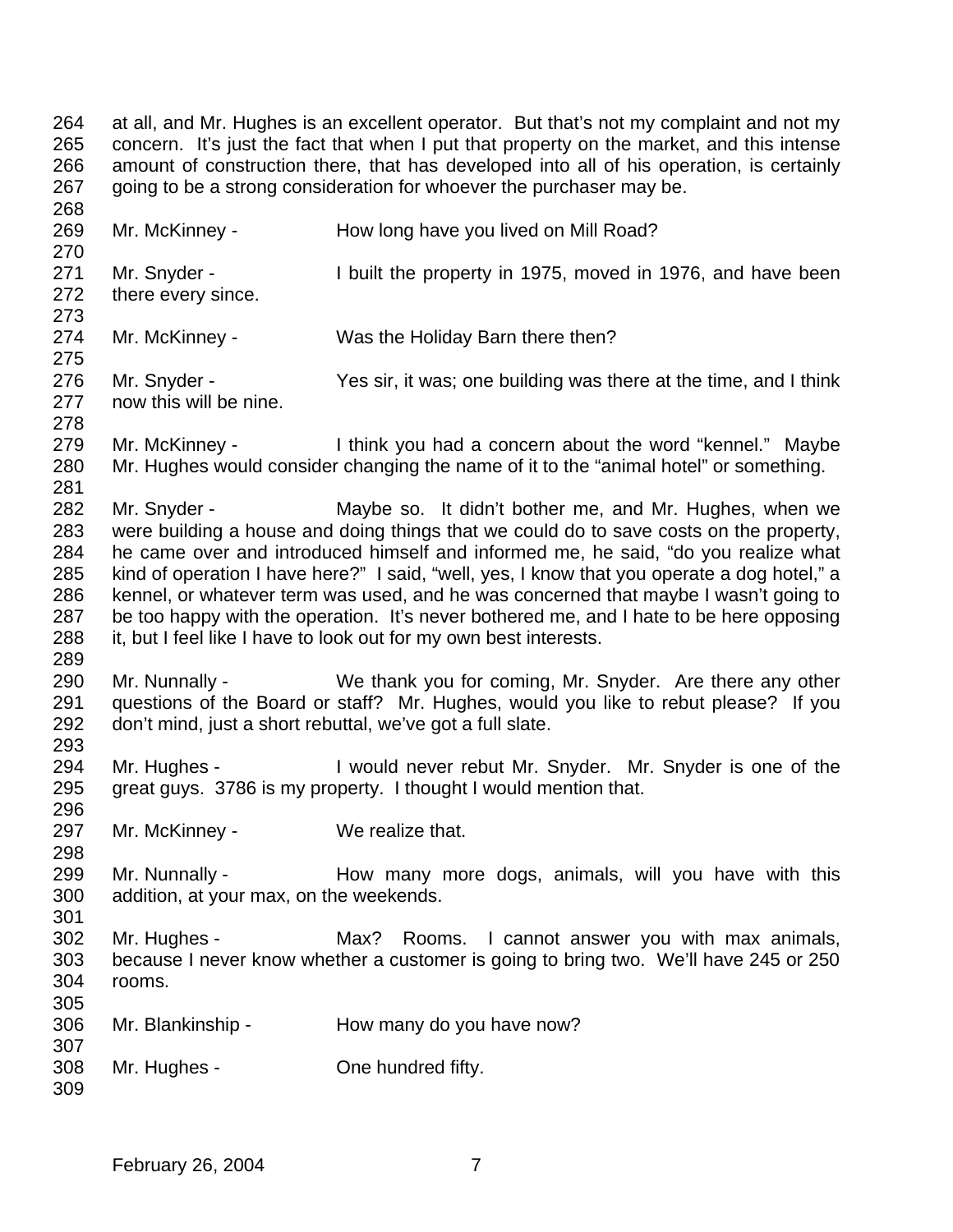at all, and Mr. Hughes is an excellent operator. But that's not my complaint and not my concern. It's just the fact that when I put that property on the market, and this intense amount of construction there, that has developed into all of his operation, is certainly going to be a strong consideration for whoever the purchaser may be.

Mr. McKinney - How long have you lived on Mill Road?

Mr. Snyder - I built the property in 1975, moved in 1976, and have been there every since.

Mr. McKinney - Was the Holiday Barn there then?

Mr. Snyder - Yes sir, it was; one building was there at the time, and I think now this will be nine.

Mr. McKinney - I think you had a concern about the word "kennel." Maybe Mr. Hughes would consider changing the name of it to the "animal hotel" or something.

Mr. Snyder - Maybe so. It didn't bother me, and Mr. Hughes, when we were building a house and doing things that we could do to save costs on the property, he came over and introduced himself and informed me, he said, "do you realize what kind of operation I have here?" I said, "well, yes, I know that you operate a dog hotel," a kennel, or whatever term was used, and he was concerned that maybe I wasn't going to be too happy with the operation. It's never bothered me, and I hate to be here opposing it, but I feel like I have to look out for my own best interests.

Mr. Nunnally - We thank you for coming, Mr. Snyder. Are there any other questions of the Board or staff? Mr. Hughes, would you like to rebut please? If you don't mind, just a short rebuttal, we've got a full slate.

Mr. Hughes - I would never rebut Mr. Snyder. Mr. Snyder is one of the great guys. 3786 is my property. I thought I would mention that.

Mr. McKinney - We realize that.

Mr. Nunnally - How many more dogs, animals, will you have with this addition, at your max, on the weekends.

Mr. Hughes - Max? Rooms. I cannot answer you with max animals, because I never know whether a customer is going to bring two. We'll have 245 or 250 rooms.

Mr. Blankinship - How many do you have now?

Mr. Hughes - One hundred fifty.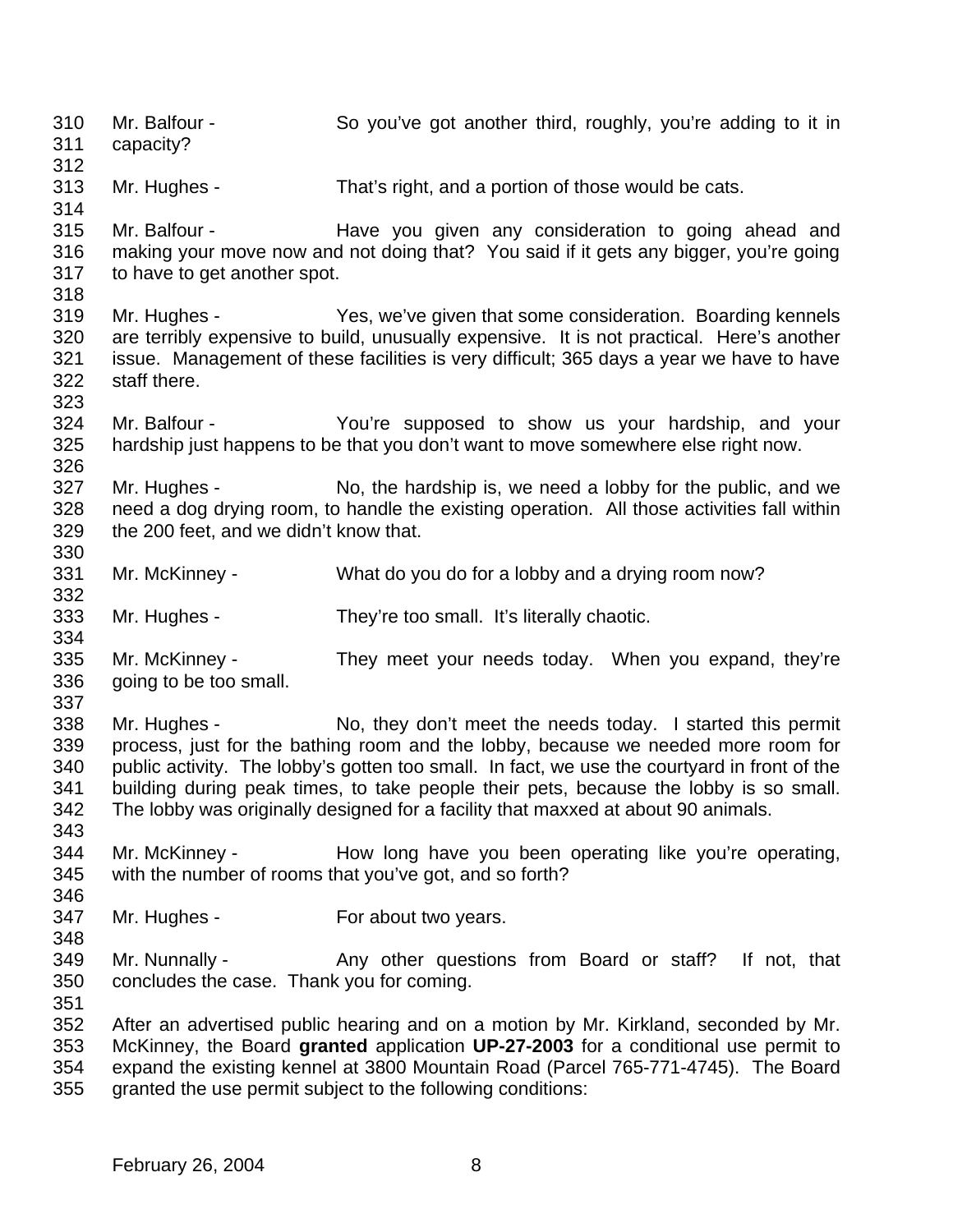Mr. Balfour - So you've got another third, roughly, you're adding to it in capacity?

Mr. Hughes - That's right, and a portion of those would be cats.

Mr. Balfour - Have you given any consideration to going ahead and making your move now and not doing that? You said if it gets any bigger, you're going to have to get another spot.

Mr. Hughes - Yes, we've given that some consideration. Boarding kennels are terribly expensive to build, unusually expensive. It is not practical. Here's another issue. Management of these facilities is very difficult; 365 days a year we have to have staff there.

Mr. Balfour - You're supposed to show us your hardship, and your hardship just happens to be that you don't want to move somewhere else right now.

Mr. Hughes - No, the hardship is, we need a lobby for the public, and we need a dog drying room, to handle the existing operation. All those activities fall within the 200 feet, and we didn't know that.

Mr. McKinney - What do you do for a lobby and a drying room now?

Mr. Hughes - They're too small. It's literally chaotic.

Mr. McKinney - They meet your needs today. When you expand, they're going to be too small.

Mr. Hughes - No, they don't meet the needs today. I started this permit process, just for the bathing room and the lobby, because we needed more room for public activity. The lobby's gotten too small. In fact, we use the courtyard in front of the building during peak times, to take people their pets, because the lobby is so small. The lobby was originally designed for a facility that maxxed at about 90 animals.

Mr. McKinney - How long have you been operating like you're operating, with the number of rooms that you've got, and so forth?

Mr. Hughes - For about two years.

Mr. Nunnally - Any other questions from Board or staff? If not, that concludes the case. Thank you for coming.

After an advertised public hearing and on a motion by Mr. Kirkland, seconded by Mr. McKinney, the Board **granted** application **UP-27-2003** for a conditional use permit to expand the existing kennel at 3800 Mountain Road (Parcel 765-771-4745). The Board granted the use permit subject to the following conditions: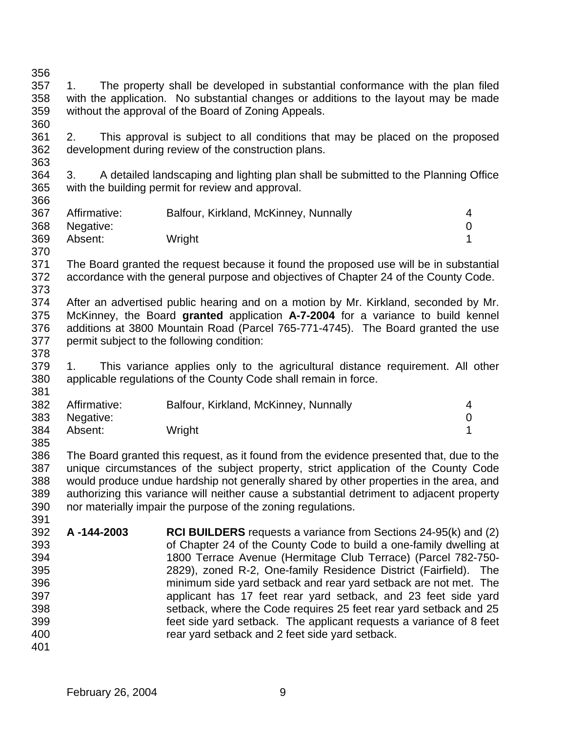1. The property shall be developed in substantial conformance with the plan filed with the application. No substantial changes or additions to the layout may be made without the approval of the Board of Zoning Appeals.

2. This approval is subject to all conditions that may be placed on the proposed development during review of the construction plans.

3. A detailed landscaping and lighting plan shall be submitted to the Planning Office with the building permit for review and approval.

| | | |
|---|---|---|
| Affirmative: | Balfour, Kirkland, McKinney, Nunnally | 4 |
| Negative: | | 0 |
| Absent: | Wright | 1 |

The Board granted the request because it found the proposed use will be in substantial accordance with the general purpose and objectives of Chapter 24 of the County Code.

After an advertised public hearing and on a motion by Mr. Kirkland, seconded by Mr. McKinney, the Board **granted** application **A-7-2004** for a variance to build kennel additions at 3800 Mountain Road (Parcel 765-771-4745). The Board granted the use permit subject to the following condition:

1. This variance applies only to the agricultural distance requirement. All other applicable regulations of the County Code shall remain in force.

| | | |
|---|---|---|
| Affirmative: | Balfour, Kirkland, McKinney, Nunnally | 4 |
| Negative: | | 0 |
| Absent: | Wright | 1 |

The Board granted this request, as it found from the evidence presented that, due to the unique circumstances of the subject property, strict application of the County Code would produce undue hardship not generally shared by other properties in the area, and authorizing this variance will neither cause a substantial detriment to adjacent property nor materially impair the purpose of the zoning regulations.

**A -144-2003** **RCI BUILDERS** requests a variance from Sections 24-95(k) and (2) of Chapter 24 of the County Code to build a one-family dwelling at 1800 Terrace Avenue (Hermitage Club Terrace) (Parcel 782-750-2829), zoned R-2, One-family Residence District (Fairfield). The minimum side yard setback and rear yard setback are not met. The applicant has 17 feet rear yard setback, and 23 feet side yard setback, where the Code requires 25 feet rear yard setback and 25 feet side yard setback. The applicant requests a variance of 8 feet rear yard setback and 2 feet side yard setback.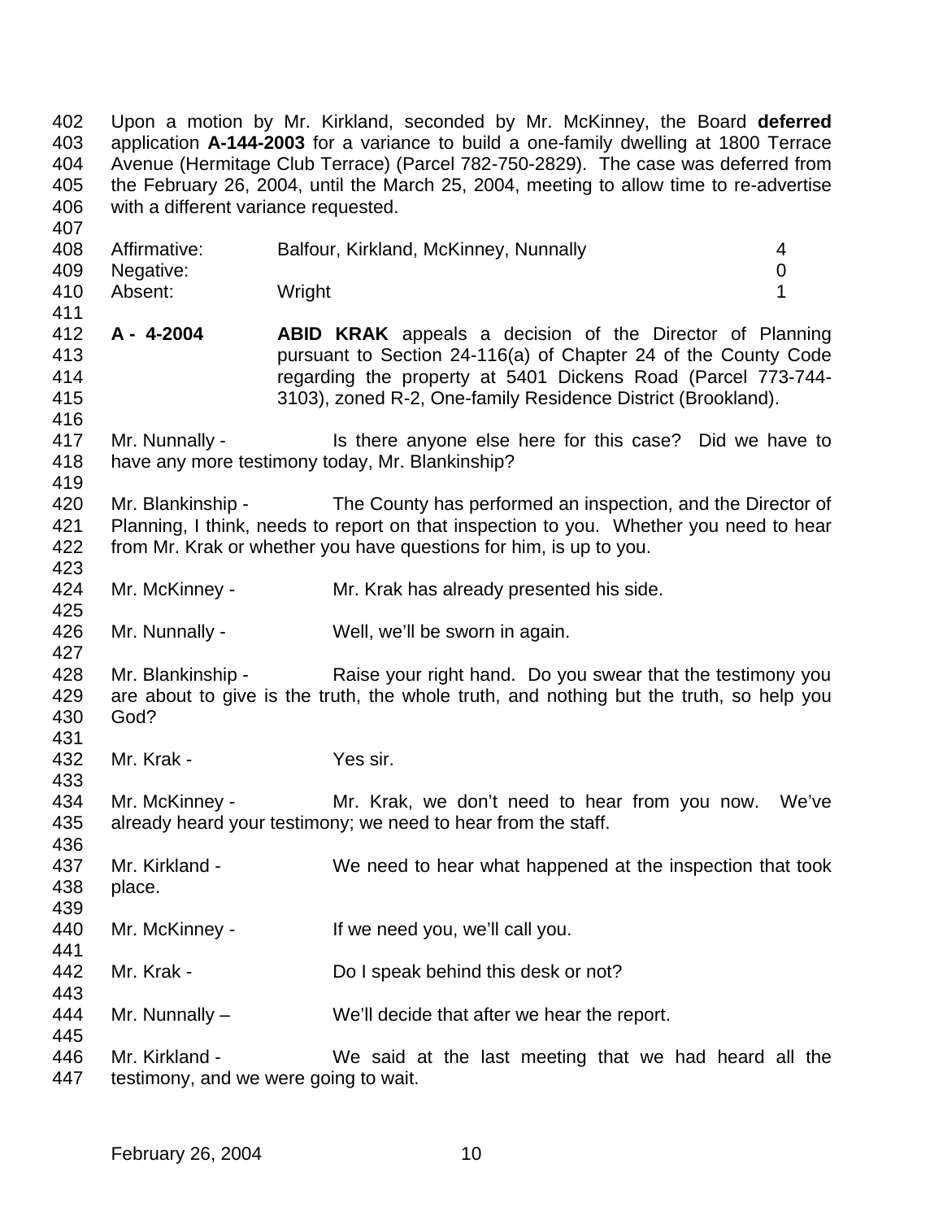Upon a motion by Mr. Kirkland, seconded by Mr. McKinney, the Board **deferred** application **A-144-2003** for a variance to build a one-family dwelling at 1800 Terrace Avenue (Hermitage Club Terrace) (Parcel 782-750-2829). The case was deferred from the February 26, 2004, until the March 25, 2004, meeting to allow time to re-advertise with a different variance requested.

| | | |
|---|---|---|
| Affirmative: | Balfour, Kirkland, McKinney, Nunnally | 4 |
| Negative: | | 0 |
| Absent: | Wright | 1 |

**A - 4-2004** **ABID KRAK** appeals a decision of the Director of Planning pursuant to Section 24-116(a) of Chapter 24 of the County Code regarding the property at 5401 Dickens Road (Parcel 773-744-3103), zoned R-2, One-family Residence District (Brookland).

Mr. Nunnally - Is there anyone else here for this case? Did we have to have any more testimony today, Mr. Blankinship?

Mr. Blankinship - The County has performed an inspection, and the Director of Planning, I think, needs to report on that inspection to you. Whether you need to hear from Mr. Krak or whether you have questions for him, is up to you.

Mr. McKinney - Mr. Krak has already presented his side.

Mr. Nunnally - Well, we'll be sworn in again.

Mr. Blankinship - Raise your right hand. Do you swear that the testimony you are about to give is the truth, the whole truth, and nothing but the truth, so help you God?

Mr. Krak - Yes sir.

Mr. McKinney - Mr. Krak, we don't need to hear from you now. We've already heard your testimony; we need to hear from the staff.

Mr. Kirkland - We need to hear what happened at the inspection that took place.

Mr. McKinney - If we need you, we'll call you.

Mr. Krak - Do I speak behind this desk or not?

Mr. Nunnally – We'll decide that after we hear the report.

Mr. Kirkland - We said at the last meeting that we had heard all the testimony, and we were going to wait.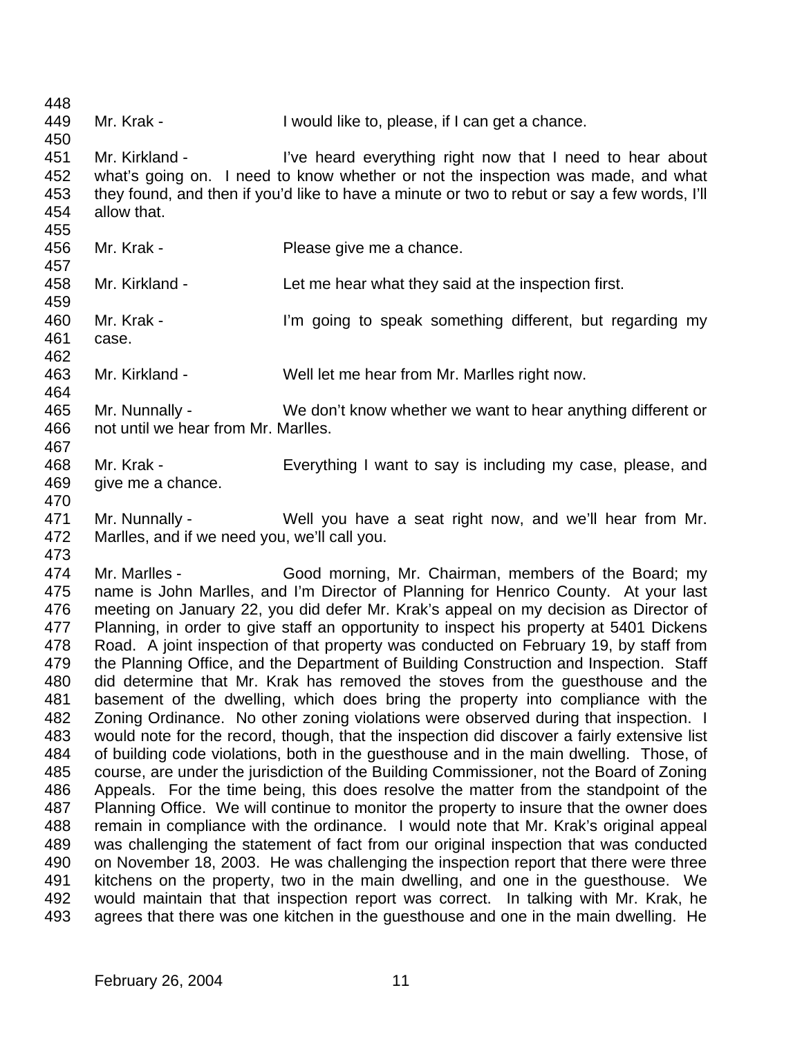Mr. Krak - I would like to, please, if I can get a chance.

Mr. Kirkland - I've heard everything right now that I need to hear about what's going on. I need to know whether or not the inspection was made, and what they found, and then if you'd like to have a minute or two to rebut or say a few words, I'll allow that.

Mr. Krak - Please give me a chance.

Mr. Kirkland - Let me hear what they said at the inspection first.

Mr. Krak - I'm going to speak something different, but regarding my case.

Mr. Kirkland - Well let me hear from Mr. Marlles right now.

Mr. Nunnally - We don't know whether we want to hear anything different or not until we hear from Mr. Marlles.

Mr. Krak - Everything I want to say is including my case, please, and give me a chance.

Mr. Nunnally - Well you have a seat right now, and we'll hear from Mr. Marlles, and if we need you, we'll call you.

Mr. Marlles - Good morning, Mr. Chairman, members of the Board; my name is John Marlles, and I'm Director of Planning for Henrico County. At your last meeting on January 22, you did defer Mr. Krak's appeal on my decision as Director of Planning, in order to give staff an opportunity to inspect his property at 5401 Dickens Road. A joint inspection of that property was conducted on February 19, by staff from the Planning Office, and the Department of Building Construction and Inspection. Staff did determine that Mr. Krak has removed the stoves from the guesthouse and the basement of the dwelling, which does bring the property into compliance with the Zoning Ordinance. No other zoning violations were observed during that inspection. I would note for the record, though, that the inspection did discover a fairly extensive list of building code violations, both in the guesthouse and in the main dwelling. Those, of course, are under the jurisdiction of the Building Commissioner, not the Board of Zoning Appeals. For the time being, this does resolve the matter from the standpoint of the Planning Office. We will continue to monitor the property to insure that the owner does remain in compliance with the ordinance. I would note that Mr. Krak's original appeal was challenging the statement of fact from our original inspection that was conducted on November 18, 2003. He was challenging the inspection report that there were three kitchens on the property, two in the main dwelling, and one in the guesthouse. We would maintain that that inspection report was correct. In talking with Mr. Krak, he agrees that there was one kitchen in the guesthouse and one in the main dwelling. He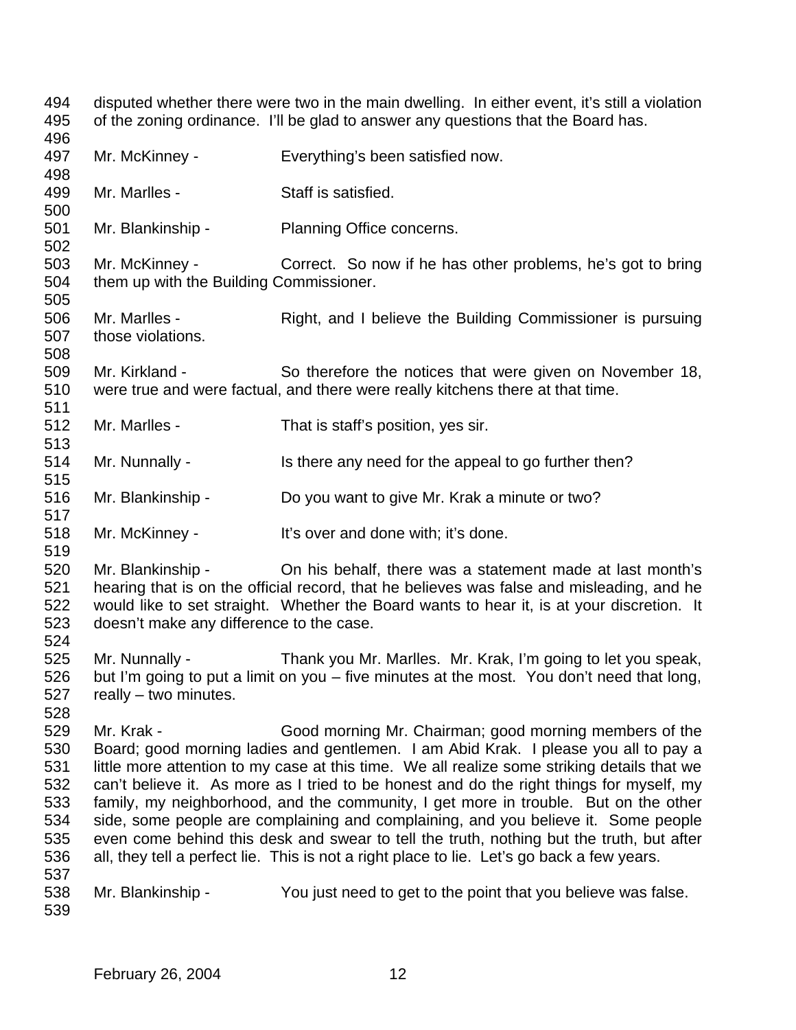disputed whether there were two in the main dwelling. In either event, it's still a violation of the zoning ordinance. I'll be glad to answer any questions that the Board has.

Mr. McKinney - Everything's been satisfied now.

Mr. Marlles - Staff is satisfied.

Mr. Blankinship - Planning Office concerns.

Mr. McKinney - Correct. So now if he has other problems, he's got to bring them up with the Building Commissioner.

Mr. Marlles - Right, and I believe the Building Commissioner is pursuing those violations.

Mr. Kirkland - So therefore the notices that were given on November 18, were true and were factual, and there were really kitchens there at that time.

Mr. Marlles - That is staff's position, yes sir.

Mr. Nunnally - Is there any need for the appeal to go further then?

Mr. Blankinship - Do you want to give Mr. Krak a minute or two?

Mr. McKinney - It's over and done with; it's done.

Mr. Blankinship - On his behalf, there was a statement made at last month's hearing that is on the official record, that he believes was false and misleading, and he would like to set straight. Whether the Board wants to hear it, is at your discretion. It doesn't make any difference to the case.

Mr. Nunnally - Thank you Mr. Marlles. Mr. Krak, I'm going to let you speak, but I'm going to put a limit on you – five minutes at the most. You don't need that long, really – two minutes.

Mr. Krak - Good morning Mr. Chairman; good morning members of the Board; good morning ladies and gentlemen. I am Abid Krak. I please you all to pay a little more attention to my case at this time. We all realize some striking details that we can't believe it. As more as I tried to be honest and do the right things for myself, my family, my neighborhood, and the community, I get more in trouble. But on the other side, some people are complaining and complaining, and you believe it. Some people even come behind this desk and swear to tell the truth, nothing but the truth, but after all, they tell a perfect lie. This is not a right place to lie. Let's go back a few years.

Mr. Blankinship - You just need to get to the point that you believe was false.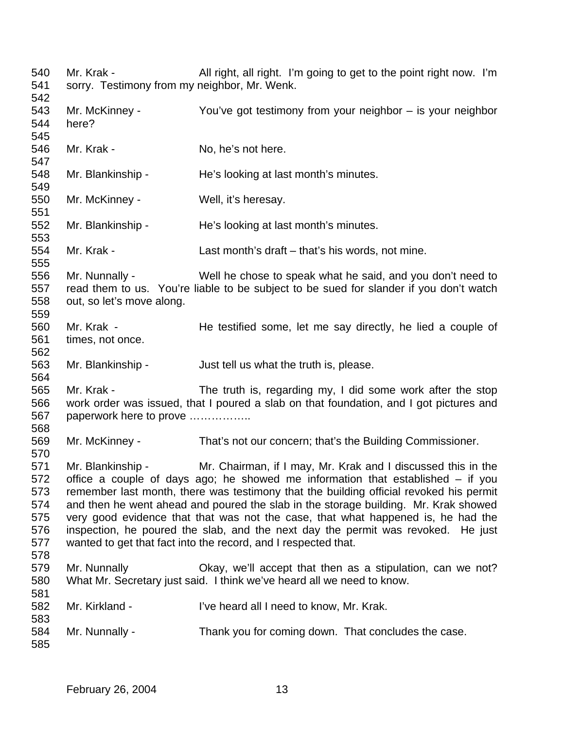540 Mr. Krak - All right, all right. I'm going to get to the point right now. I'm
541 sorry. Testimony from my neighbor, Mr. Wenk.
542
543 Mr. McKinney - You've got testimony from your neighbor – is your neighbor
544 here?
545
546 Mr. Krak - No, he's not here.
547
548 Mr. Blankinship - He's looking at last month's minutes.
549
550 Mr. McKinney - Well, it's heresay.
551
552 Mr. Blankinship - He's looking at last month's minutes.
553
554 Mr. Krak - Last month's draft – that's his words, not mine.
555
556 Mr. Nunnally - Well he chose to speak what he said, and you don't need to
557 read them to us. You're liable to be subject to be sued for slander if you don't watch
558 out, so let's move along.
559
560 Mr. Krak - He testified some, let me say directly, he lied a couple of
561 times, not once.
562
563 Mr. Blankinship - Just tell us what the truth is, please.
564
565 Mr. Krak - The truth is, regarding my, I did some work after the stop
566 work order was issued, that I poured a slab on that foundation, and I got pictures and
567 paperwork here to prove ……………..
568
569 Mr. McKinney - That's not our concern; that's the Building Commissioner.
570
571 Mr. Blankinship - Mr. Chairman, if I may, Mr. Krak and I discussed this in the
572 office a couple of days ago; he showed me information that established – if you
573 remember last month, there was testimony that the building official revoked his permit
574 and then he went ahead and poured the slab in the storage building. Mr. Krak showed
575 very good evidence that that was not the case, that what happened is, he had the
576 inspection, he poured the slab, and the next day the permit was revoked. He just
577 wanted to get that fact into the record, and I respected that.
578
579 Mr. Nunnally Okay, we'll accept that then as a stipulation, can we not?
580 What Mr. Secretary just said. I think we've heard all we need to know.
581
582 Mr. Kirkland - I've heard all I need to know, Mr. Krak.
583
584 Mr. Nunnally - Thank you for coming down. That concludes the case.
585

February 26, 2004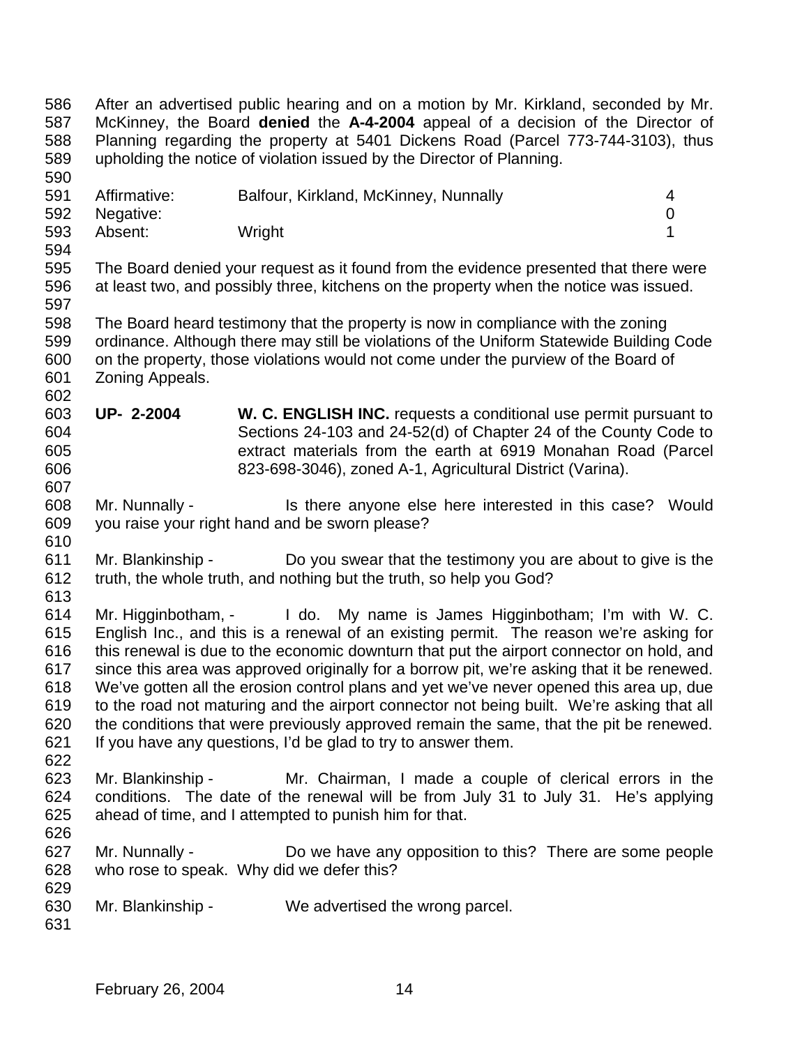After an advertised public hearing and on a motion by Mr. Kirkland, seconded by Mr. McKinney, the Board **denied** the **A-4-2004** appeal of a decision of the Director of Planning regarding the property at 5401 Dickens Road (Parcel 773-744-3103), thus upholding the notice of violation issued by the Director of Planning.

| | | |
|---|---|---|
| Affirmative: | Balfour, Kirkland, McKinney, Nunnally | 4 |
| Negative: | | 0 |
| Absent: | Wright | 1 |

The Board denied your request as it found from the evidence presented that there were at least two, and possibly three, kitchens on the property when the notice was issued.

The Board heard testimony that the property is now in compliance with the zoning ordinance. Although there may still be violations of the Uniform Statewide Building Code on the property, those violations would not come under the purview of the Board of Zoning Appeals.

**UP- 2-2004** **W. C. ENGLISH INC.** requests a conditional use permit pursuant to Sections 24-103 and 24-52(d) of Chapter 24 of the County Code to extract materials from the earth at 6919 Monahan Road (Parcel 823-698-3046), zoned A-1, Agricultural District (Varina).

Mr. Nunnally - Is there anyone else here interested in this case? Would you raise your right hand and be sworn please?

Mr. Blankinship - Do you swear that the testimony you are about to give is the truth, the whole truth, and nothing but the truth, so help you God?

Mr. Higginbotham, - I do. My name is James Higginbotham; I'm with W. C. English Inc., and this is a renewal of an existing permit. The reason we're asking for this renewal is due to the economic downturn that put the airport connector on hold, and since this area was approved originally for a borrow pit, we're asking that it be renewed. We've gotten all the erosion control plans and yet we've never opened this area up, due to the road not maturing and the airport connector not being built. We're asking that all the conditions that were previously approved remain the same, that the pit be renewed. If you have any questions, I'd be glad to try to answer them.

Mr. Blankinship - Mr. Chairman, I made a couple of clerical errors in the conditions. The date of the renewal will be from July 31 to July 31. He's applying ahead of time, and I attempted to punish him for that.

Mr. Nunnally - Do we have any opposition to this? There are some people who rose to speak. Why did we defer this?

Mr. Blankinship - We advertised the wrong parcel.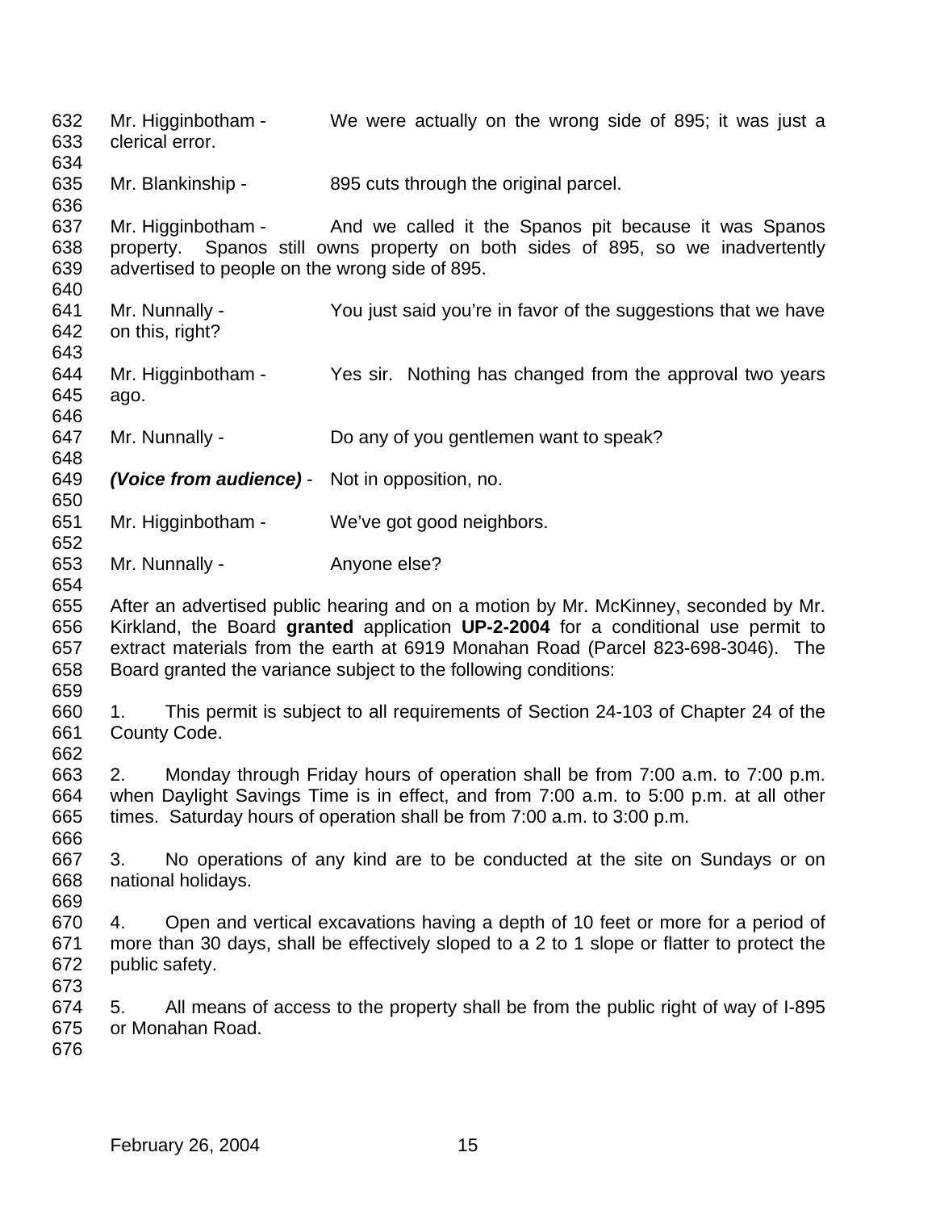Mr. Higginbotham - We were actually on the wrong side of 895; it was just a clerical error.

Mr. Blankinship - 895 cuts through the original parcel.

Mr. Higginbotham - And we called it the Spanos pit because it was Spanos property. Spanos still owns property on both sides of 895, so we inadvertently advertised to people on the wrong side of 895.

Mr. Nunnally - You just said you're in favor of the suggestions that we have on this, right?

Mr. Higginbotham - Yes sir. Nothing has changed from the approval two years ago.

Mr. Nunnally - Do any of you gentlemen want to speak?

***(Voice from audience)*** - Not in opposition, no.

Mr. Higginbotham - We've got good neighbors.

Mr. Nunnally - Anyone else?

After an advertised public hearing and on a motion by Mr. McKinney, seconded by Mr. Kirkland, the Board **granted** application **UP-2-2004** for a conditional use permit to extract materials from the earth at 6919 Monahan Road (Parcel 823-698-3046). The Board granted the variance subject to the following conditions:

1. This permit is subject to all requirements of Section 24-103 of Chapter 24 of the County Code.

2. Monday through Friday hours of operation shall be from 7:00 a.m. to 7:00 p.m. when Daylight Savings Time is in effect, and from 7:00 a.m. to 5:00 p.m. at all other times. Saturday hours of operation shall be from 7:00 a.m. to 3:00 p.m.

3. No operations of any kind are to be conducted at the site on Sundays or on national holidays.

4. Open and vertical excavations having a depth of 10 feet or more for a period of more than 30 days, shall be effectively sloped to a 2 to 1 slope or flatter to protect the public safety.

5. All means of access to the property shall be from the public right of way of I-895 or Monahan Road.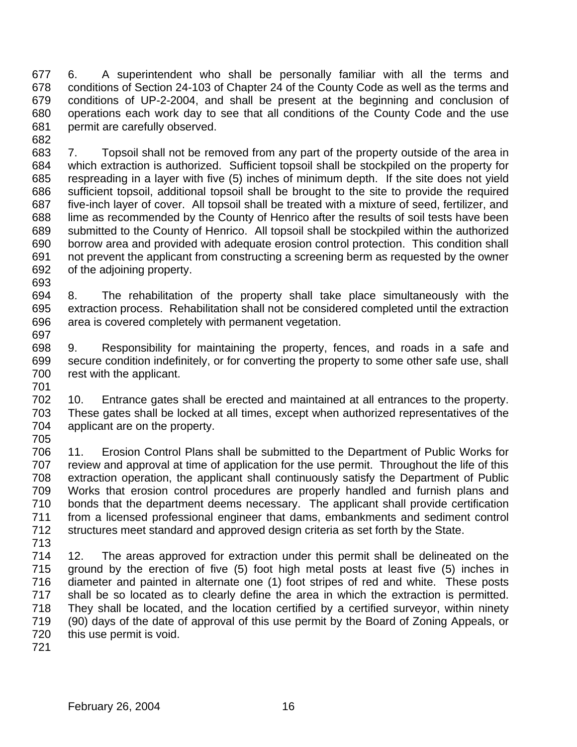6. A superintendent who shall be personally familiar with all the terms and conditions of Section 24-103 of Chapter 24 of the County Code as well as the terms and conditions of UP-2-2004, and shall be present at the beginning and conclusion of operations each work day to see that all conditions of the County Code and the use permit are carefully observed.

7. Topsoil shall not be removed from any part of the property outside of the area in which extraction is authorized. Sufficient topsoil shall be stockpiled on the property for respreading in a layer with five (5) inches of minimum depth. If the site does not yield sufficient topsoil, additional topsoil shall be brought to the site to provide the required five-inch layer of cover. All topsoil shall be treated with a mixture of seed, fertilizer, and lime as recommended by the County of Henrico after the results of soil tests have been submitted to the County of Henrico. All topsoil shall be stockpiled within the authorized borrow area and provided with adequate erosion control protection. This condition shall not prevent the applicant from constructing a screening berm as requested by the owner of the adjoining property.

8. The rehabilitation of the property shall take place simultaneously with the extraction process. Rehabilitation shall not be considered completed until the extraction area is covered completely with permanent vegetation.

9. Responsibility for maintaining the property, fences, and roads in a safe and secure condition indefinitely, or for converting the property to some other safe use, shall rest with the applicant.

10. Entrance gates shall be erected and maintained at all entrances to the property. These gates shall be locked at all times, except when authorized representatives of the applicant are on the property.

11. Erosion Control Plans shall be submitted to the Department of Public Works for review and approval at time of application for the use permit. Throughout the life of this extraction operation, the applicant shall continuously satisfy the Department of Public Works that erosion control procedures are properly handled and furnish plans and bonds that the department deems necessary. The applicant shall provide certification from a licensed professional engineer that dams, embankments and sediment control structures meet standard and approved design criteria as set forth by the State.

12. The areas approved for extraction under this permit shall be delineated on the ground by the erection of five (5) foot high metal posts at least five (5) inches in diameter and painted in alternate one (1) foot stripes of red and white. These posts shall be so located as to clearly define the area in which the extraction is permitted. They shall be located, and the location certified by a certified surveyor, within ninety (90) days of the date of approval of this use permit by the Board of Zoning Appeals, or this use permit is void.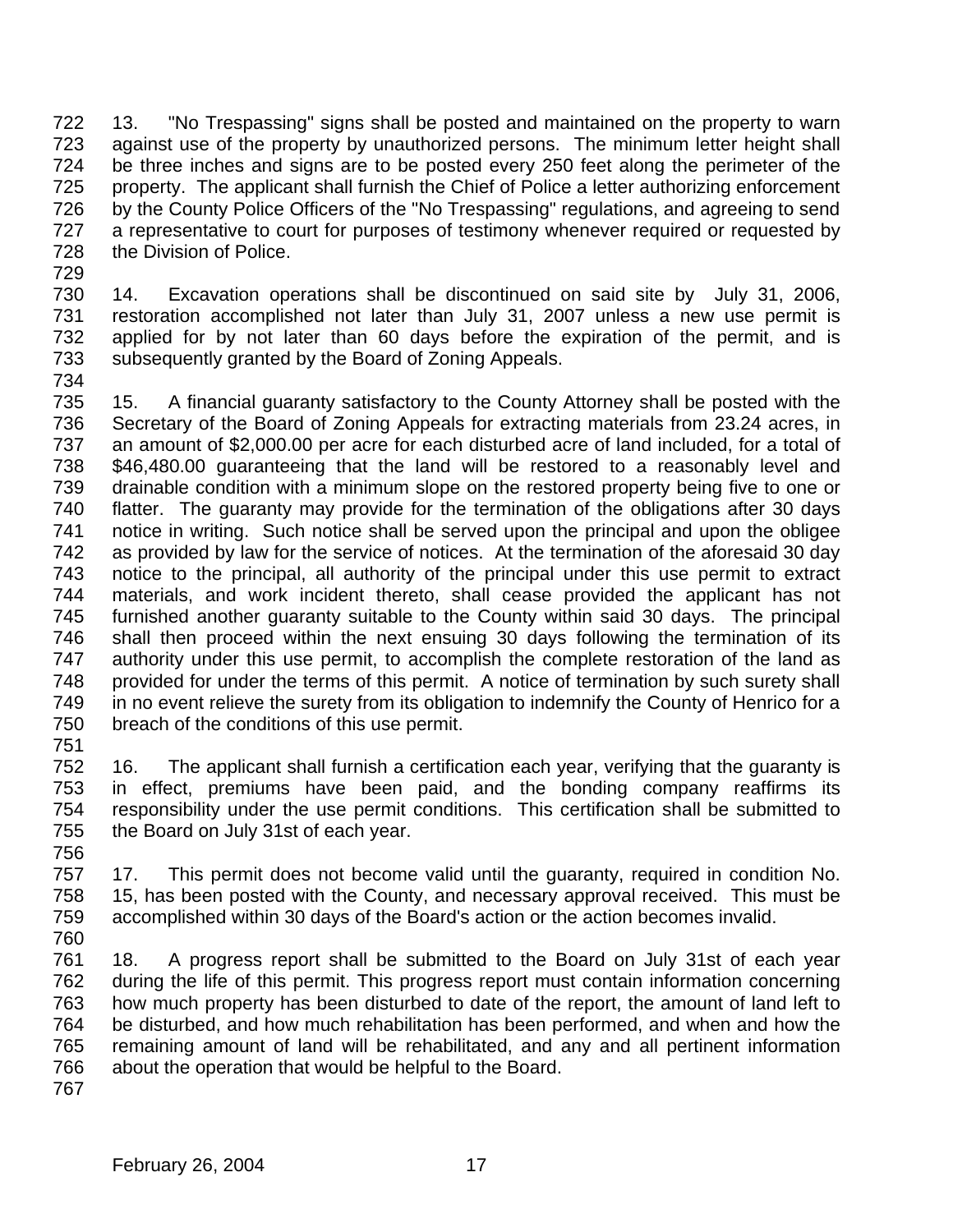13. "No Trespassing" signs shall be posted and maintained on the property to warn against use of the property by unauthorized persons. The minimum letter height shall be three inches and signs are to be posted every 250 feet along the perimeter of the property. The applicant shall furnish the Chief of Police a letter authorizing enforcement by the County Police Officers of the "No Trespassing" regulations, and agreeing to send a representative to court for purposes of testimony whenever required or requested by the Division of Police.

14. Excavation operations shall be discontinued on said site by July 31, 2006, restoration accomplished not later than July 31, 2007 unless a new use permit is applied for by not later than 60 days before the expiration of the permit, and is subsequently granted by the Board of Zoning Appeals.

15. A financial guaranty satisfactory to the County Attorney shall be posted with the Secretary of the Board of Zoning Appeals for extracting materials from 23.24 acres, in an amount of $2,000.00 per acre for each disturbed acre of land included, for a total of $46,480.00 guaranteeing that the land will be restored to a reasonably level and drainable condition with a minimum slope on the restored property being five to one or flatter. The guaranty may provide for the termination of the obligations after 30 days notice in writing. Such notice shall be served upon the principal and upon the obligee as provided by law for the service of notices. At the termination of the aforesaid 30 day notice to the principal, all authority of the principal under this use permit to extract materials, and work incident thereto, shall cease provided the applicant has not furnished another guaranty suitable to the County within said 30 days. The principal shall then proceed within the next ensuing 30 days following the termination of its authority under this use permit, to accomplish the complete restoration of the land as provided for under the terms of this permit. A notice of termination by such surety shall in no event relieve the surety from its obligation to indemnify the County of Henrico for a breach of the conditions of this use permit.

16. The applicant shall furnish a certification each year, verifying that the guaranty is in effect, premiums have been paid, and the bonding company reaffirms its responsibility under the use permit conditions. This certification shall be submitted to the Board on July 31st of each year.

17. This permit does not become valid until the guaranty, required in condition No. 15, has been posted with the County, and necessary approval received. This must be accomplished within 30 days of the Board's action or the action becomes invalid.

18. A progress report shall be submitted to the Board on July 31st of each year during the life of this permit. This progress report must contain information concerning how much property has been disturbed to date of the report, the amount of land left to be disturbed, and how much rehabilitation has been performed, and when and how the remaining amount of land will be rehabilitated, and any and all pertinent information about the operation that would be helpful to the Board.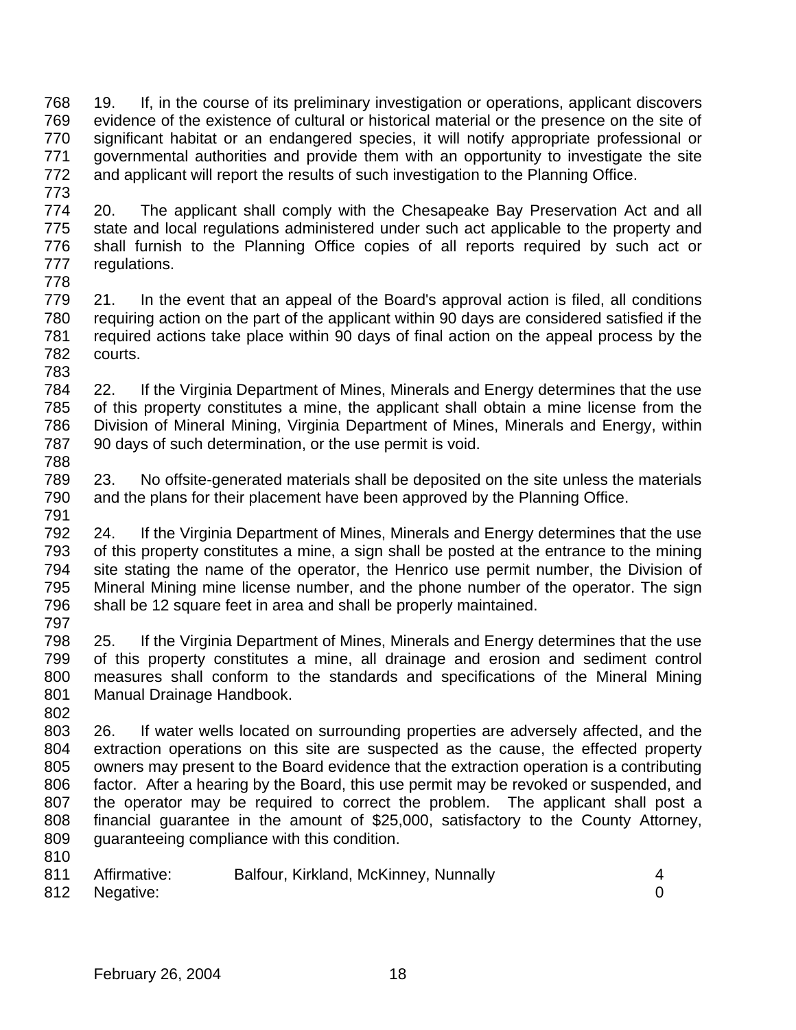19. If, in the course of its preliminary investigation or operations, applicant discovers evidence of the existence of cultural or historical material or the presence on the site of significant habitat or an endangered species, it will notify appropriate professional or governmental authorities and provide them with an opportunity to investigate the site and applicant will report the results of such investigation to the Planning Office.

20. The applicant shall comply with the Chesapeake Bay Preservation Act and all state and local regulations administered under such act applicable to the property and shall furnish to the Planning Office copies of all reports required by such act or regulations.

21. In the event that an appeal of the Board's approval action is filed, all conditions requiring action on the part of the applicant within 90 days are considered satisfied if the required actions take place within 90 days of final action on the appeal process by the courts.

22. If the Virginia Department of Mines, Minerals and Energy determines that the use of this property constitutes a mine, the applicant shall obtain a mine license from the Division of Mineral Mining, Virginia Department of Mines, Minerals and Energy, within 90 days of such determination, or the use permit is void.

23. No offsite-generated materials shall be deposited on the site unless the materials and the plans for their placement have been approved by the Planning Office.

24. If the Virginia Department of Mines, Minerals and Energy determines that the use of this property constitutes a mine, a sign shall be posted at the entrance to the mining site stating the name of the operator, the Henrico use permit number, the Division of Mineral Mining mine license number, and the phone number of the operator. The sign shall be 12 square feet in area and shall be properly maintained.

25. If the Virginia Department of Mines, Minerals and Energy determines that the use of this property constitutes a mine, all drainage and erosion and sediment control measures shall conform to the standards and specifications of the Mineral Mining Manual Drainage Handbook.

26. If water wells located on surrounding properties are adversely affected, and the extraction operations on this site are suspected as the cause, the effected property owners may present to the Board evidence that the extraction operation is a contributing factor. After a hearing by the Board, this use permit may be revoked or suspended, and the operator may be required to correct the problem. The applicant shall post a financial guarantee in the amount of $25,000, satisfactory to the County Attorney, guaranteeing compliance with this condition.

| | | |
|---|---|---|
| Affirmative: | Balfour, Kirkland, McKinney, Nunnally | 4 |
| Negative: | | 0 |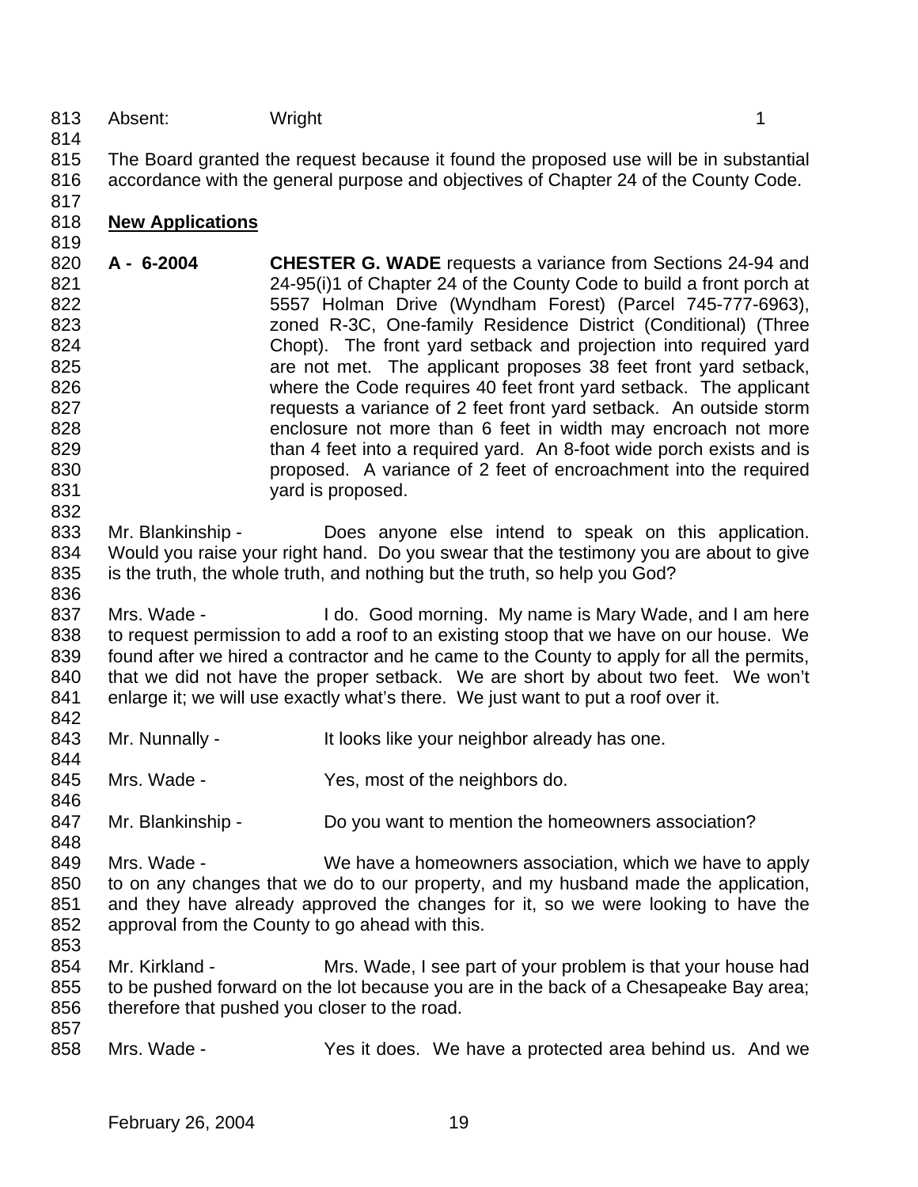Absent: Wright 1

The Board granted the request because it found the proposed use will be in substantial accordance with the general purpose and objectives of Chapter 24 of the County Code.

## New Applications

**A - 6-2004** **CHESTER G. WADE** requests a variance from Sections 24-94 and 24-95(i)1 of Chapter 24 of the County Code to build a front porch at 5557 Holman Drive (Wyndham Forest) (Parcel 745-777-6963), zoned R-3C, One-family Residence District (Conditional) (Three Chopt). The front yard setback and projection into required yard are not met. The applicant proposes 38 feet front yard setback, where the Code requires 40 feet front yard setback. The applicant requests a variance of 2 feet front yard setback. An outside storm enclosure not more than 6 feet in width may encroach not more than 4 feet into a required yard. An 8-foot wide porch exists and is proposed. A variance of 2 feet of encroachment into the required yard is proposed.

Mr. Blankinship - Does anyone else intend to speak on this application. Would you raise your right hand. Do you swear that the testimony you are about to give is the truth, the whole truth, and nothing but the truth, so help you God?

Mrs. Wade - I do. Good morning. My name is Mary Wade, and I am here to request permission to add a roof to an existing stoop that we have on our house. We found after we hired a contractor and he came to the County to apply for all the permits, that we did not have the proper setback. We are short by about two feet. We won't enlarge it; we will use exactly what's there. We just want to put a roof over it.

Mr. Nunnally - It looks like your neighbor already has one.

Mrs. Wade - Yes, most of the neighbors do.

Mr. Blankinship - Do you want to mention the homeowners association?

Mrs. Wade - We have a homeowners association, which we have to apply to on any changes that we do to our property, and my husband made the application, and they have already approved the changes for it, so we were looking to have the approval from the County to go ahead with this.

Mr. Kirkland - Mrs. Wade, I see part of your problem is that your house had to be pushed forward on the lot because you are in the back of a Chesapeake Bay area; therefore that pushed you closer to the road.

Mrs. Wade - Yes it does. We have a protected area behind us. And we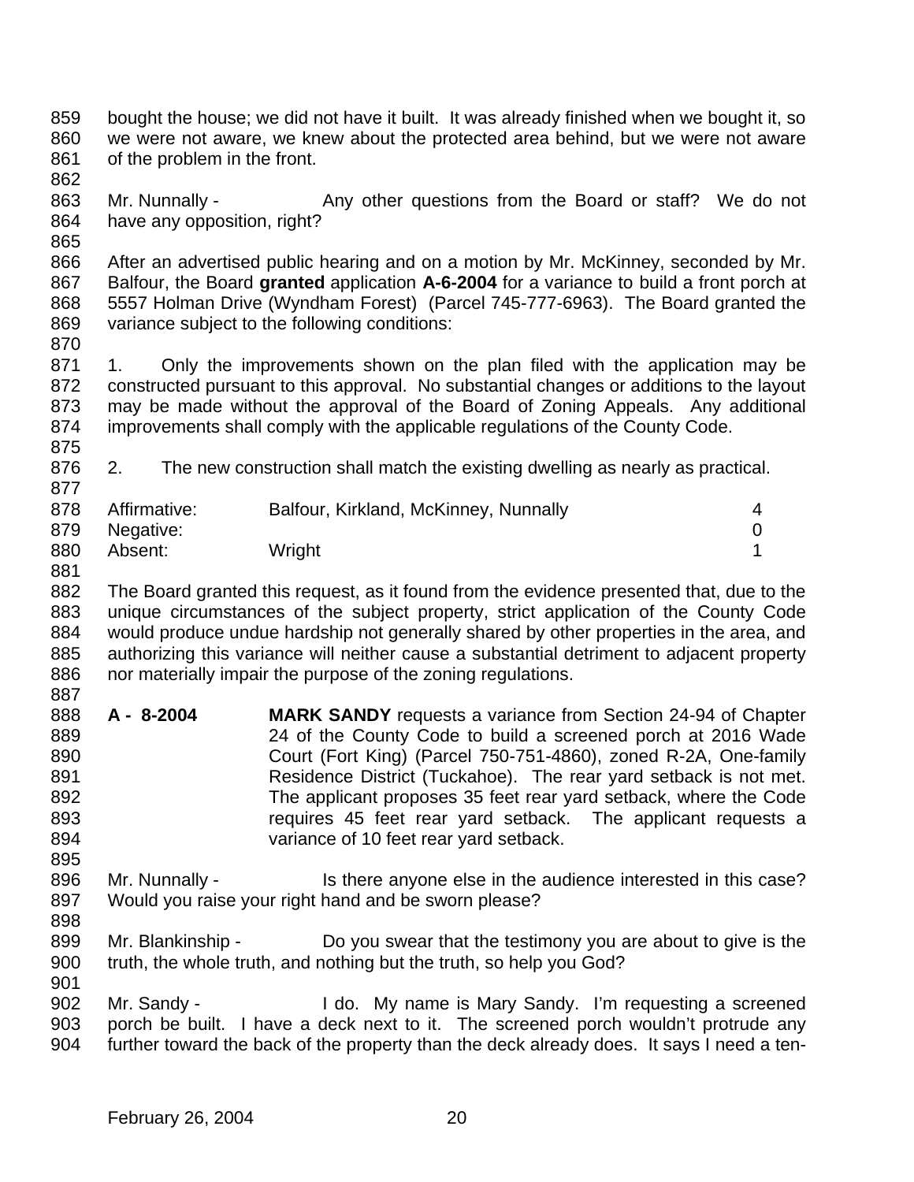bought the house; we did not have it built. It was already finished when we bought it, so we were not aware, we knew about the protected area behind, but we were not aware of the problem in the front.

Mr. Nunnally - Any other questions from the Board or staff? We do not have any opposition, right?

After an advertised public hearing and on a motion by Mr. McKinney, seconded by Mr. Balfour, the Board **granted** application **A-6-2004** for a variance to build a front porch at 5557 Holman Drive (Wyndham Forest) (Parcel 745-777-6963). The Board granted the variance subject to the following conditions:

1. Only the improvements shown on the plan filed with the application may be constructed pursuant to this approval. No substantial changes or additions to the layout may be made without the approval of the Board of Zoning Appeals. Any additional improvements shall comply with the applicable regulations of the County Code.

2. The new construction shall match the existing dwelling as nearly as practical.

| | | |
|---|---|---|
| Affirmative: | Balfour, Kirkland, McKinney, Nunnally | 4 |
| Negative: | | 0 |
| Absent: | Wright | 1 |

The Board granted this request, as it found from the evidence presented that, due to the unique circumstances of the subject property, strict application of the County Code would produce undue hardship not generally shared by other properties in the area, and authorizing this variance will neither cause a substantial detriment to adjacent property nor materially impair the purpose of the zoning regulations.

**A - 8-2004** **MARK SANDY** requests a variance from Section 24-94 of Chapter 24 of the County Code to build a screened porch at 2016 Wade Court (Fort King) (Parcel 750-751-4860), zoned R-2A, One-family Residence District (Tuckahoe). The rear yard setback is not met. The applicant proposes 35 feet rear yard setback, where the Code requires 45 feet rear yard setback. The applicant requests a variance of 10 feet rear yard setback.

Mr. Nunnally - Is there anyone else in the audience interested in this case? Would you raise your right hand and be sworn please?

Mr. Blankinship - Do you swear that the testimony you are about to give is the truth, the whole truth, and nothing but the truth, so help you God?

Mr. Sandy - I do. My name is Mary Sandy. I'm requesting a screened porch be built. I have a deck next to it. The screened porch wouldn't protrude any further toward the back of the property than the deck already does. It says I need a ten-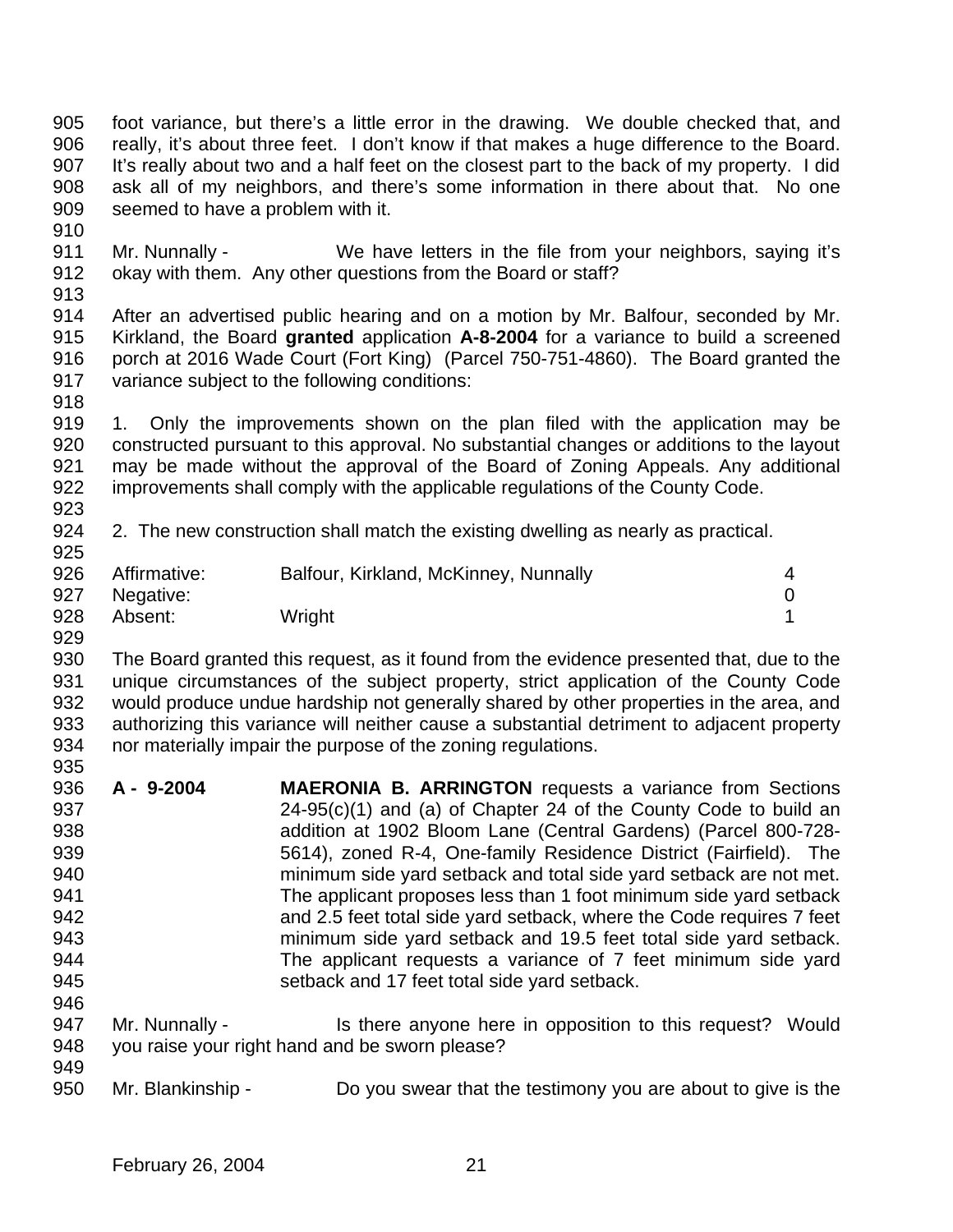foot variance, but there's a little error in the drawing. We double checked that, and really, it's about three feet. I don't know if that makes a huge difference to the Board. It's really about two and a half feet on the closest part to the back of my property. I did ask all of my neighbors, and there's some information in there about that. No one seemed to have a problem with it.

Mr. Nunnally - We have letters in the file from your neighbors, saying it's okay with them. Any other questions from the Board or staff?

After an advertised public hearing and on a motion by Mr. Balfour, seconded by Mr. Kirkland, the Board **granted** application **A-8-2004** for a variance to build a screened porch at 2016 Wade Court (Fort King) (Parcel 750-751-4860). The Board granted the variance subject to the following conditions:

1. Only the improvements shown on the plan filed with the application may be constructed pursuant to this approval. No substantial changes or additions to the layout may be made without the approval of the Board of Zoning Appeals. Any additional improvements shall comply with the applicable regulations of the County Code.

2. The new construction shall match the existing dwelling as nearly as practical.

| | | |
|---|---|---|
| Affirmative: | Balfour, Kirkland, McKinney, Nunnally | 4 |
| Negative: | | 0 |
| Absent: | Wright | 1 |

The Board granted this request, as it found from the evidence presented that, due to the unique circumstances of the subject property, strict application of the County Code would produce undue hardship not generally shared by other properties in the area, and authorizing this variance will neither cause a substantial detriment to adjacent property nor materially impair the purpose of the zoning regulations.

**A - 9-2004** **MAERONIA B. ARRINGTON** requests a variance from Sections 24-95(c)(1) and (a) of Chapter 24 of the County Code to build an addition at 1902 Bloom Lane (Central Gardens) (Parcel 800-728-5614), zoned R-4, One-family Residence District (Fairfield). The minimum side yard setback and total side yard setback are not met. The applicant proposes less than 1 foot minimum side yard setback and 2.5 feet total side yard setback, where the Code requires 7 feet minimum side yard setback and 19.5 feet total side yard setback. The applicant requests a variance of 7 feet minimum side yard setback and 17 feet total side yard setback.

Mr. Nunnally - Is there anyone here in opposition to this request? Would you raise your right hand and be sworn please?

Mr. Blankinship - Do you swear that the testimony you are about to give is the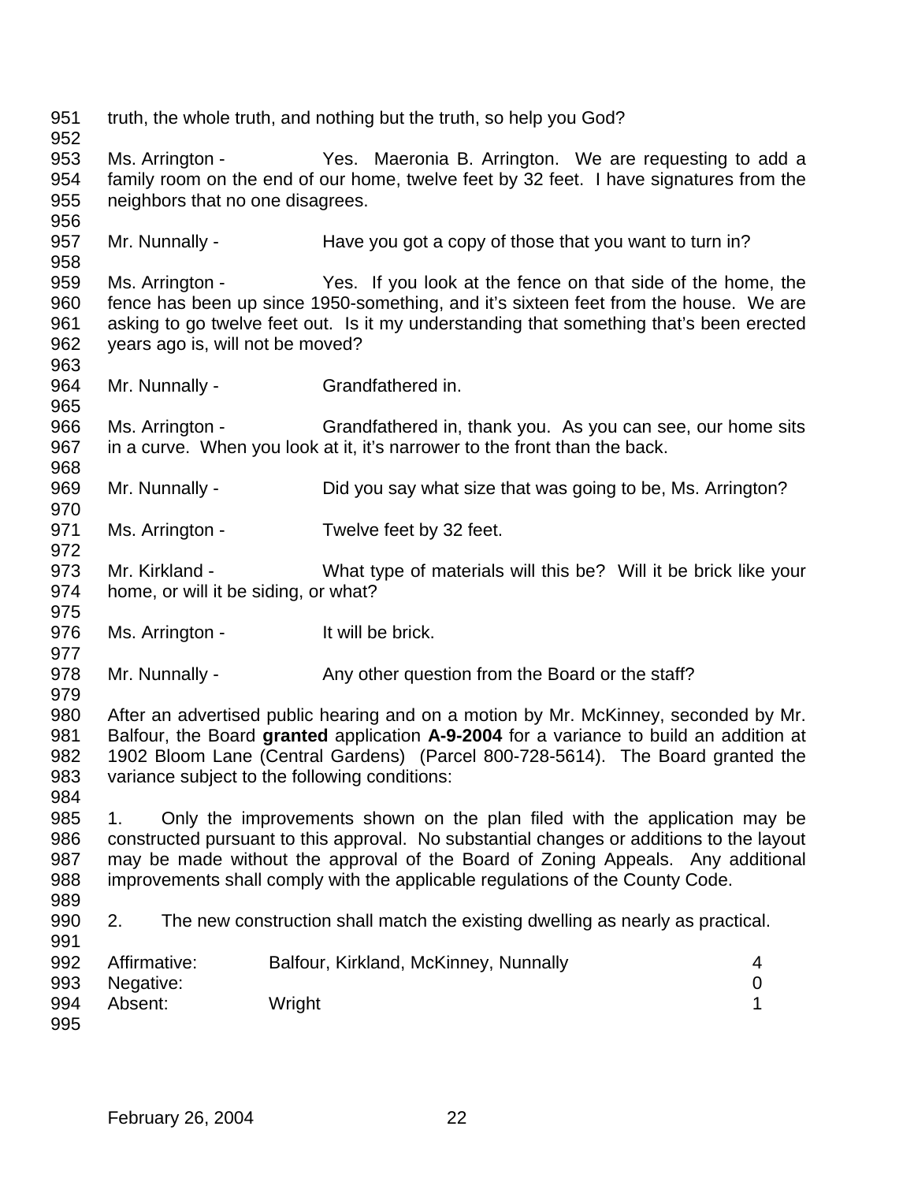truth, the whole truth, and nothing but the truth, so help you God?

Ms. Arrington - Yes. Maeronia B. Arrington. We are requesting to add a family room on the end of our home, twelve feet by 32 feet. I have signatures from the neighbors that no one disagrees.

Mr. Nunnally - Have you got a copy of those that you want to turn in?

Ms. Arrington - Yes. If you look at the fence on that side of the home, the fence has been up since 1950-something, and it's sixteen feet from the house. We are asking to go twelve feet out. Is it my understanding that something that's been erected years ago is, will not be moved?

Mr. Nunnally - Grandfathered in.

Ms. Arrington - Grandfathered in, thank you. As you can see, our home sits in a curve. When you look at it, it's narrower to the front than the back.

Mr. Nunnally - Did you say what size that was going to be, Ms. Arrington?

Ms. Arrington - Twelve feet by 32 feet.

Mr. Kirkland - What type of materials will this be? Will it be brick like your home, or will it be siding, or what?

Ms. Arrington - It will be brick.

Mr. Nunnally - Any other question from the Board or the staff?

After an advertised public hearing and on a motion by Mr. McKinney, seconded by Mr. Balfour, the Board **granted** application **A-9-2004** for a variance to build an addition at 1902 Bloom Lane (Central Gardens) (Parcel 800-728-5614). The Board granted the variance subject to the following conditions:

1. Only the improvements shown on the plan filed with the application may be constructed pursuant to this approval. No substantial changes or additions to the layout may be made without the approval of the Board of Zoning Appeals. Any additional improvements shall comply with the applicable regulations of the County Code.

2. The new construction shall match the existing dwelling as nearly as practical.

| | | |
|---|---|---|
| Affirmative: | Balfour, Kirkland, McKinney, Nunnally | 4 |
| Negative: | | 0 |
| Absent: | Wright | 1 |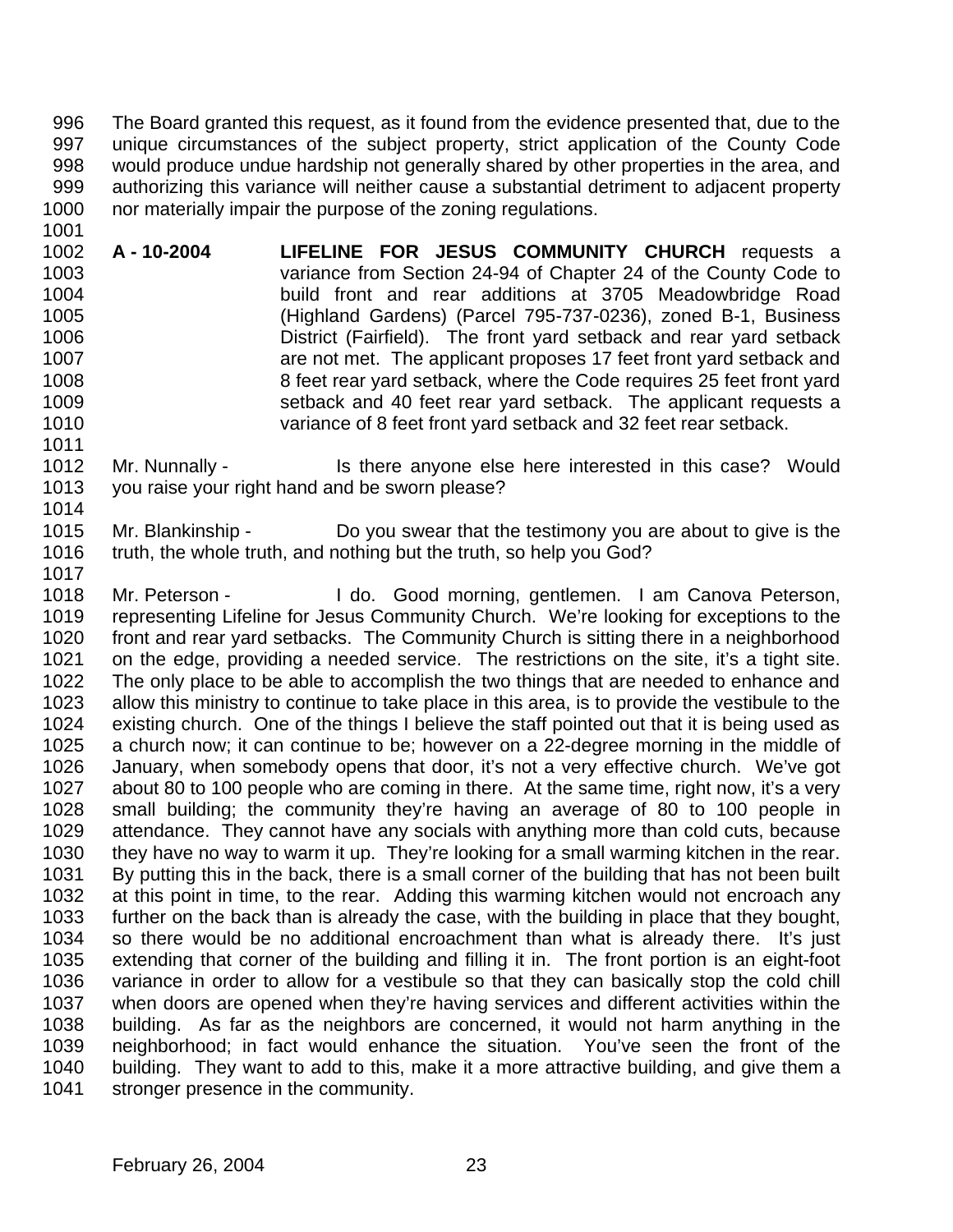The Board granted this request, as it found from the evidence presented that, due to the unique circumstances of the subject property, strict application of the County Code would produce undue hardship not generally shared by other properties in the area, and authorizing this variance will neither cause a substantial detriment to adjacent property nor materially impair the purpose of the zoning regulations.

**A - 10-2004** **LIFELINE FOR JESUS COMMUNITY CHURCH** requests a variance from Section 24-94 of Chapter 24 of the County Code to build front and rear additions at 3705 Meadowbridge Road (Highland Gardens) (Parcel 795-737-0236), zoned B-1, Business District (Fairfield). The front yard setback and rear yard setback are not met. The applicant proposes 17 feet front yard setback and 8 feet rear yard setback, where the Code requires 25 feet front yard setback and 40 feet rear yard setback. The applicant requests a variance of 8 feet front yard setback and 32 feet rear setback.

Mr. Nunnally - Is there anyone else here interested in this case? Would you raise your right hand and be sworn please?

Mr. Blankinship - Do you swear that the testimony you are about to give is the truth, the whole truth, and nothing but the truth, so help you God?

Mr. Peterson - I do. Good morning, gentlemen. I am Canova Peterson, representing Lifeline for Jesus Community Church. We're looking for exceptions to the front and rear yard setbacks. The Community Church is sitting there in a neighborhood on the edge, providing a needed service. The restrictions on the site, it's a tight site. The only place to be able to accomplish the two things that are needed to enhance and allow this ministry to continue to take place in this area, is to provide the vestibule to the existing church. One of the things I believe the staff pointed out that it is being used as a church now; it can continue to be; however on a 22-degree morning in the middle of January, when somebody opens that door, it's not a very effective church. We've got about 80 to 100 people who are coming in there. At the same time, right now, it's a very small building; the community they're having an average of 80 to 100 people in attendance. They cannot have any socials with anything more than cold cuts, because they have no way to warm it up. They're looking for a small warming kitchen in the rear. By putting this in the back, there is a small corner of the building that has not been built at this point in time, to the rear. Adding this warming kitchen would not encroach any further on the back than is already the case, with the building in place that they bought, so there would be no additional encroachment than what is already there. It's just extending that corner of the building and filling it in. The front portion is an eight-foot variance in order to allow for a vestibule so that they can basically stop the cold chill when doors are opened when they're having services and different activities within the building. As far as the neighbors are concerned, it would not harm anything in the neighborhood; in fact would enhance the situation. You've seen the front of the building. They want to add to this, make it a more attractive building, and give them a stronger presence in the community.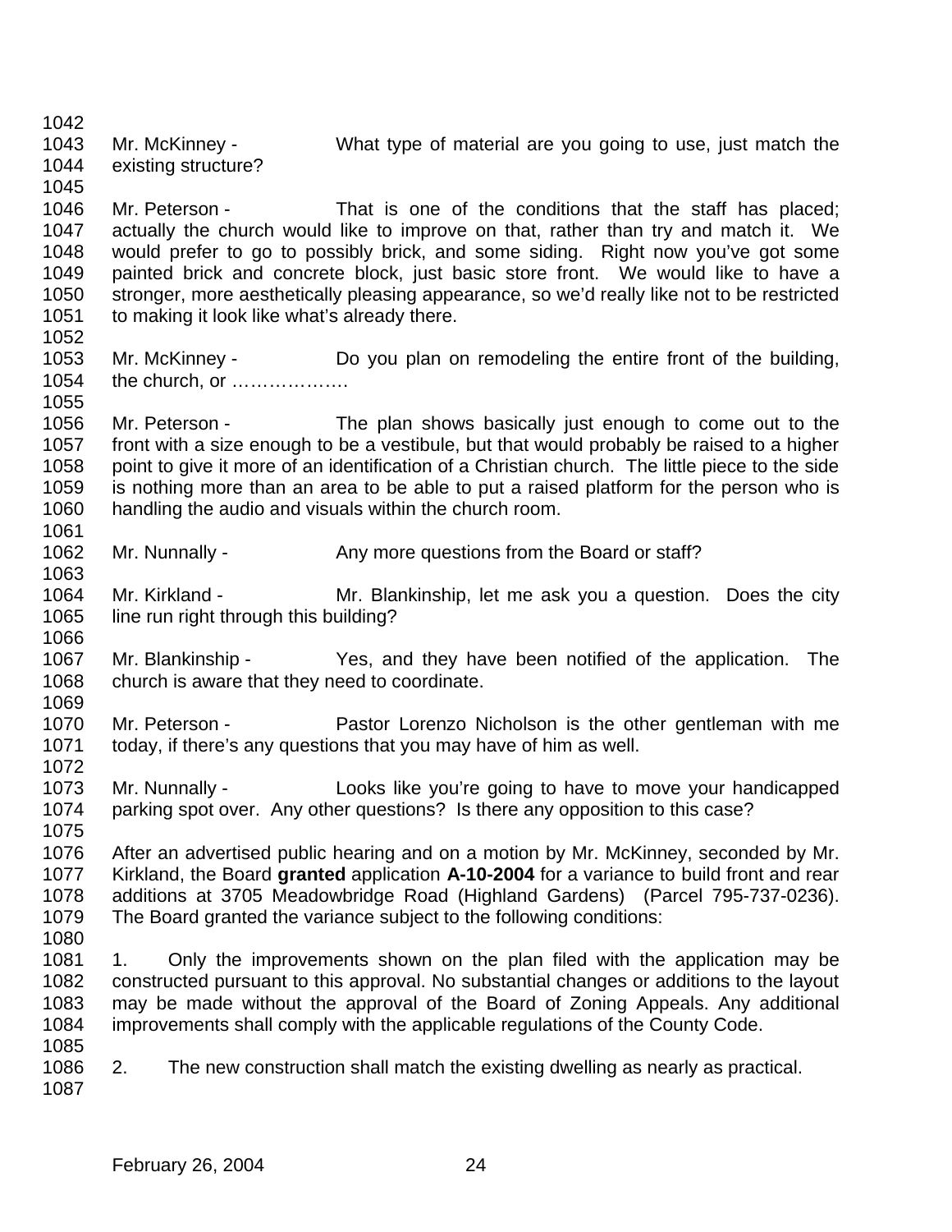Mr. McKinney - What type of material are you going to use, just match the existing structure?

Mr. Peterson - That is one of the conditions that the staff has placed; actually the church would like to improve on that, rather than try and match it. We would prefer to go to possibly brick, and some siding. Right now you've got some painted brick and concrete block, just basic store front. We would like to have a stronger, more aesthetically pleasing appearance, so we'd really like not to be restricted to making it look like what's already there.

Mr. McKinney - Do you plan on remodeling the entire front of the building, the church, or ……………….

Mr. Peterson - The plan shows basically just enough to come out to the front with a size enough to be a vestibule, but that would probably be raised to a higher point to give it more of an identification of a Christian church. The little piece to the side is nothing more than an area to be able to put a raised platform for the person who is handling the audio and visuals within the church room.

Mr. Nunnally - Any more questions from the Board or staff?

Mr. Kirkland - Mr. Blankinship, let me ask you a question. Does the city line run right through this building?

Mr. Blankinship - Yes, and they have been notified of the application. The church is aware that they need to coordinate.

Mr. Peterson - Pastor Lorenzo Nicholson is the other gentleman with me today, if there's any questions that you may have of him as well.

Mr. Nunnally - Looks like you're going to have to move your handicapped parking spot over. Any other questions? Is there any opposition to this case?

After an advertised public hearing and on a motion by Mr. McKinney, seconded by Mr. Kirkland, the Board **granted** application **A-10-2004** for a variance to build front and rear additions at 3705 Meadowbridge Road (Highland Gardens) (Parcel 795-737-0236). The Board granted the variance subject to the following conditions:

1. Only the improvements shown on the plan filed with the application may be constructed pursuant to this approval. No substantial changes or additions to the layout may be made without the approval of the Board of Zoning Appeals. Any additional improvements shall comply with the applicable regulations of the County Code.

2. The new construction shall match the existing dwelling as nearly as practical.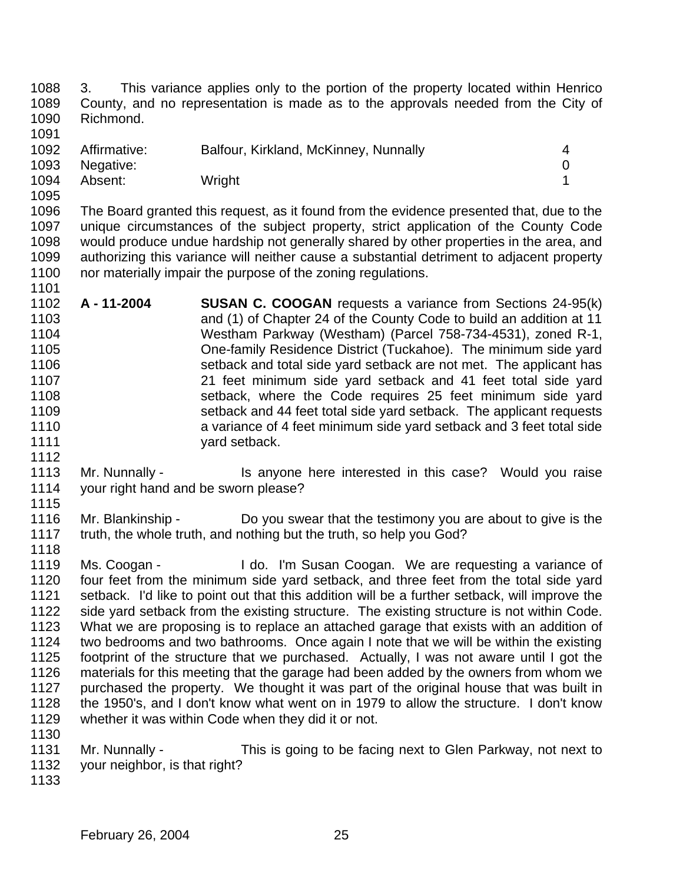3. This variance applies only to the portion of the property located within Henrico County, and no representation is made as to the approvals needed from the City of Richmond.

| | | |
|---|---|---|
| Affirmative: | Balfour, Kirkland, McKinney, Nunnally | 4 |
| Negative: | | 0 |
| Absent: | Wright | 1 |

The Board granted this request, as it found from the evidence presented that, due to the unique circumstances of the subject property, strict application of the County Code would produce undue hardship not generally shared by other properties in the area, and authorizing this variance will neither cause a substantial detriment to adjacent property nor materially impair the purpose of the zoning regulations.

**A - 11-2004** **SUSAN C. COOGAN** requests a variance from Sections 24-95(k) and (1) of Chapter 24 of the County Code to build an addition at 11 Westham Parkway (Westham) (Parcel 758-734-4531), zoned R-1, One-family Residence District (Tuckahoe). The minimum side yard setback and total side yard setback are not met. The applicant has 21 feet minimum side yard setback and 41 feet total side yard setback, where the Code requires 25 feet minimum side yard setback and 44 feet total side yard setback. The applicant requests a variance of 4 feet minimum side yard setback and 3 feet total side yard setback.

Mr. Nunnally - Is anyone here interested in this case? Would you raise your right hand and be sworn please?

Mr. Blankinship - Do you swear that the testimony you are about to give is the truth, the whole truth, and nothing but the truth, so help you God?

Ms. Coogan - I do. I'm Susan Coogan. We are requesting a variance of four feet from the minimum side yard setback, and three feet from the total side yard setback. I'd like to point out that this addition will be a further setback, will improve the side yard setback from the existing structure. The existing structure is not within Code. What we are proposing is to replace an attached garage that exists with an addition of two bedrooms and two bathrooms. Once again I note that we will be within the existing footprint of the structure that we purchased. Actually, I was not aware until I got the materials for this meeting that the garage had been added by the owners from whom we purchased the property. We thought it was part of the original house that was built in the 1950's, and I don't know what went on in 1979 to allow the structure. I don't know whether it was within Code when they did it or not.

Mr. Nunnally - This is going to be facing next to Glen Parkway, not next to your neighbor, is that right?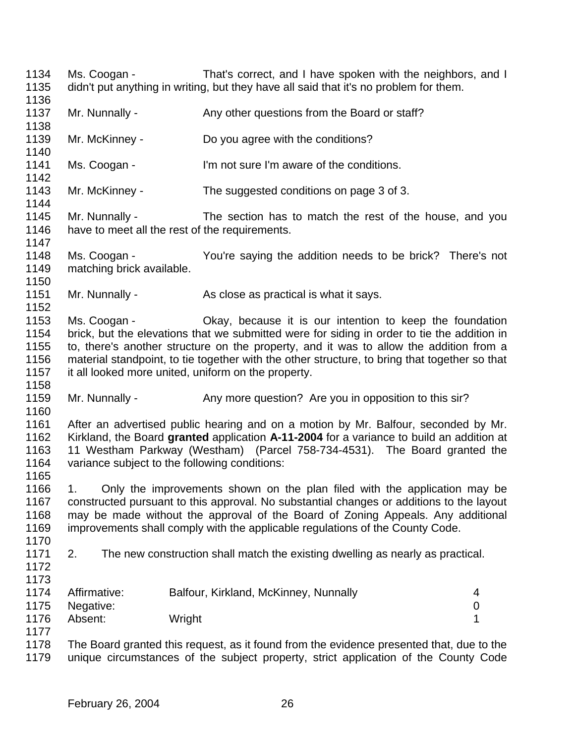Ms. Coogan - That's correct, and I have spoken with the neighbors, and I didn't put anything in writing, but they have all said that it's no problem for them.

Mr. Nunnally - Any other questions from the Board or staff?

Mr. McKinney - Do you agree with the conditions?

Ms. Coogan - I'm not sure I'm aware of the conditions.

Mr. McKinney - The suggested conditions on page 3 of 3.

Mr. Nunnally - The section has to match the rest of the house, and you have to meet all the rest of the requirements.

Ms. Coogan - You're saying the addition needs to be brick? There's not matching brick available.

Mr. Nunnally - As close as practical is what it says.

Ms. Coogan - Okay, because it is our intention to keep the foundation brick, but the elevations that we submitted were for siding in order to tie the addition in to, there's another structure on the property, and it was to allow the addition from a material standpoint, to tie together with the other structure, to bring that together so that it all looked more united, uniform on the property.

Mr. Nunnally - Any more question? Are you in opposition to this sir?

After an advertised public hearing and on a motion by Mr. Balfour, seconded by Mr. Kirkland, the Board **granted** application **A-11-2004** for a variance to build an addition at 11 Westham Parkway (Westham) (Parcel 758-734-4531). The Board granted the variance subject to the following conditions:

1. Only the improvements shown on the plan filed with the application may be constructed pursuant to this approval. No substantial changes or additions to the layout may be made without the approval of the Board of Zoning Appeals. Any additional improvements shall comply with the applicable regulations of the County Code.

2. The new construction shall match the existing dwelling as nearly as practical.

| | | |
|---|---|---|
| Affirmative: | Balfour, Kirkland, McKinney, Nunnally | 4 |
| Negative: | | 0 |
| Absent: | Wright | 1 |

The Board granted this request, as it found from the evidence presented that, due to the unique circumstances of the subject property, strict application of the County Code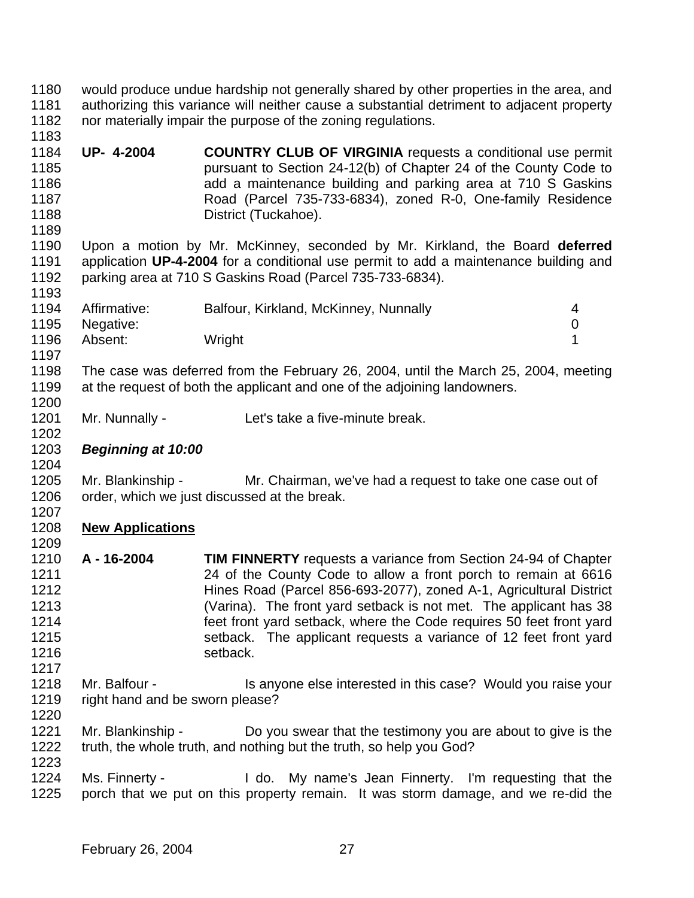would produce undue hardship not generally shared by other properties in the area, and authorizing this variance will neither cause a substantial detriment to adjacent property nor materially impair the purpose of the zoning regulations.

**UP- 4-2004** **COUNTRY CLUB OF VIRGINIA** requests a conditional use permit pursuant to Section 24-12(b) of Chapter 24 of the County Code to add a maintenance building and parking area at 710 S Gaskins Road (Parcel 735-733-6834), zoned R-0, One-family Residence District (Tuckahoe).

Upon a motion by Mr. McKinney, seconded by Mr. Kirkland, the Board **deferred** application **UP-4-2004** for a conditional use permit to add a maintenance building and parking area at 710 S Gaskins Road (Parcel 735-733-6834).

| | | |
|---|---|---|
| Affirmative: | Balfour, Kirkland, McKinney, Nunnally | 4 |
| Negative: | | 0 |
| Absent: | Wright | 1 |

The case was deferred from the February 26, 2004, until the March 25, 2004, meeting at the request of both the applicant and one of the adjoining landowners.

Mr. Nunnally - Let's take a five-minute break.

***Beginning at 10:00***

Mr. Blankinship - Mr. Chairman, we've had a request to take one case out of order, which we just discussed at the break.

## New Applications

**A - 16-2004** **TIM FINNERTY** requests a variance from Section 24-94 of Chapter 24 of the County Code to allow a front porch to remain at 6616 Hines Road (Parcel 856-693-2077), zoned A-1, Agricultural District (Varina). The front yard setback is not met. The applicant has 38 feet front yard setback, where the Code requires 50 feet front yard setback. The applicant requests a variance of 12 feet front yard setback.

Mr. Balfour - Is anyone else interested in this case? Would you raise your right hand and be sworn please?

Mr. Blankinship - Do you swear that the testimony you are about to give is the truth, the whole truth, and nothing but the truth, so help you God?

Ms. Finnerty - I do. My name's Jean Finnerty. I'm requesting that the porch that we put on this property remain. It was storm damage, and we re-did the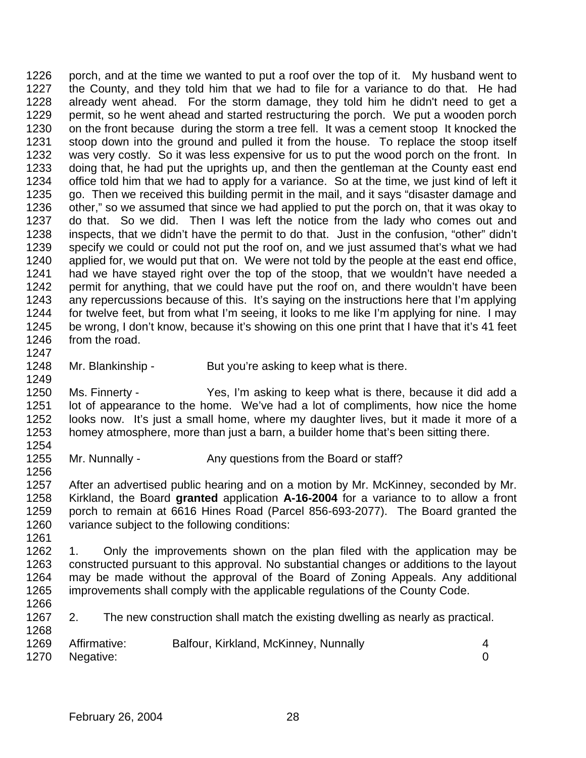porch, and at the time we wanted to put a roof over the top of it. My husband went to the County, and they told him that we had to file for a variance to do that. He had already went ahead. For the storm damage, they told him he didn't need to get a permit, so he went ahead and started restructuring the porch. We put a wooden porch on the front because during the storm a tree fell. It was a cement stoop It knocked the stoop down into the ground and pulled it from the house. To replace the stoop itself was very costly. So it was less expensive for us to put the wood porch on the front. In doing that, he had put the uprights up, and then the gentleman at the County east end office told him that we had to apply for a variance. So at the time, we just kind of left it go. Then we received this building permit in the mail, and it says "disaster damage and other," so we assumed that since we had applied to put the porch on, that it was okay to do that. So we did. Then I was left the notice from the lady who comes out and inspects, that we didn't have the permit to do that. Just in the confusion, "other" didn't specify we could or could not put the roof on, and we just assumed that's what we had applied for, we would put that on. We were not told by the people at the east end office, had we have stayed right over the top of the stoop, that we wouldn't have needed a permit for anything, that we could have put the roof on, and there wouldn't have been any repercussions because of this. It's saying on the instructions here that I'm applying for twelve feet, but from what I'm seeing, it looks to me like I'm applying for nine. I may be wrong, I don't know, because it's showing on this one print that I have that it's 41 feet from the road.

Mr. Blankinship - But you're asking to keep what is there.

Ms. Finnerty - Yes, I'm asking to keep what is there, because it did add a lot of appearance to the home. We've had a lot of compliments, how nice the home looks now. It's just a small home, where my daughter lives, but it made it more of a homey atmosphere, more than just a barn, a builder home that's been sitting there.

Mr. Nunnally - Any questions from the Board or staff?

After an advertised public hearing and on a motion by Mr. McKinney, seconded by Mr. Kirkland, the Board **granted** application **A-16-2004** for a variance to to allow a front porch to remain at 6616 Hines Road (Parcel 856-693-2077). The Board granted the variance subject to the following conditions:

1. Only the improvements shown on the plan filed with the application may be constructed pursuant to this approval. No substantial changes or additions to the layout may be made without the approval of the Board of Zoning Appeals. Any additional improvements shall comply with the applicable regulations of the County Code.

2. The new construction shall match the existing dwelling as nearly as practical.

| | | |
|---|---|---|
| Affirmative: | Balfour, Kirkland, McKinney, Nunnally | 4 |
| Negative: | | 0 |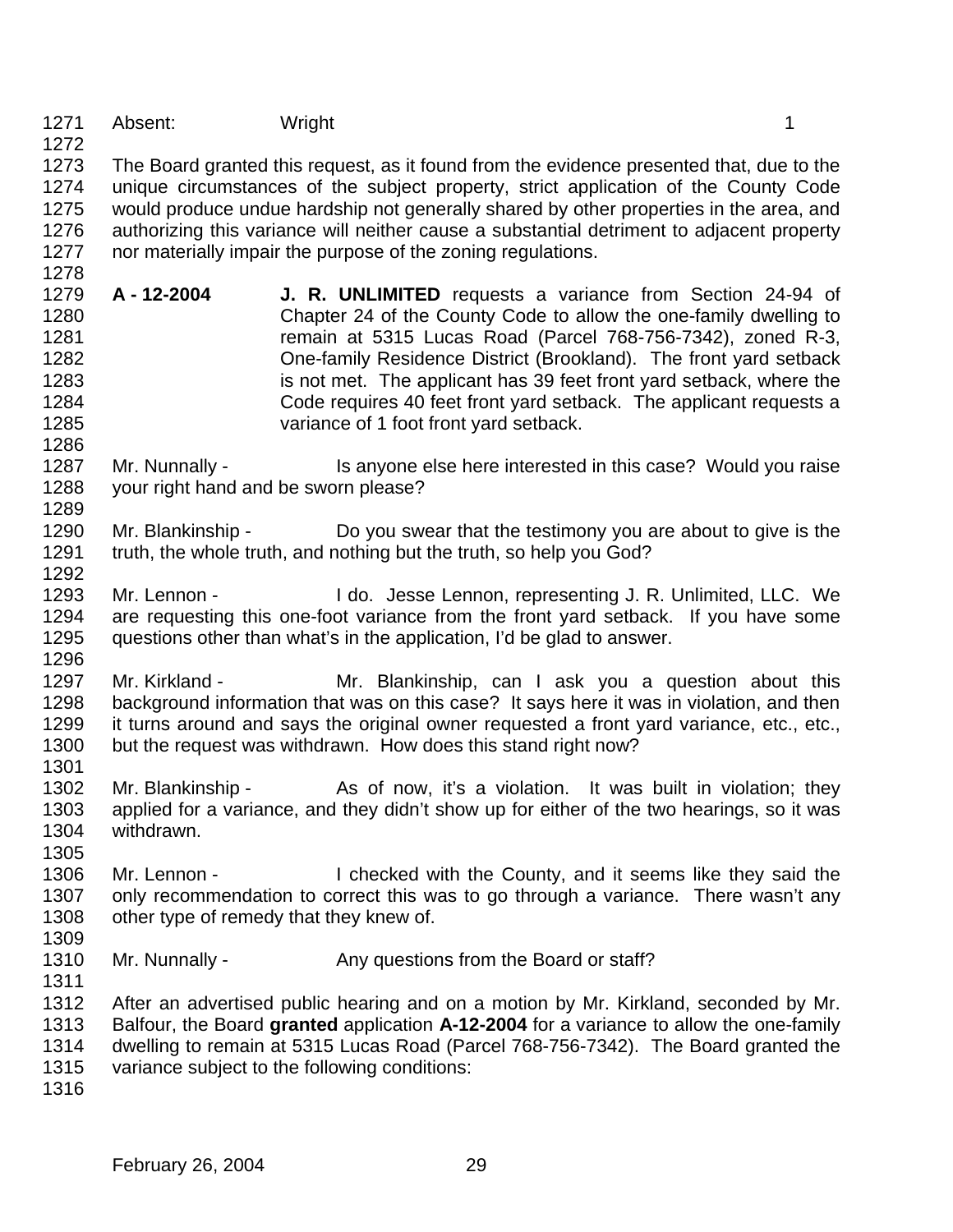Absent: Wright 1

The Board granted this request, as it found from the evidence presented that, due to the unique circumstances of the subject property, strict application of the County Code would produce undue hardship not generally shared by other properties in the area, and authorizing this variance will neither cause a substantial detriment to adjacent property nor materially impair the purpose of the zoning regulations.

**A - 12-2004** **J. R. UNLIMITED** requests a variance from Section 24-94 of Chapter 24 of the County Code to allow the one-family dwelling to remain at 5315 Lucas Road (Parcel 768-756-7342), zoned R-3, One-family Residence District (Brookland). The front yard setback is not met. The applicant has 39 feet front yard setback, where the Code requires 40 feet front yard setback. The applicant requests a variance of 1 foot front yard setback.

Mr. Nunnally - Is anyone else here interested in this case? Would you raise your right hand and be sworn please?

Mr. Blankinship - Do you swear that the testimony you are about to give is the truth, the whole truth, and nothing but the truth, so help you God?

Mr. Lennon - I do. Jesse Lennon, representing J. R. Unlimited, LLC. We are requesting this one-foot variance from the front yard setback. If you have some questions other than what's in the application, I'd be glad to answer.

Mr. Kirkland - Mr. Blankinship, can I ask you a question about this background information that was on this case? It says here it was in violation, and then it turns around and says the original owner requested a front yard variance, etc., etc., but the request was withdrawn. How does this stand right now?

Mr. Blankinship - As of now, it's a violation. It was built in violation; they applied for a variance, and they didn't show up for either of the two hearings, so it was withdrawn.

Mr. Lennon - I checked with the County, and it seems like they said the only recommendation to correct this was to go through a variance. There wasn't any other type of remedy that they knew of.

Mr. Nunnally - Any questions from the Board or staff?

After an advertised public hearing and on a motion by Mr. Kirkland, seconded by Mr. Balfour, the Board **granted** application **A-12-2004** for a variance to allow the one-family dwelling to remain at 5315 Lucas Road (Parcel 768-756-7342). The Board granted the variance subject to the following conditions: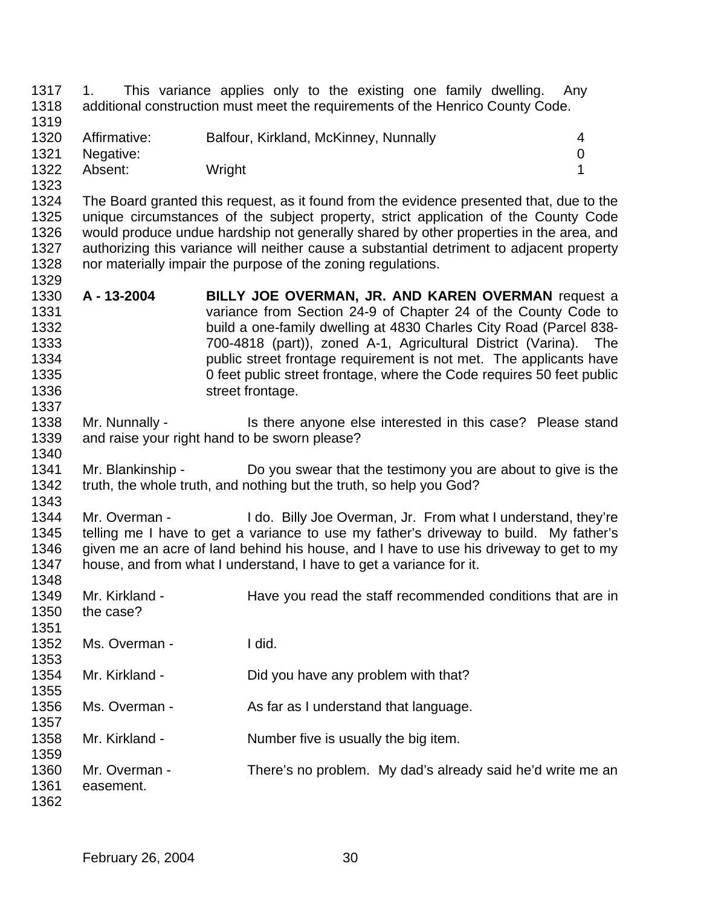1. This variance applies only to the existing one family dwelling. Any additional construction must meet the requirements of the Henrico County Code.

| | | |
|---|---|---|
| Affirmative: | Balfour, Kirkland, McKinney, Nunnally | 4 |
| Negative: | | 0 |
| Absent: | Wright | 1 |

The Board granted this request, as it found from the evidence presented that, due to the unique circumstances of the subject property, strict application of the County Code would produce undue hardship not generally shared by other properties in the area, and authorizing this variance will neither cause a substantial detriment to adjacent property nor materially impair the purpose of the zoning regulations.

**A - 13-2004** **BILLY JOE OVERMAN, JR. AND KAREN OVERMAN** request a variance from Section 24-9 of Chapter 24 of the County Code to build a one-family dwelling at 4830 Charles City Road (Parcel 838-700-4818 (part)), zoned A-1, Agricultural District (Varina). The public street frontage requirement is not met. The applicants have 0 feet public street frontage, where the Code requires 50 feet public street frontage.

Mr. Nunnally - Is there anyone else interested in this case? Please stand and raise your right hand to be sworn please?

Mr. Blankinship - Do you swear that the testimony you are about to give is the truth, the whole truth, and nothing but the truth, so help you God?

Mr. Overman - I do. Billy Joe Overman, Jr. From what I understand, they're telling me I have to get a variance to use my father's driveway to build. My father's given me an acre of land behind his house, and I have to use his driveway to get to my house, and from what I understand, I have to get a variance for it.

Mr. Kirkland - Have you read the staff recommended conditions that are in the case?

Ms. Overman - I did.

Mr. Kirkland - Did you have any problem with that?

Ms. Overman - As far as I understand that language.

Mr. Kirkland - Number five is usually the big item.

Mr. Overman - There's no problem. My dad's already said he'd write me an easement.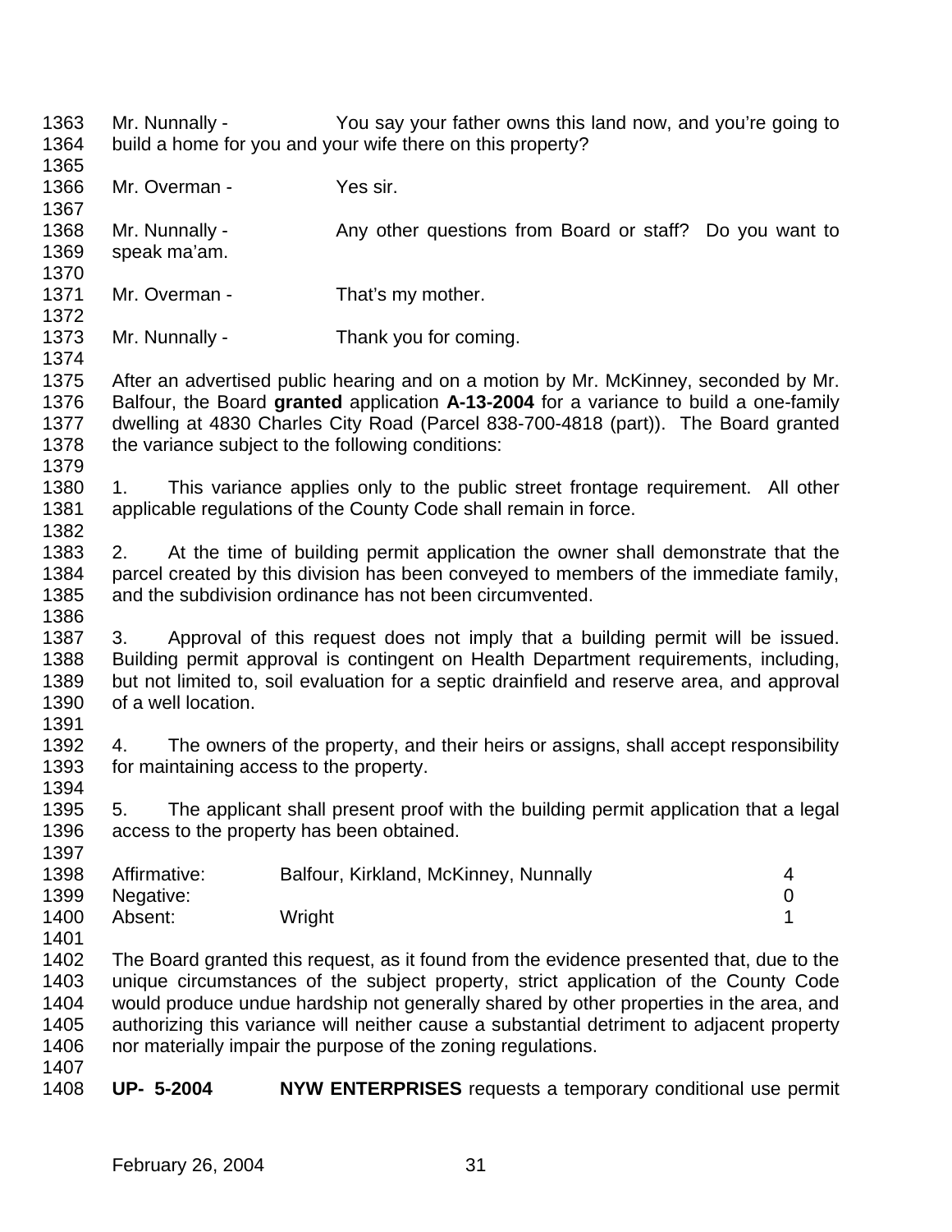Mr. Nunnally - You say your father owns this land now, and you're going to build a home for you and your wife there on this property?

Mr. Overman - Yes sir.

Mr. Nunnally - Any other questions from Board or staff? Do you want to speak ma'am.

Mr. Overman - That's my mother.

Mr. Nunnally - Thank you for coming.

After an advertised public hearing and on a motion by Mr. McKinney, seconded by Mr. Balfour, the Board **granted** application **A-13-2004** for a variance to build a one-family dwelling at 4830 Charles City Road (Parcel 838-700-4818 (part)). The Board granted the variance subject to the following conditions:

1. This variance applies only to the public street frontage requirement. All other applicable regulations of the County Code shall remain in force.

2. At the time of building permit application the owner shall demonstrate that the parcel created by this division has been conveyed to members of the immediate family, and the subdivision ordinance has not been circumvented.

3. Approval of this request does not imply that a building permit will be issued. Building permit approval is contingent on Health Department requirements, including, but not limited to, soil evaluation for a septic drainfield and reserve area, and approval of a well location.

4. The owners of the property, and their heirs or assigns, shall accept responsibility for maintaining access to the property.

5. The applicant shall present proof with the building permit application that a legal access to the property has been obtained.

| | | |
|---|---|---|
| Affirmative: | Balfour, Kirkland, McKinney, Nunnally | 4 |
| Negative: | | 0 |
| Absent: | Wright | 1 |

The Board granted this request, as it found from the evidence presented that, due to the unique circumstances of the subject property, strict application of the County Code would produce undue hardship not generally shared by other properties in the area, and authorizing this variance will neither cause a substantial detriment to adjacent property nor materially impair the purpose of the zoning regulations.

**UP- 5-2004** **NYW ENTERPRISES** requests a temporary conditional use permit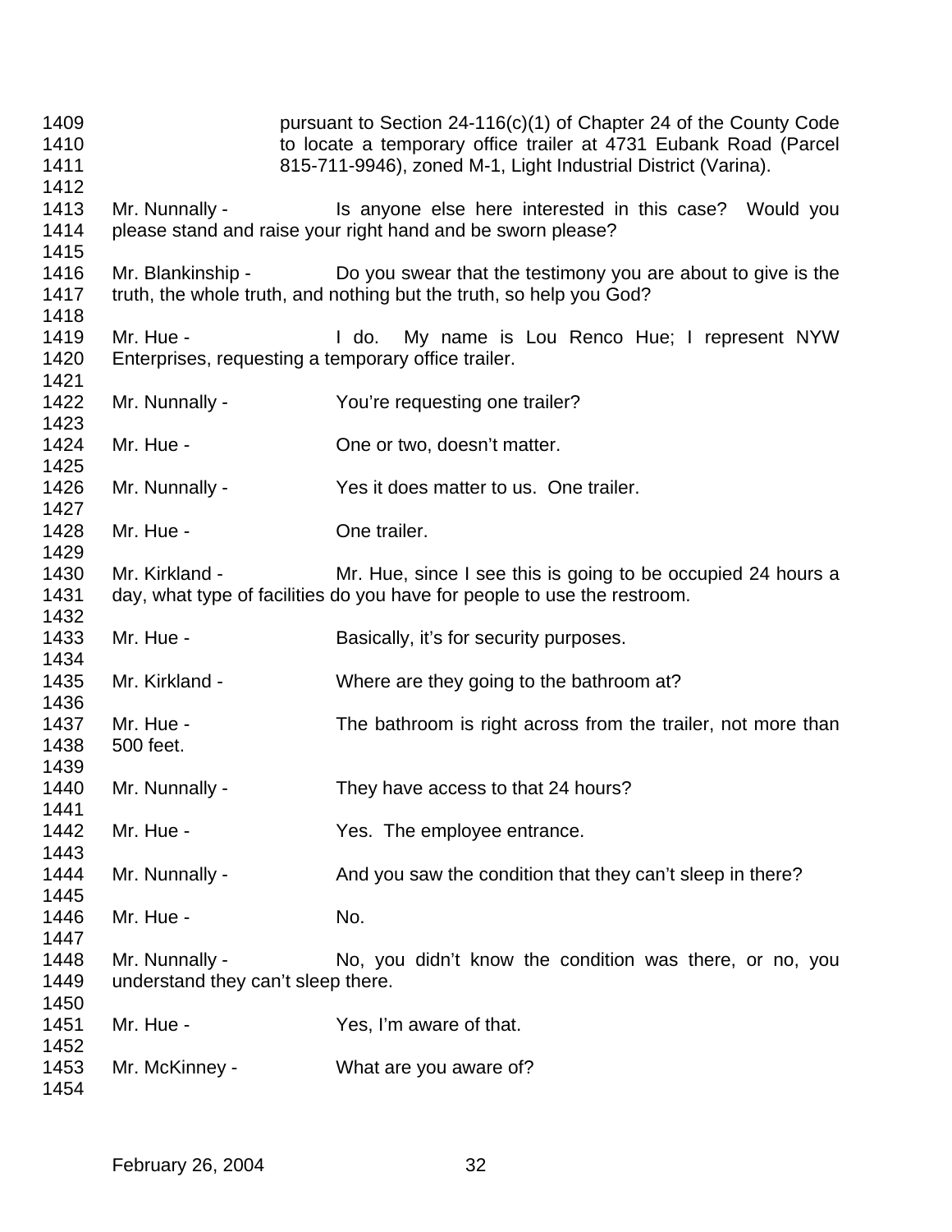pursuant to Section 24-116(c)(1) of Chapter 24 of the County Code to locate a temporary office trailer at 4731 Eubank Road (Parcel 815-711-9946), zoned M-1, Light Industrial District (Varina).

Mr. Nunnally - Is anyone else here interested in this case? Would you please stand and raise your right hand and be sworn please?

Mr. Blankinship - Do you swear that the testimony you are about to give is the truth, the whole truth, and nothing but the truth, so help you God?

Mr. Hue - I do. My name is Lou Renco Hue; I represent NYW Enterprises, requesting a temporary office trailer.

Mr. Nunnally - You're requesting one trailer?

Mr. Hue - One or two, doesn't matter.

Mr. Nunnally - Yes it does matter to us. One trailer.

Mr. Hue - One trailer.

Mr. Kirkland - Mr. Hue, since I see this is going to be occupied 24 hours a day, what type of facilities do you have for people to use the restroom.

Mr. Hue - Basically, it's for security purposes.

Mr. Kirkland - Where are they going to the bathroom at?

Mr. Hue - The bathroom is right across from the trailer, not more than 500 feet.

Mr. Nunnally - They have access to that 24 hours?

Mr. Hue - Yes. The employee entrance.

Mr. Nunnally - And you saw the condition that they can't sleep in there?

Mr. Hue - No.

Mr. Nunnally - No, you didn't know the condition was there, or no, you understand they can't sleep there.

Mr. Hue - Yes, I'm aware of that.

Mr. McKinney - What are you aware of?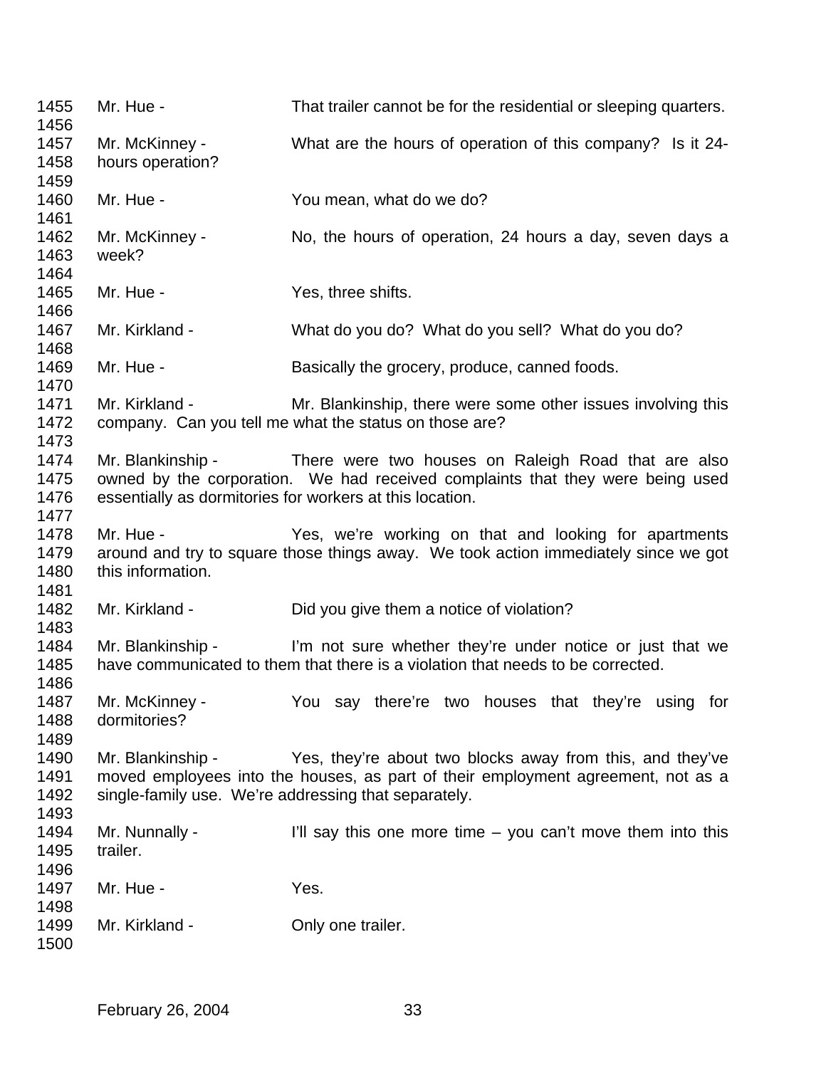1455 Mr. Hue - That trailer cannot be for the residential or sleeping quarters.
1456
1457 Mr. McKinney - What are the hours of operation of this company? Is it 24-
1458 hours operation?
1459
1460 Mr. Hue - You mean, what do we do?
1461
1462 Mr. McKinney - No, the hours of operation, 24 hours a day, seven days a
1463 week?
1464
1465 Mr. Hue - Yes, three shifts.
1466
1467 Mr. Kirkland - What do you do? What do you sell? What do you do?
1468
1469 Mr. Hue - Basically the grocery, produce, canned foods.
1470
1471 Mr. Kirkland - Mr. Blankinship, there were some other issues involving this
1472 company. Can you tell me what the status on those are?
1473
1474 Mr. Blankinship - There were two houses on Raleigh Road that are also
1475 owned by the corporation. We had received complaints that they were being used
1476 essentially as dormitories for workers at this location.
1477
1478 Mr. Hue - Yes, we're working on that and looking for apartments
1479 around and try to square those things away. We took action immediately since we got
1480 this information.
1481
1482 Mr. Kirkland - Did you give them a notice of violation?
1483
1484 Mr. Blankinship - I'm not sure whether they're under notice or just that we
1485 have communicated to them that there is a violation that needs to be corrected.
1486
1487 Mr. McKinney - You say there're two houses that they're using for
1488 dormitories?
1489
1490 Mr. Blankinship - Yes, they're about two blocks away from this, and they've
1491 moved employees into the houses, as part of their employment agreement, not as a
1492 single-family use. We're addressing that separately.
1493
1494 Mr. Nunnally - I'll say this one more time – you can't move them into this
1495 trailer.
1496
1497 Mr. Hue - Yes.
1498
1499 Mr. Kirkland - Only one trailer.
1500

February 26, 2004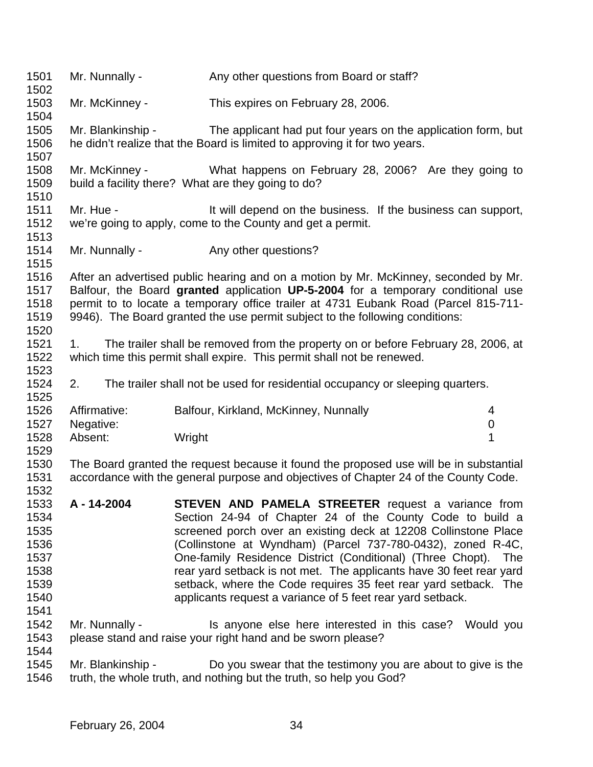Mr. Nunnally - Any other questions from Board or staff?

Mr. McKinney - This expires on February 28, 2006.

Mr. Blankinship - The applicant had put four years on the application form, but he didn't realize that the Board is limited to approving it for two years.

Mr. McKinney - What happens on February 28, 2006? Are they going to build a facility there? What are they going to do?

Mr. Hue - It will depend on the business. If the business can support, we're going to apply, come to the County and get a permit.

Mr. Nunnally - Any other questions?

After an advertised public hearing and on a motion by Mr. McKinney, seconded by Mr. Balfour, the Board **granted** application **UP-5-2004** for a temporary conditional use permit to to locate a temporary office trailer at 4731 Eubank Road (Parcel 815-711-9946). The Board granted the use permit subject to the following conditions:

1. The trailer shall be removed from the property on or before February 28, 2006, at which time this permit shall expire. This permit shall not be renewed.

2. The trailer shall not be used for residential occupancy or sleeping quarters.

| | | |
|---|---|---|
| Affirmative: | Balfour, Kirkland, McKinney, Nunnally | 4 |
| Negative: | | 0 |
| Absent: | Wright | 1 |

The Board granted the request because it found the proposed use will be in substantial accordance with the general purpose and objectives of Chapter 24 of the County Code.

**A - 14-2004** **STEVEN AND PAMELA STREETER** request a variance from Section 24-94 of Chapter 24 of the County Code to build a screened porch over an existing deck at 12208 Collinstone Place (Collinstone at Wyndham) (Parcel 737-780-0432), zoned R-4C, One-family Residence District (Conditional) (Three Chopt). The rear yard setback is not met. The applicants have 30 feet rear yard setback, where the Code requires 35 feet rear yard setback. The applicants request a variance of 5 feet rear yard setback.

Mr. Nunnally - Is anyone else here interested in this case? Would you please stand and raise your right hand and be sworn please?

Mr. Blankinship - Do you swear that the testimony you are about to give is the truth, the whole truth, and nothing but the truth, so help you God?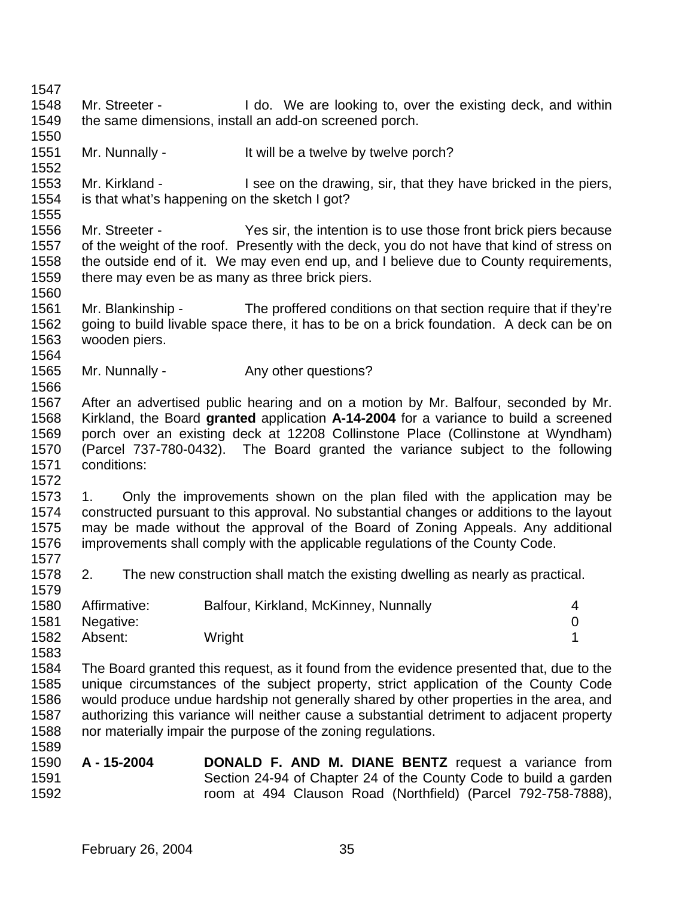Mr. Streeter - I do. We are looking to, over the existing deck, and within the same dimensions, install an add-on screened porch.

Mr. Nunnally - It will be a twelve by twelve porch?

Mr. Kirkland - I see on the drawing, sir, that they have bricked in the piers, is that what's happening on the sketch I got?

Mr. Streeter - Yes sir, the intention is to use those front brick piers because of the weight of the roof. Presently with the deck, you do not have that kind of stress on the outside end of it. We may even end up, and I believe due to County requirements, there may even be as many as three brick piers.

Mr. Blankinship - The proffered conditions on that section require that if they're going to build livable space there, it has to be on a brick foundation. A deck can be on wooden piers.

Mr. Nunnally - Any other questions?

After an advertised public hearing and on a motion by Mr. Balfour, seconded by Mr. Kirkland, the Board **granted** application **A-14-2004** for a variance to build a screened porch over an existing deck at 12208 Collinstone Place (Collinstone at Wyndham) (Parcel 737-780-0432). The Board granted the variance subject to the following conditions:

1. Only the improvements shown on the plan filed with the application may be constructed pursuant to this approval. No substantial changes or additions to the layout may be made without the approval of the Board of Zoning Appeals. Any additional improvements shall comply with the applicable regulations of the County Code.

2. The new construction shall match the existing dwelling as nearly as practical.

| | | |
|---|---|---|
| Affirmative: | Balfour, Kirkland, McKinney, Nunnally | 4 |
| Negative: | | 0 |
| Absent: | Wright | 1 |

The Board granted this request, as it found from the evidence presented that, due to the unique circumstances of the subject property, strict application of the County Code would produce undue hardship not generally shared by other properties in the area, and authorizing this variance will neither cause a substantial detriment to adjacent property nor materially impair the purpose of the zoning regulations.

**A - 15-2004** **DONALD F. AND M. DIANE BENTZ** request a variance from Section 24-94 of Chapter 24 of the County Code to build a garden room at 494 Clauson Road (Northfield) (Parcel 792-758-7888),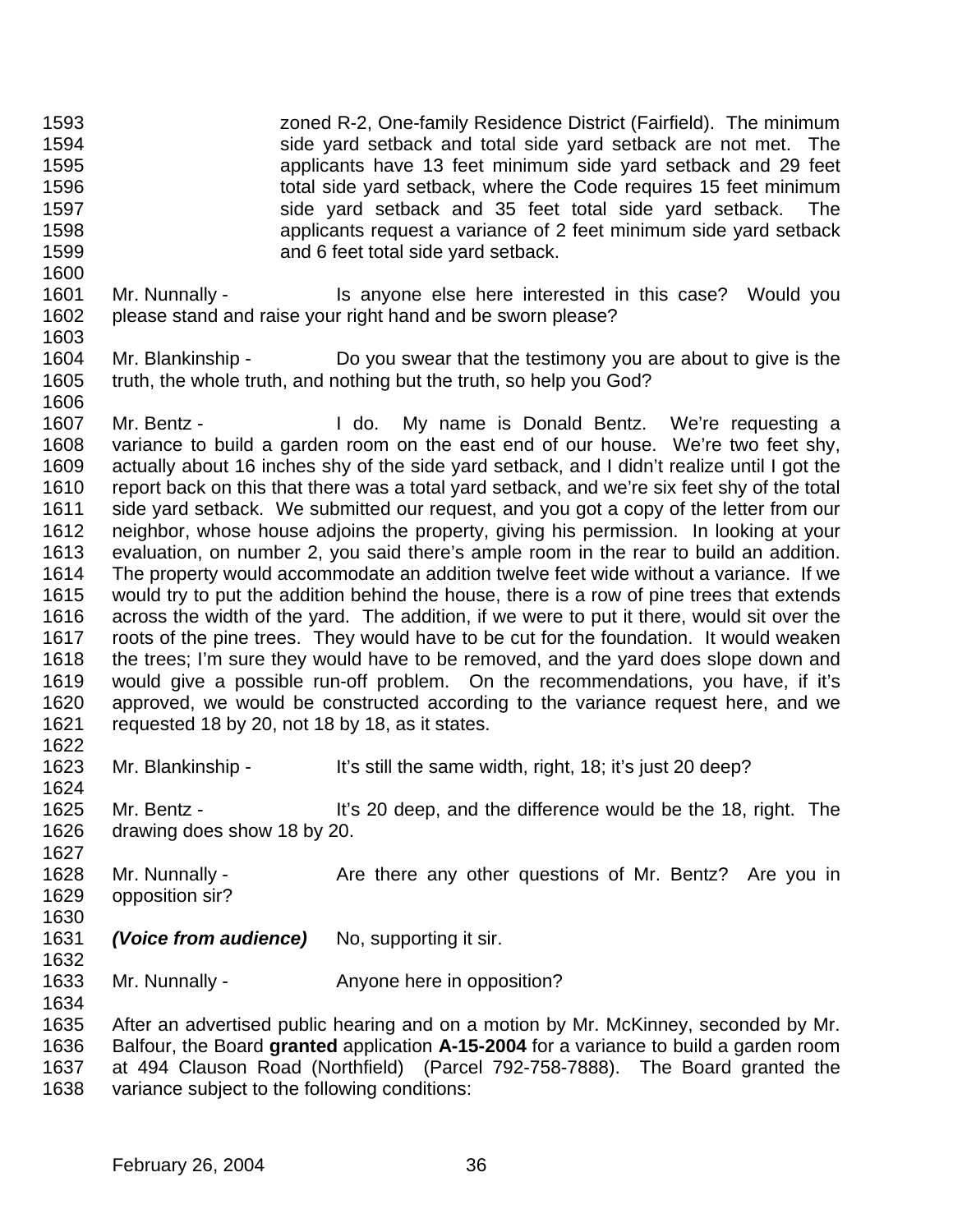zoned R-2, One-family Residence District (Fairfield). The minimum side yard setback and total side yard setback are not met. The applicants have 13 feet minimum side yard setback and 29 feet total side yard setback, where the Code requires 15 feet minimum side yard setback and 35 feet total side yard setback. The applicants request a variance of 2 feet minimum side yard setback and 6 feet total side yard setback.

Mr. Nunnally - Is anyone else here interested in this case? Would you please stand and raise your right hand and be sworn please?

Mr. Blankinship - Do you swear that the testimony you are about to give is the truth, the whole truth, and nothing but the truth, so help you God?

Mr. Bentz - I do. My name is Donald Bentz. We're requesting a variance to build a garden room on the east end of our house. We're two feet shy, actually about 16 inches shy of the side yard setback, and I didn't realize until I got the report back on this that there was a total yard setback, and we're six feet shy of the total side yard setback. We submitted our request, and you got a copy of the letter from our neighbor, whose house adjoins the property, giving his permission. In looking at your evaluation, on number 2, you said there's ample room in the rear to build an addition. The property would accommodate an addition twelve feet wide without a variance. If we would try to put the addition behind the house, there is a row of pine trees that extends across the width of the yard. The addition, if we were to put it there, would sit over the roots of the pine trees. They would have to be cut for the foundation. It would weaken the trees; I'm sure they would have to be removed, and the yard does slope down and would give a possible run-off problem. On the recommendations, you have, if it's approved, we would be constructed according to the variance request here, and we requested 18 by 20, not 18 by 18, as it states.

Mr. Blankinship - It's still the same width, right, 18; it's just 20 deep?

Mr. Bentz - It's 20 deep, and the difference would be the 18, right. The drawing does show 18 by 20.

Mr. Nunnally - Are there any other questions of Mr. Bentz? Are you in opposition sir?

***(Voice from audience)*** No, supporting it sir.

Mr. Nunnally - Anyone here in opposition?

After an advertised public hearing and on a motion by Mr. McKinney, seconded by Mr. Balfour, the Board **granted** application **A-15-2004** for a variance to build a garden room at 494 Clauson Road (Northfield) (Parcel 792-758-7888). The Board granted the variance subject to the following conditions: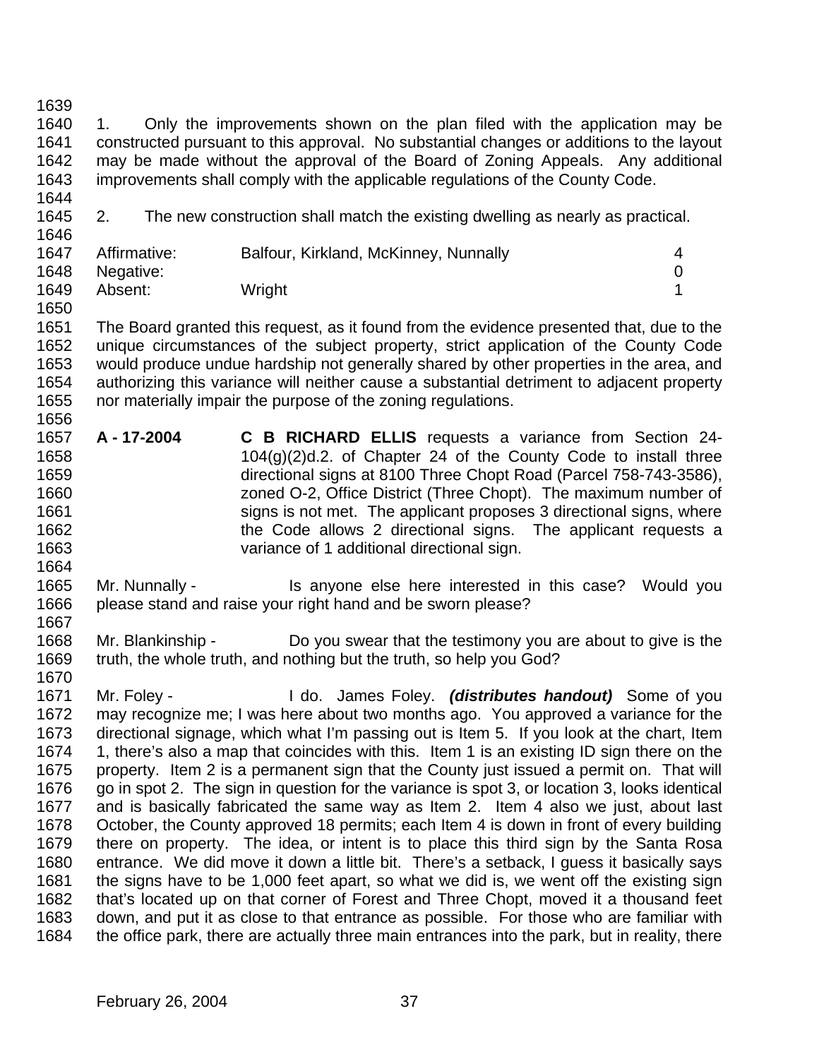1. Only the improvements shown on the plan filed with the application may be constructed pursuant to this approval. No substantial changes or additions to the layout may be made without the approval of the Board of Zoning Appeals. Any additional improvements shall comply with the applicable regulations of the County Code.

2. The new construction shall match the existing dwelling as nearly as practical.

| | | |
|---|---|---|
| Affirmative: | Balfour, Kirkland, McKinney, Nunnally | 4 |
| Negative: | | 0 |
| Absent: | Wright | 1 |

The Board granted this request, as it found from the evidence presented that, due to the unique circumstances of the subject property, strict application of the County Code would produce undue hardship not generally shared by other properties in the area, and authorizing this variance will neither cause a substantial detriment to adjacent property nor materially impair the purpose of the zoning regulations.

**A - 17-2004** **C B RICHARD ELLIS** requests a variance from Section 24-104(g)(2)d.2. of Chapter 24 of the County Code to install three directional signs at 8100 Three Chopt Road (Parcel 758-743-3586), zoned O-2, Office District (Three Chopt). The maximum number of signs is not met. The applicant proposes 3 directional signs, where the Code allows 2 directional signs. The applicant requests a variance of 1 additional directional sign.

Mr. Nunnally - Is anyone else here interested in this case? Would you please stand and raise your right hand and be sworn please?

Mr. Blankinship - Do you swear that the testimony you are about to give is the truth, the whole truth, and nothing but the truth, so help you God?

Mr. Foley - I do. James Foley. ***(distributes handout)*** Some of you may recognize me; I was here about two months ago. You approved a variance for the directional signage, which what I'm passing out is Item 5. If you look at the chart, Item 1, there's also a map that coincides with this. Item 1 is an existing ID sign there on the property. Item 2 is a permanent sign that the County just issued a permit on. That will go in spot 2. The sign in question for the variance is spot 3, or location 3, looks identical and is basically fabricated the same way as Item 2. Item 4 also we just, about last October, the County approved 18 permits; each Item 4 is down in front of every building there on property. The idea, or intent is to place this third sign by the Santa Rosa entrance. We did move it down a little bit. There's a setback, I guess it basically says the signs have to be 1,000 feet apart, so what we did is, we went off the existing sign that's located up on that corner of Forest and Three Chopt, moved it a thousand feet down, and put it as close to that entrance as possible. For those who are familiar with the office park, there are actually three main entrances into the park, but in reality, there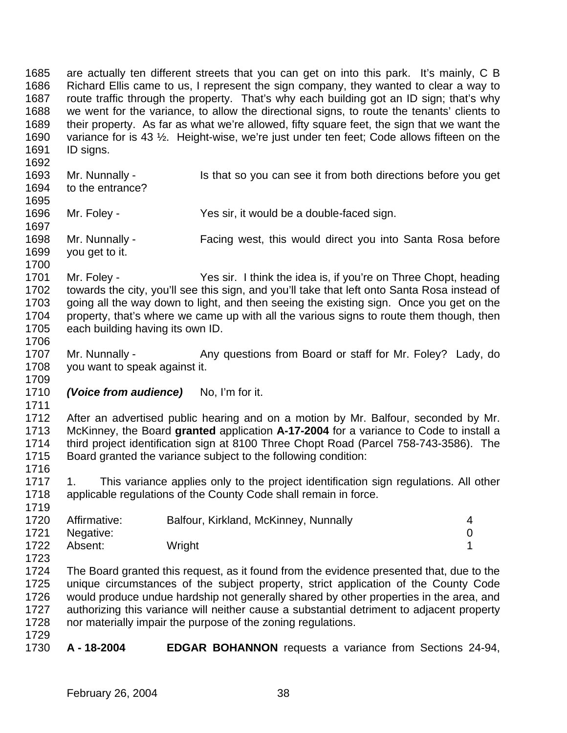are actually ten different streets that you can get on into this park. It's mainly, C B Richard Ellis came to us, I represent the sign company, they wanted to clear a way to route traffic through the property. That's why each building got an ID sign; that's why we went for the variance, to allow the directional signs, to route the tenants' clients to their property. As far as what we're allowed, fifty square feet, the sign that we want the variance for is 43 ½. Height-wise, we're just under ten feet; Code allows fifteen on the ID signs.

Mr. Nunnally - Is that so you can see it from both directions before you get to the entrance?

Mr. Foley - Yes sir, it would be a double-faced sign.

Mr. Nunnally - Facing west, this would direct you into Santa Rosa before you get to it.

Mr. Foley - Yes sir. I think the idea is, if you're on Three Chopt, heading towards the city, you'll see this sign, and you'll take that left onto Santa Rosa instead of going all the way down to light, and then seeing the existing sign. Once you get on the property, that's where we came up with all the various signs to route them though, then each building having its own ID.

Mr. Nunnally - Any questions from Board or staff for Mr. Foley? Lady, do you want to speak against it.

***(Voice from audience)*** No, I'm for it.

After an advertised public hearing and on a motion by Mr. Balfour, seconded by Mr. McKinney, the Board **granted** application **A-17-2004** for a variance to Code to install a third project identification sign at 8100 Three Chopt Road (Parcel 758-743-3586). The Board granted the variance subject to the following condition:

1. This variance applies only to the project identification sign regulations. All other applicable regulations of the County Code shall remain in force.

| | | |
|---|---|---|
| Affirmative: | Balfour, Kirkland, McKinney, Nunnally | 4 |
| Negative: | | 0 |
| Absent: | Wright | 1 |

The Board granted this request, as it found from the evidence presented that, due to the unique circumstances of the subject property, strict application of the County Code would produce undue hardship not generally shared by other properties in the area, and authorizing this variance will neither cause a substantial detriment to adjacent property nor materially impair the purpose of the zoning regulations.

**A - 18-2004** **EDGAR BOHANNON** requests a variance from Sections 24-94,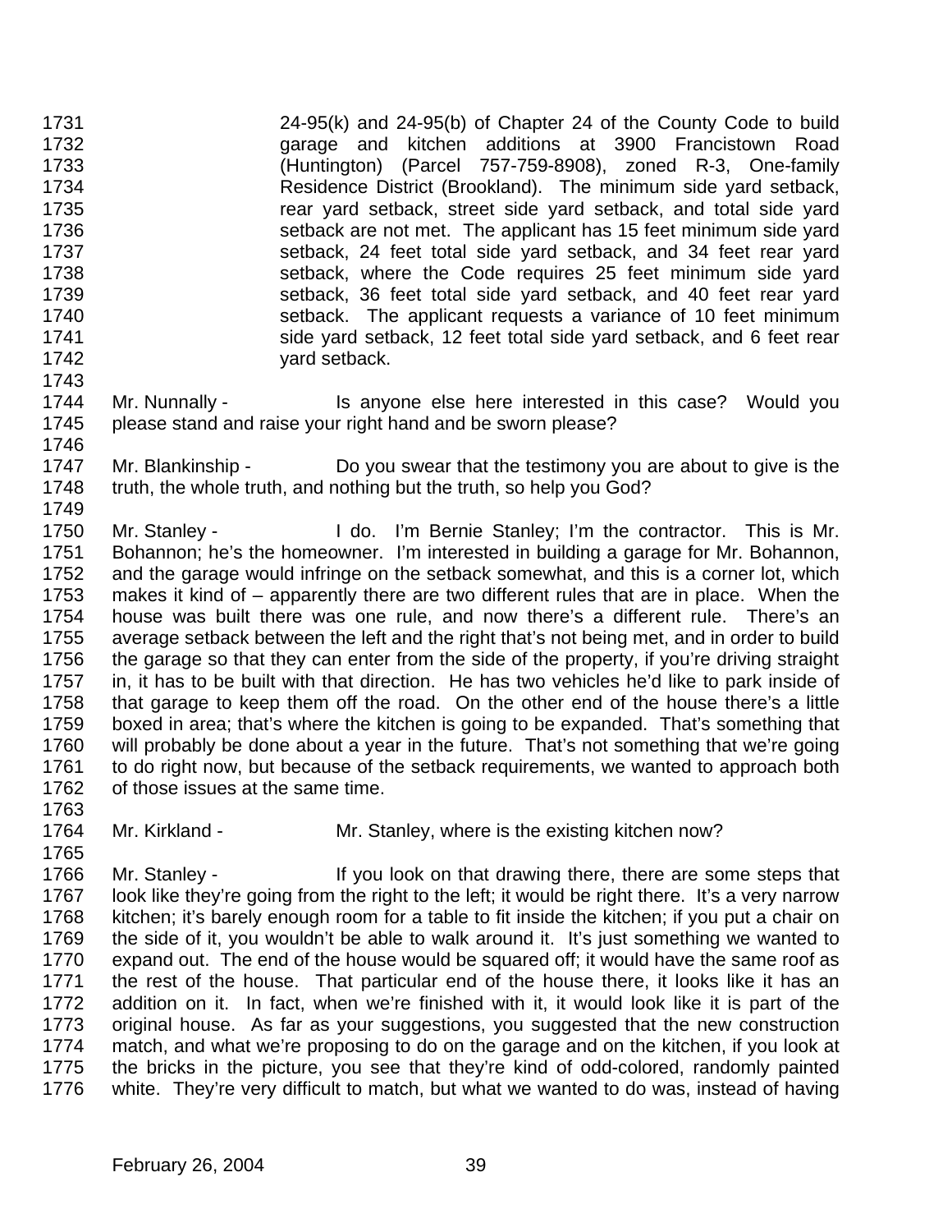24-95(k) and 24-95(b) of Chapter 24 of the County Code to build garage and kitchen additions at 3900 Francistown Road (Huntington) (Parcel 757-759-8908), zoned R-3, One-family Residence District (Brookland). The minimum side yard setback, rear yard setback, street side yard setback, and total side yard setback are not met. The applicant has 15 feet minimum side yard setback, 24 feet total side yard setback, and 34 feet rear yard setback, where the Code requires 25 feet minimum side yard setback, 36 feet total side yard setback, and 40 feet rear yard setback. The applicant requests a variance of 10 feet minimum side yard setback, 12 feet total side yard setback, and 6 feet rear yard setback.

Mr. Nunnally - Is anyone else here interested in this case? Would you please stand and raise your right hand and be sworn please?

Mr. Blankinship - Do you swear that the testimony you are about to give is the truth, the whole truth, and nothing but the truth, so help you God?

Mr. Stanley - I do. I'm Bernie Stanley; I'm the contractor. This is Mr. Bohannon; he's the homeowner. I'm interested in building a garage for Mr. Bohannon, and the garage would infringe on the setback somewhat, and this is a corner lot, which makes it kind of – apparently there are two different rules that are in place. When the house was built there was one rule, and now there's a different rule. There's an average setback between the left and the right that's not being met, and in order to build the garage so that they can enter from the side of the property, if you're driving straight in, it has to be built with that direction. He has two vehicles he'd like to park inside of that garage to keep them off the road. On the other end of the house there's a little boxed in area; that's where the kitchen is going to be expanded. That's something that will probably be done about a year in the future. That's not something that we're going to do right now, but because of the setback requirements, we wanted to approach both of those issues at the same time.

Mr. Kirkland - Mr. Stanley, where is the existing kitchen now?

Mr. Stanley - If you look on that drawing there, there are some steps that look like they're going from the right to the left; it would be right there. It's a very narrow kitchen; it's barely enough room for a table to fit inside the kitchen; if you put a chair on the side of it, you wouldn't be able to walk around it. It's just something we wanted to expand out. The end of the house would be squared off; it would have the same roof as the rest of the house. That particular end of the house there, it looks like it has an addition on it. In fact, when we're finished with it, it would look like it is part of the original house. As far as your suggestions, you suggested that the new construction match, and what we're proposing to do on the garage and on the kitchen, if you look at the bricks in the picture, you see that they're kind of odd-colored, randomly painted white. They're very difficult to match, but what we wanted to do was, instead of having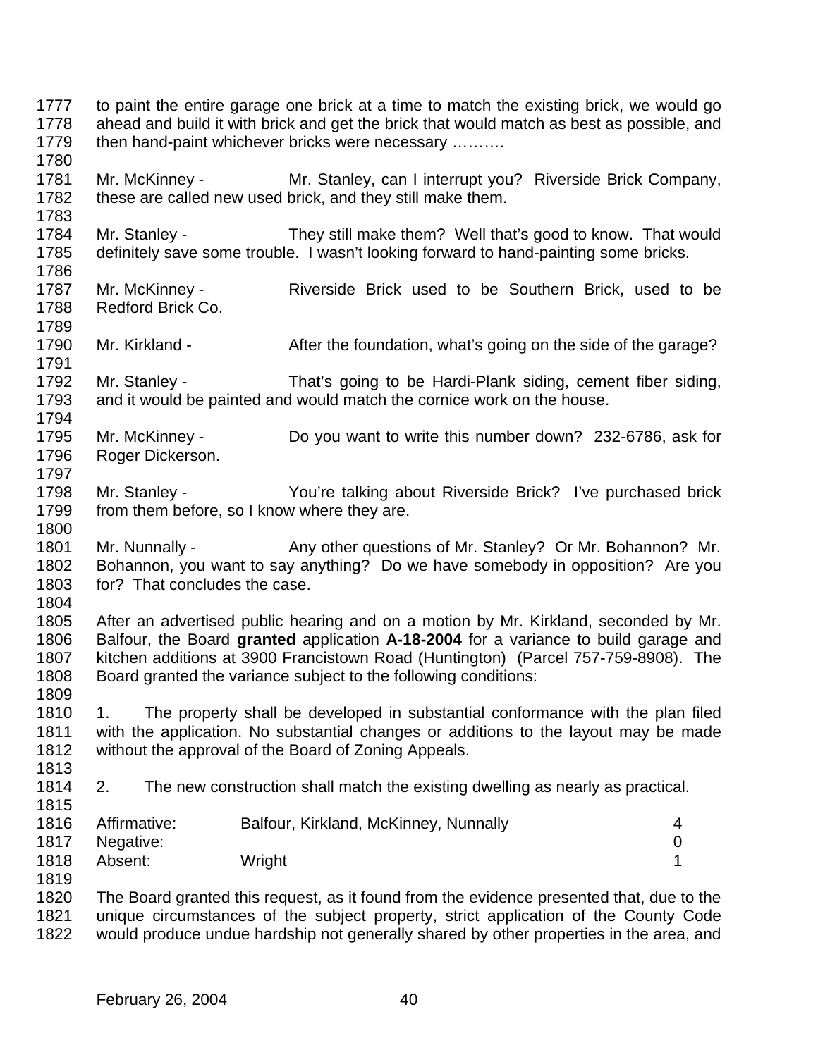to paint the entire garage one brick at a time to match the existing brick, we would go ahead and build it with brick and get the brick that would match as best as possible, and then hand-paint whichever bricks were necessary ……….

Mr. McKinney - Mr. Stanley, can I interrupt you? Riverside Brick Company, these are called new used brick, and they still make them.

Mr. Stanley - They still make them? Well that's good to know. That would definitely save some trouble. I wasn't looking forward to hand-painting some bricks.

Mr. McKinney - Riverside Brick used to be Southern Brick, used to be Redford Brick Co.

Mr. Kirkland - After the foundation, what's going on the side of the garage?

Mr. Stanley - That's going to be Hardi-Plank siding, cement fiber siding, and it would be painted and would match the cornice work on the house.

Mr. McKinney - Do you want to write this number down? 232-6786, ask for Roger Dickerson.

Mr. Stanley - You're talking about Riverside Brick? I've purchased brick from them before, so I know where they are.

Mr. Nunnally - Any other questions of Mr. Stanley? Or Mr. Bohannon? Mr. Bohannon, you want to say anything? Do we have somebody in opposition? Are you for? That concludes the case.

After an advertised public hearing and on a motion by Mr. Kirkland, seconded by Mr. Balfour, the Board **granted** application **A-18-2004** for a variance to build garage and kitchen additions at 3900 Francistown Road (Huntington) (Parcel 757-759-8908). The Board granted the variance subject to the following conditions:

1. The property shall be developed in substantial conformance with the plan filed with the application. No substantial changes or additions to the layout may be made without the approval of the Board of Zoning Appeals.

2. The new construction shall match the existing dwelling as nearly as practical.

| | | |
|---|---|---|
| Affirmative: | Balfour, Kirkland, McKinney, Nunnally | 4 |
| Negative: | | 0 |
| Absent: | Wright | 1 |

The Board granted this request, as it found from the evidence presented that, due to the unique circumstances of the subject property, strict application of the County Code would produce undue hardship not generally shared by other properties in the area, and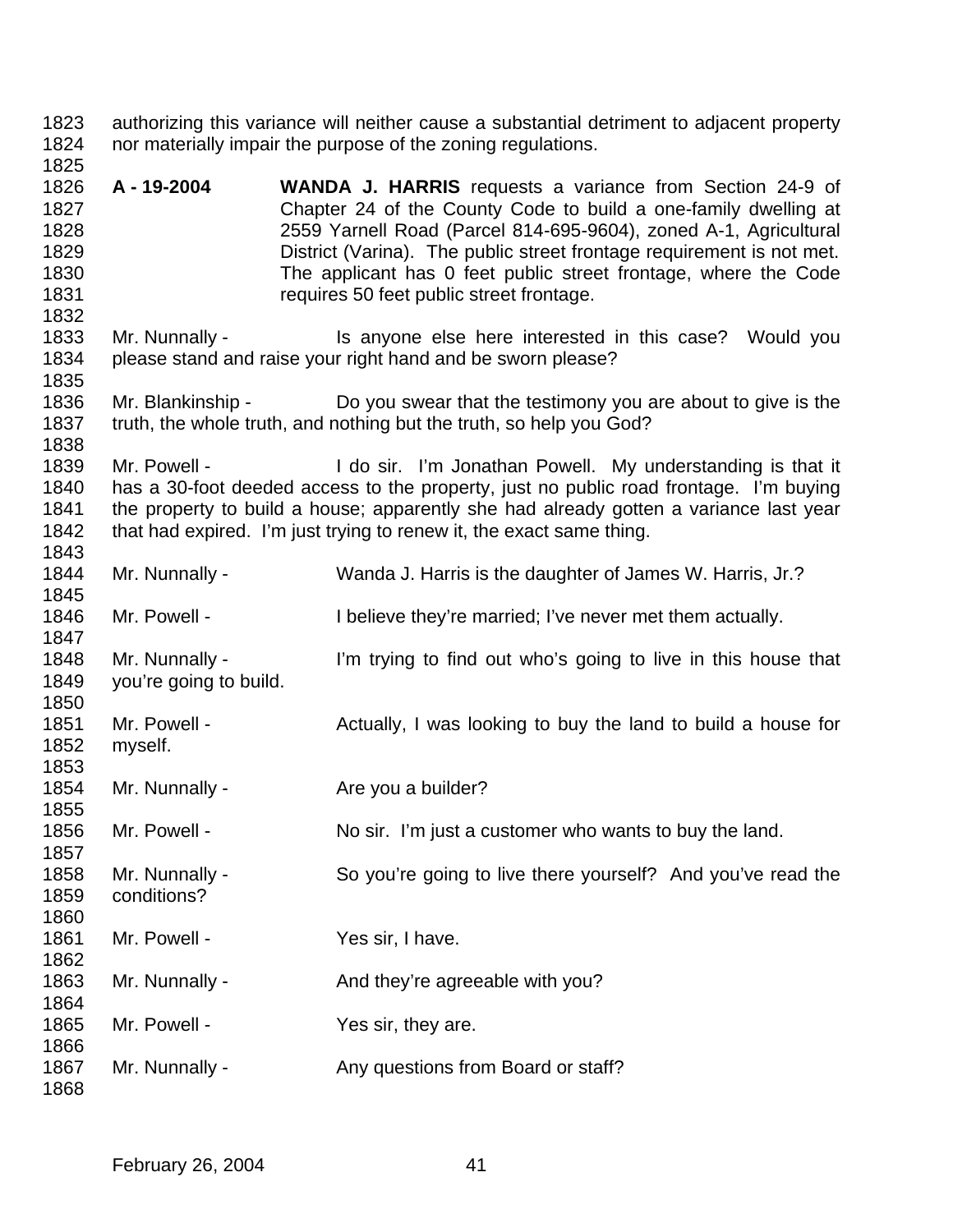authorizing this variance will neither cause a substantial detriment to adjacent property nor materially impair the purpose of the zoning regulations.

**A - 19-2004** **WANDA J. HARRIS** requests a variance from Section 24-9 of Chapter 24 of the County Code to build a one-family dwelling at 2559 Yarnell Road (Parcel 814-695-9604), zoned A-1, Agricultural District (Varina). The public street frontage requirement is not met. The applicant has 0 feet public street frontage, where the Code requires 50 feet public street frontage.

Mr. Nunnally - Is anyone else here interested in this case? Would you please stand and raise your right hand and be sworn please?

Mr. Blankinship - Do you swear that the testimony you are about to give is the truth, the whole truth, and nothing but the truth, so help you God?

Mr. Powell - I do sir. I'm Jonathan Powell. My understanding is that it has a 30-foot deeded access to the property, just no public road frontage. I'm buying the property to build a house; apparently she had already gotten a variance last year that had expired. I'm just trying to renew it, the exact same thing.

Mr. Nunnally - Wanda J. Harris is the daughter of James W. Harris, Jr.?

Mr. Powell - I believe they're married; I've never met them actually.

Mr. Nunnally - I'm trying to find out who's going to live in this house that you're going to build.

Mr. Powell - Actually, I was looking to buy the land to build a house for myself.

Mr. Nunnally - Are you a builder?

Mr. Powell - No sir. I'm just a customer who wants to buy the land.

Mr. Nunnally - So you're going to live there yourself? And you've read the conditions?

Mr. Powell - Yes sir, I have.

Mr. Nunnally - And they're agreeable with you?

Mr. Powell - Yes sir, they are.

Mr. Nunnally - Any questions from Board or staff?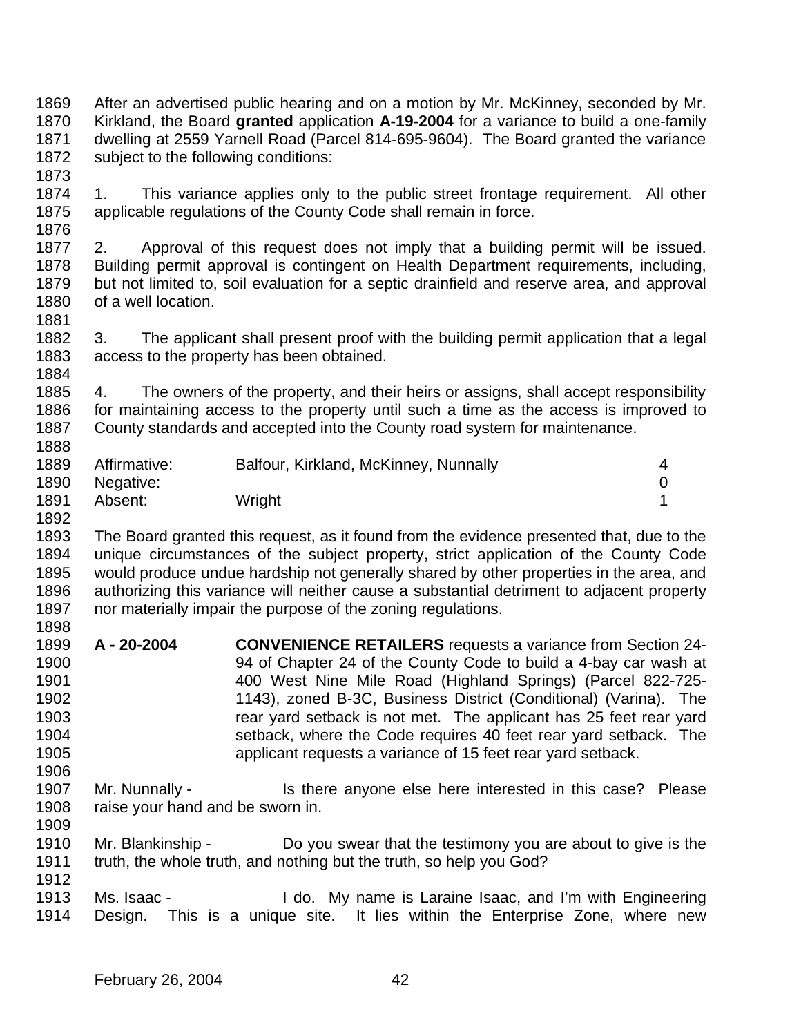After an advertised public hearing and on a motion by Mr. McKinney, seconded by Mr. Kirkland, the Board **granted** application **A-19-2004** for a variance to build a one-family dwelling at 2559 Yarnell Road (Parcel 814-695-9604). The Board granted the variance subject to the following conditions:

1. This variance applies only to the public street frontage requirement. All other applicable regulations of the County Code shall remain in force.

2. Approval of this request does not imply that a building permit will be issued. Building permit approval is contingent on Health Department requirements, including, but not limited to, soil evaluation for a septic drainfield and reserve area, and approval of a well location.

3. The applicant shall present proof with the building permit application that a legal access to the property has been obtained.

4. The owners of the property, and their heirs or assigns, shall accept responsibility for maintaining access to the property until such a time as the access is improved to County standards and accepted into the County road system for maintenance.

| | | |
|---|---|---|
| Affirmative: | Balfour, Kirkland, McKinney, Nunnally | 4 |
| Negative: | | 0 |
| Absent: | Wright | 1 |

The Board granted this request, as it found from the evidence presented that, due to the unique circumstances of the subject property, strict application of the County Code would produce undue hardship not generally shared by other properties in the area, and authorizing this variance will neither cause a substantial detriment to adjacent property nor materially impair the purpose of the zoning regulations.

**A - 20-2004** **CONVENIENCE RETAILERS** requests a variance from Section 24-94 of Chapter 24 of the County Code to build a 4-bay car wash at 400 West Nine Mile Road (Highland Springs) (Parcel 822-725-1143), zoned B-3C, Business District (Conditional) (Varina). The rear yard setback is not met. The applicant has 25 feet rear yard setback, where the Code requires 40 feet rear yard setback. The applicant requests a variance of 15 feet rear yard setback.

Mr. Nunnally - Is there anyone else here interested in this case? Please raise your hand and be sworn in.

Mr. Blankinship - Do you swear that the testimony you are about to give is the truth, the whole truth, and nothing but the truth, so help you God?

Ms. Isaac - I do. My name is Laraine Isaac, and I'm with Engineering Design. This is a unique site. It lies within the Enterprise Zone, where new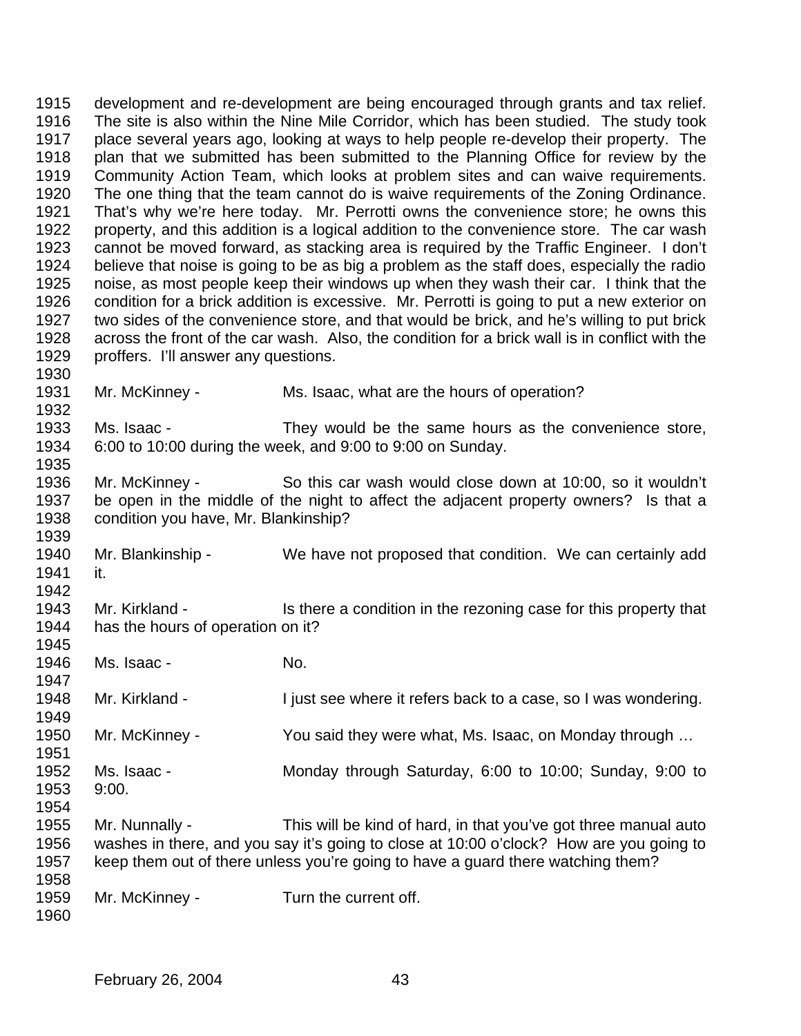development and re-development are being encouraged through grants and tax relief. The site is also within the Nine Mile Corridor, which has been studied. The study took place several years ago, looking at ways to help people re-develop their property. The plan that we submitted has been submitted to the Planning Office for review by the Community Action Team, which looks at problem sites and can waive requirements. The one thing that the team cannot do is waive requirements of the Zoning Ordinance. That's why we're here today. Mr. Perrotti owns the convenience store; he owns this property, and this addition is a logical addition to the convenience store. The car wash cannot be moved forward, as stacking area is required by the Traffic Engineer. I don't believe that noise is going to be as big a problem as the staff does, especially the radio noise, as most people keep their windows up when they wash their car. I think that the condition for a brick addition is excessive. Mr. Perrotti is going to put a new exterior on two sides of the convenience store, and that would be brick, and he's willing to put brick across the front of the car wash. Also, the condition for a brick wall is in conflict with the proffers. I'll answer any questions.

Mr. McKinney - Ms. Isaac, what are the hours of operation?

Ms. Isaac - They would be the same hours as the convenience store, 6:00 to 10:00 during the week, and 9:00 to 9:00 on Sunday.

Mr. McKinney - So this car wash would close down at 10:00, so it wouldn't be open in the middle of the night to affect the adjacent property owners? Is that a condition you have, Mr. Blankinship?

Mr. Blankinship - We have not proposed that condition. We can certainly add it.

Mr. Kirkland - Is there a condition in the rezoning case for this property that has the hours of operation on it?

Ms. Isaac - No.

Mr. Kirkland - I just see where it refers back to a case, so I was wondering.

Mr. McKinney - You said they were what, Ms. Isaac, on Monday through …

Ms. Isaac - Monday through Saturday, 6:00 to 10:00; Sunday, 9:00 to 9:00.

Mr. Nunnally - This will be kind of hard, in that you've got three manual auto washes in there, and you say it's going to close at 10:00 o'clock? How are you going to keep them out of there unless you're going to have a guard there watching them?

Mr. McKinney - Turn the current off.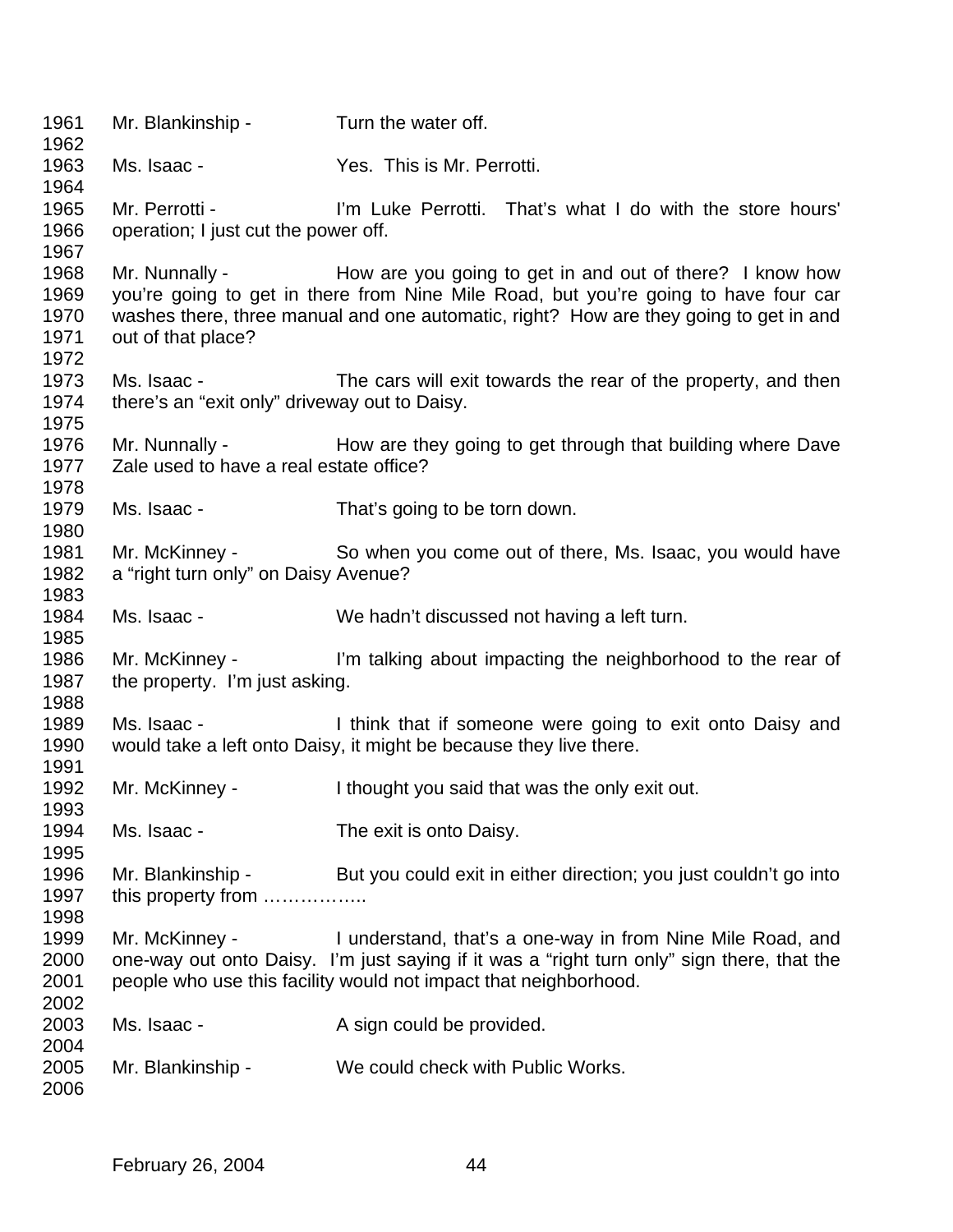1961 Mr. Blankinship - Turn the water off.
1962
1963 Ms. Isaac - Yes. This is Mr. Perrotti.
1964
1965 Mr. Perrotti - I'm Luke Perrotti. That's what I do with the store hours'
1966 operation; I just cut the power off.
1967
1968 Mr. Nunnally - How are you going to get in and out of there? I know how
1969 you're going to get in there from Nine Mile Road, but you're going to have four car
1970 washes there, three manual and one automatic, right? How are they going to get in and
1971 out of that place?
1972
1973 Ms. Isaac - The cars will exit towards the rear of the property, and then
1974 there's an "exit only" driveway out to Daisy.
1975
1976 Mr. Nunnally - How are they going to get through that building where Dave
1977 Zale used to have a real estate office?
1978
1979 Ms. Isaac - That's going to be torn down.
1980
1981 Mr. McKinney - So when you come out of there, Ms. Isaac, you would have
1982 a "right turn only" on Daisy Avenue?
1983
1984 Ms. Isaac - We hadn't discussed not having a left turn.
1985
1986 Mr. McKinney - I'm talking about impacting the neighborhood to the rear of
1987 the property. I'm just asking.
1988
1989 Ms. Isaac - I think that if someone were going to exit onto Daisy and
1990 would take a left onto Daisy, it might be because they live there.
1991
1992 Mr. McKinney - I thought you said that was the only exit out.
1993
1994 Ms. Isaac - The exit is onto Daisy.
1995
1996 Mr. Blankinship - But you could exit in either direction; you just couldn't go into
1997 this property from ……………..
1998
1999 Mr. McKinney - I understand, that's a one-way in from Nine Mile Road, and
2000 one-way out onto Daisy. I'm just saying if it was a "right turn only" sign there, that the
2001 people who use this facility would not impact that neighborhood.
2002
2003 Ms. Isaac - A sign could be provided.
2004
2005 Mr. Blankinship - We could check with Public Works.
2006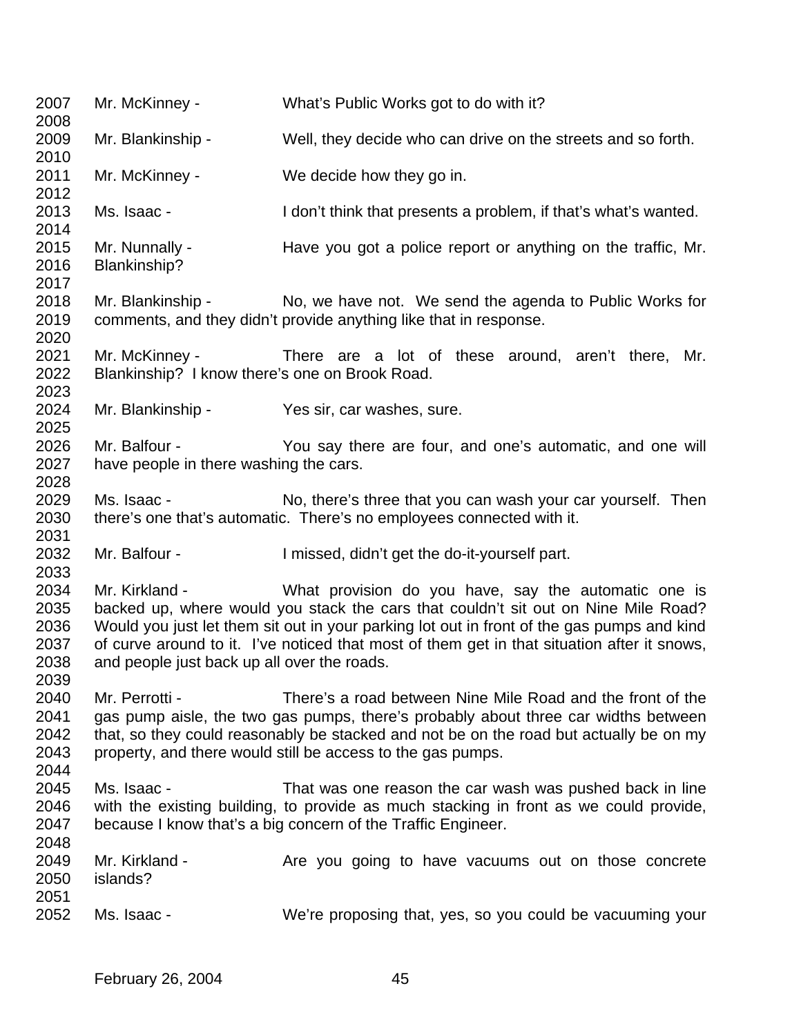2007 Mr. McKinney - What's Public Works got to do with it?
2008
2009 Mr. Blankinship - Well, they decide who can drive on the streets and so forth.
2010
2011 Mr. McKinney - We decide how they go in.
2012
2013 Ms. Isaac - I don't think that presents a problem, if that's what's wanted.
2014
2015 Mr. Nunnally - Have you got a police report or anything on the traffic, Mr.
2016 Blankinship?
2017
2018 Mr. Blankinship - No, we have not. We send the agenda to Public Works for
2019 comments, and they didn't provide anything like that in response.
2020
2021 Mr. McKinney - There are a lot of these around, aren't there, Mr.
2022 Blankinship? I know there's one on Brook Road.
2023
2024 Mr. Blankinship - Yes sir, car washes, sure.
2025
2026 Mr. Balfour - You say there are four, and one's automatic, and one will
2027 have people in there washing the cars.
2028
2029 Ms. Isaac - No, there's three that you can wash your car yourself. Then
2030 there's one that's automatic. There's no employees connected with it.
2031
2032 Mr. Balfour - I missed, didn't get the do-it-yourself part.
2033
2034 Mr. Kirkland - What provision do you have, say the automatic one is
2035 backed up, where would you stack the cars that couldn't sit out on Nine Mile Road?
2036 Would you just let them sit out in your parking lot out in front of the gas pumps and kind
2037 of curve around to it. I've noticed that most of them get in that situation after it snows,
2038 and people just back up all over the roads.
2039
2040 Mr. Perrotti - There's a road between Nine Mile Road and the front of the
2041 gas pump aisle, the two gas pumps, there's probably about three car widths between
2042 that, so they could reasonably be stacked and not be on the road but actually be on my
2043 property, and there would still be access to the gas pumps.
2044
2045 Ms. Isaac - That was one reason the car wash was pushed back in line
2046 with the existing building, to provide as much stacking in front as we could provide,
2047 because I know that's a big concern of the Traffic Engineer.
2048
2049 Mr. Kirkland - Are you going to have vacuums out on those concrete
2050 islands?
2051
2052 Ms. Isaac - We're proposing that, yes, so you could be vacuuming your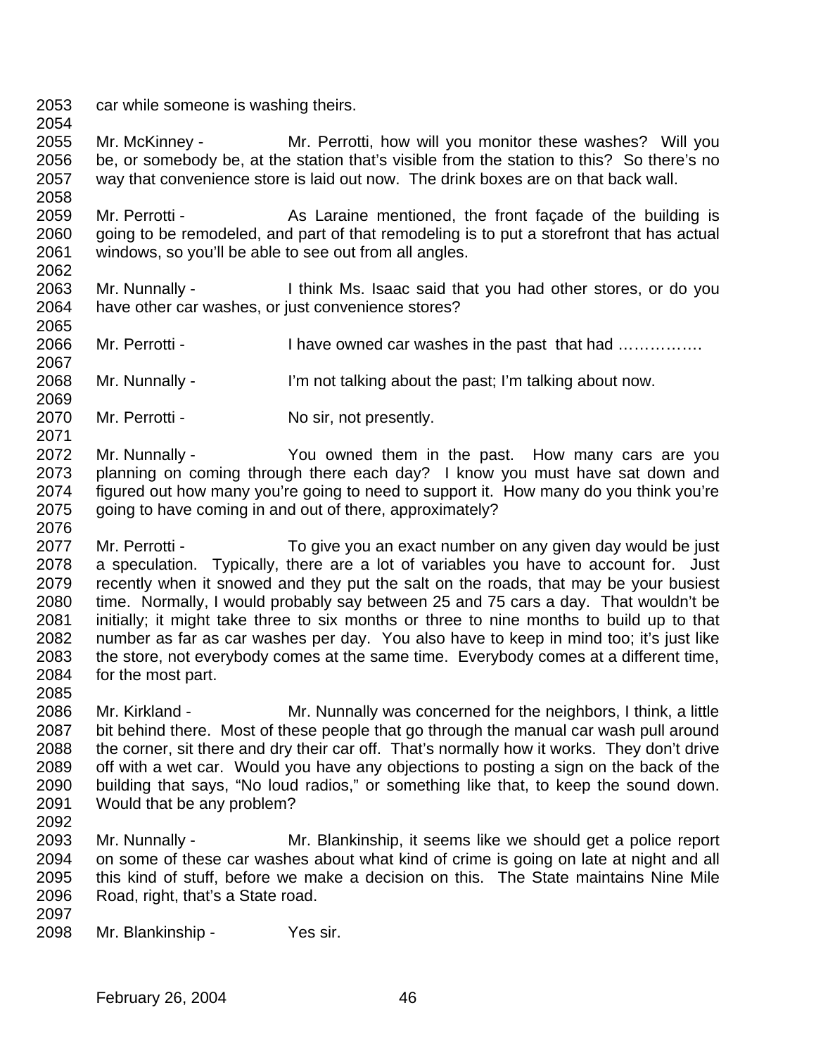car while someone is washing theirs.

Mr. McKinney - Mr. Perrotti, how will you monitor these washes? Will you be, or somebody be, at the station that's visible from the station to this? So there's no way that convenience store is laid out now. The drink boxes are on that back wall.

Mr. Perrotti - As Laraine mentioned, the front façade of the building is going to be remodeled, and part of that remodeling is to put a storefront that has actual windows, so you'll be able to see out from all angles.

Mr. Nunnally - I think Ms. Isaac said that you had other stores, or do you have other car washes, or just convenience stores?

Mr. Perrotti - I have owned car washes in the past that had …………….

Mr. Nunnally - I'm not talking about the past; I'm talking about now.

Mr. Perrotti - No sir, not presently.

Mr. Nunnally - You owned them in the past. How many cars are you planning on coming through there each day? I know you must have sat down and figured out how many you're going to need to support it. How many do you think you're going to have coming in and out of there, approximately?

Mr. Perrotti - To give you an exact number on any given day would be just a speculation. Typically, there are a lot of variables you have to account for. Just recently when it snowed and they put the salt on the roads, that may be your busiest time. Normally, I would probably say between 25 and 75 cars a day. That wouldn't be initially; it might take three to six months or three to nine months to build up to that number as far as car washes per day. You also have to keep in mind too; it's just like the store, not everybody comes at the same time. Everybody comes at a different time, for the most part.

Mr. Kirkland - Mr. Nunnally was concerned for the neighbors, I think, a little bit behind there. Most of these people that go through the manual car wash pull around the corner, sit there and dry their car off. That's normally how it works. They don't drive off with a wet car. Would you have any objections to posting a sign on the back of the building that says, "No loud radios," or something like that, to keep the sound down. Would that be any problem?

Mr. Nunnally - Mr. Blankinship, it seems like we should get a police report on some of these car washes about what kind of crime is going on late at night and all this kind of stuff, before we make a decision on this. The State maintains Nine Mile Road, right, that's a State road.

Mr. Blankinship - Yes sir.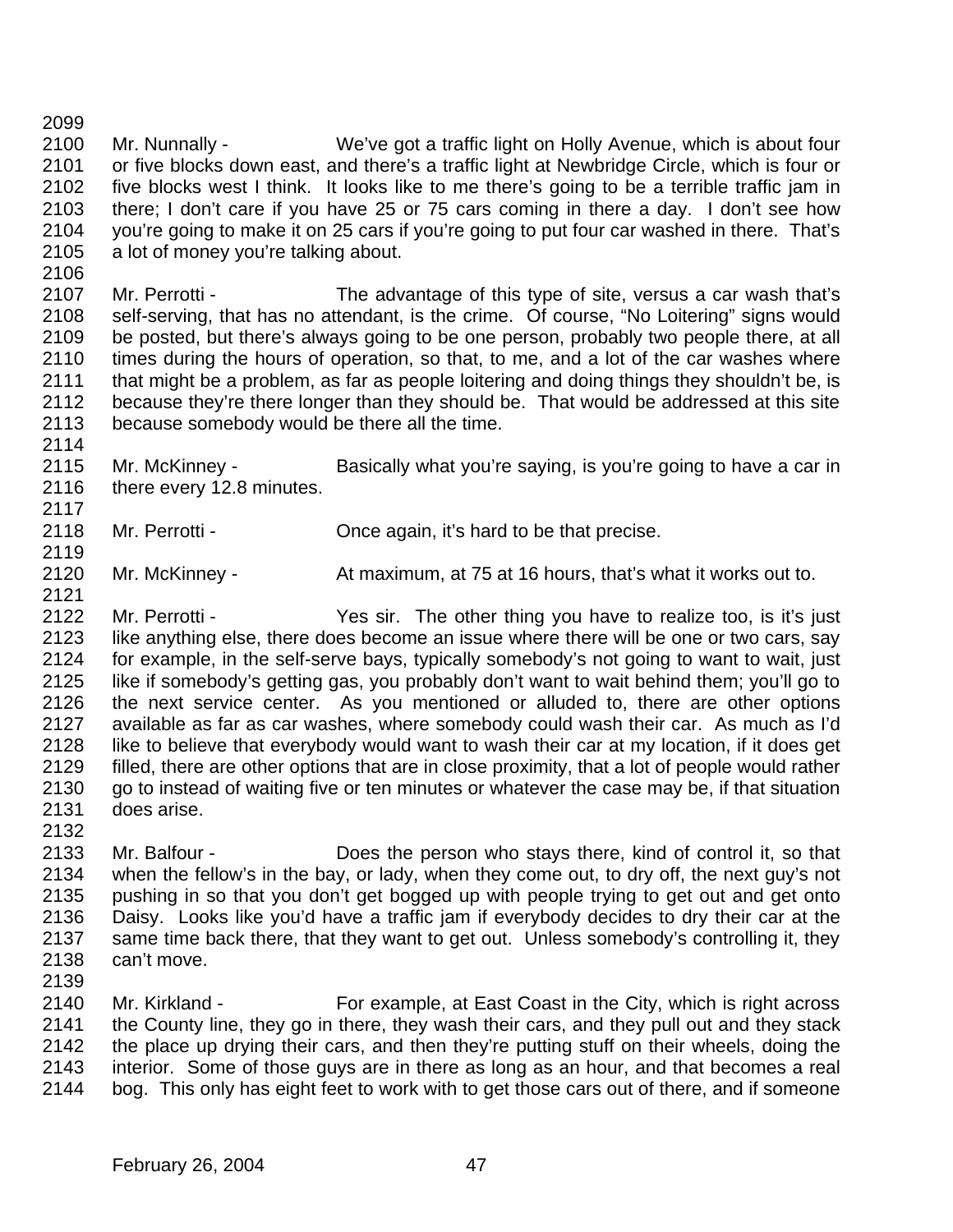Mr. Nunnally - We've got a traffic light on Holly Avenue, which is about four or five blocks down east, and there's a traffic light at Newbridge Circle, which is four or five blocks west I think. It looks like to me there's going to be a terrible traffic jam in there; I don't care if you have 25 or 75 cars coming in there a day. I don't see how you're going to make it on 25 cars if you're going to put four car washed in there. That's a lot of money you're talking about.

Mr. Perrotti - The advantage of this type of site, versus a car wash that's self-serving, that has no attendant, is the crime. Of course, "No Loitering" signs would be posted, but there's always going to be one person, probably two people there, at all times during the hours of operation, so that, to me, and a lot of the car washes where that might be a problem, as far as people loitering and doing things they shouldn't be, is because they're there longer than they should be. That would be addressed at this site because somebody would be there all the time.

Mr. McKinney - Basically what you're saying, is you're going to have a car in there every 12.8 minutes.

Mr. Perrotti - Once again, it's hard to be that precise.

Mr. McKinney - At maximum, at 75 at 16 hours, that's what it works out to.

Mr. Perrotti - Yes sir. The other thing you have to realize too, is it's just like anything else, there does become an issue where there will be one or two cars, say for example, in the self-serve bays, typically somebody's not going to want to wait, just like if somebody's getting gas, you probably don't want to wait behind them; you'll go to the next service center. As you mentioned or alluded to, there are other options available as far as car washes, where somebody could wash their car. As much as I'd like to believe that everybody would want to wash their car at my location, if it does get filled, there are other options that are in close proximity, that a lot of people would rather go to instead of waiting five or ten minutes or whatever the case may be, if that situation does arise.

Mr. Balfour - Does the person who stays there, kind of control it, so that when the fellow's in the bay, or lady, when they come out, to dry off, the next guy's not pushing in so that you don't get bogged up with people trying to get out and get onto Daisy. Looks like you'd have a traffic jam if everybody decides to dry their car at the same time back there, that they want to get out. Unless somebody's controlling it, they can't move.

Mr. Kirkland - For example, at East Coast in the City, which is right across the County line, they go in there, they wash their cars, and they pull out and they stack the place up drying their cars, and then they're putting stuff on their wheels, doing the interior. Some of those guys are in there as long as an hour, and that becomes a real bog. This only has eight feet to work with to get those cars out of there, and if someone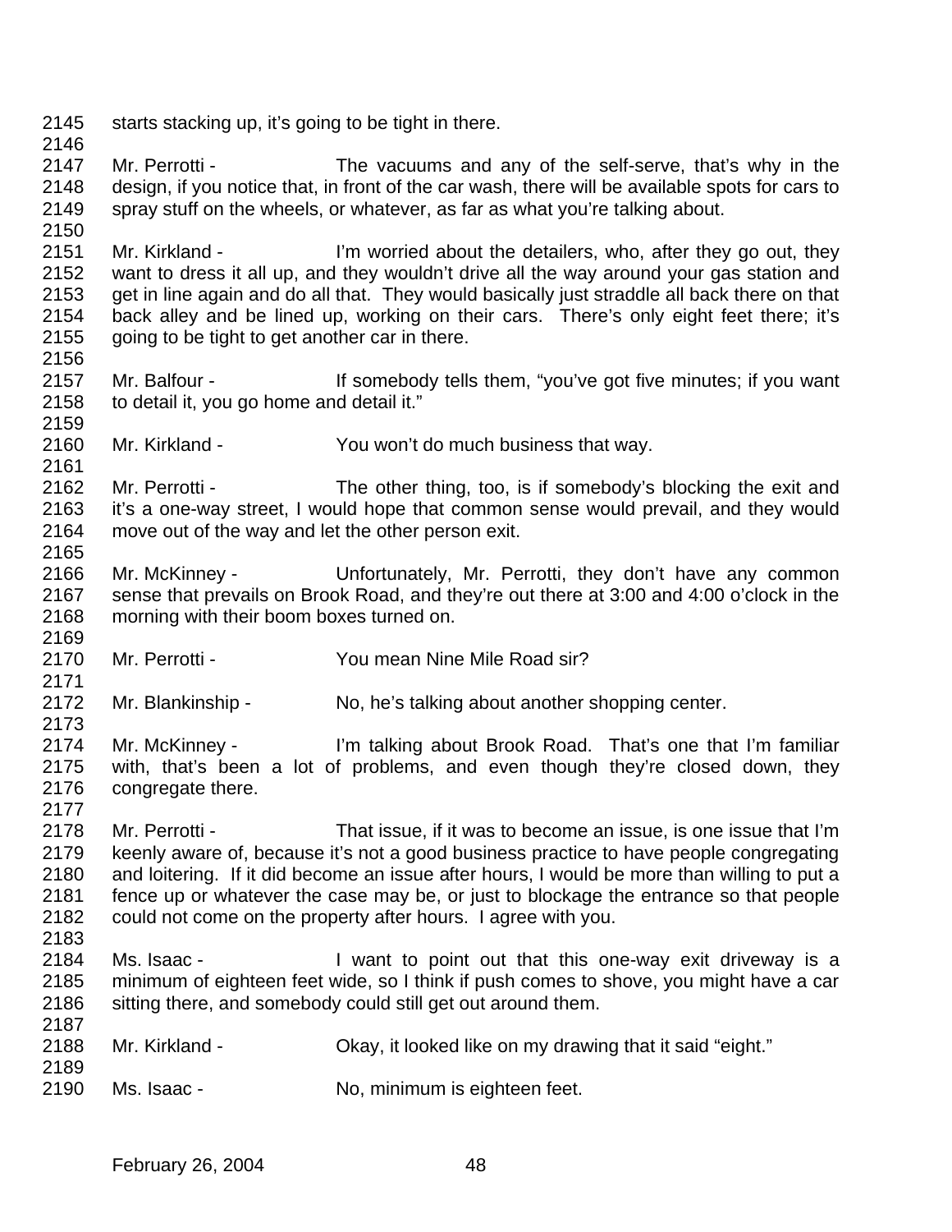starts stacking up, it's going to be tight in there.

Mr. Perrotti - The vacuums and any of the self-serve, that's why in the design, if you notice that, in front of the car wash, there will be available spots for cars to spray stuff on the wheels, or whatever, as far as what you're talking about.

Mr. Kirkland - I'm worried about the detailers, who, after they go out, they want to dress it all up, and they wouldn't drive all the way around your gas station and get in line again and do all that. They would basically just straddle all back there on that back alley and be lined up, working on their cars. There's only eight feet there; it's going to be tight to get another car in there.

Mr. Balfour - If somebody tells them, "you've got five minutes; if you want to detail it, you go home and detail it."

Mr. Kirkland - You won't do much business that way.

Mr. Perrotti - The other thing, too, is if somebody's blocking the exit and it's a one-way street, I would hope that common sense would prevail, and they would move out of the way and let the other person exit.

Mr. McKinney - Unfortunately, Mr. Perrotti, they don't have any common sense that prevails on Brook Road, and they're out there at 3:00 and 4:00 o'clock in the morning with their boom boxes turned on.

Mr. Perrotti - You mean Nine Mile Road sir?

Mr. Blankinship - No, he's talking about another shopping center.

Mr. McKinney - I'm talking about Brook Road. That's one that I'm familiar with, that's been a lot of problems, and even though they're closed down, they congregate there.

Mr. Perrotti - That issue, if it was to become an issue, is one issue that I'm keenly aware of, because it's not a good business practice to have people congregating and loitering. If it did become an issue after hours, I would be more than willing to put a fence up or whatever the case may be, or just to blockage the entrance so that people could not come on the property after hours. I agree with you.

Ms. Isaac - I want to point out that this one-way exit driveway is a minimum of eighteen feet wide, so I think if push comes to shove, you might have a car sitting there, and somebody could still get out around them.

Mr. Kirkland - Okay, it looked like on my drawing that it said "eight."

Ms. Isaac - No, minimum is eighteen feet.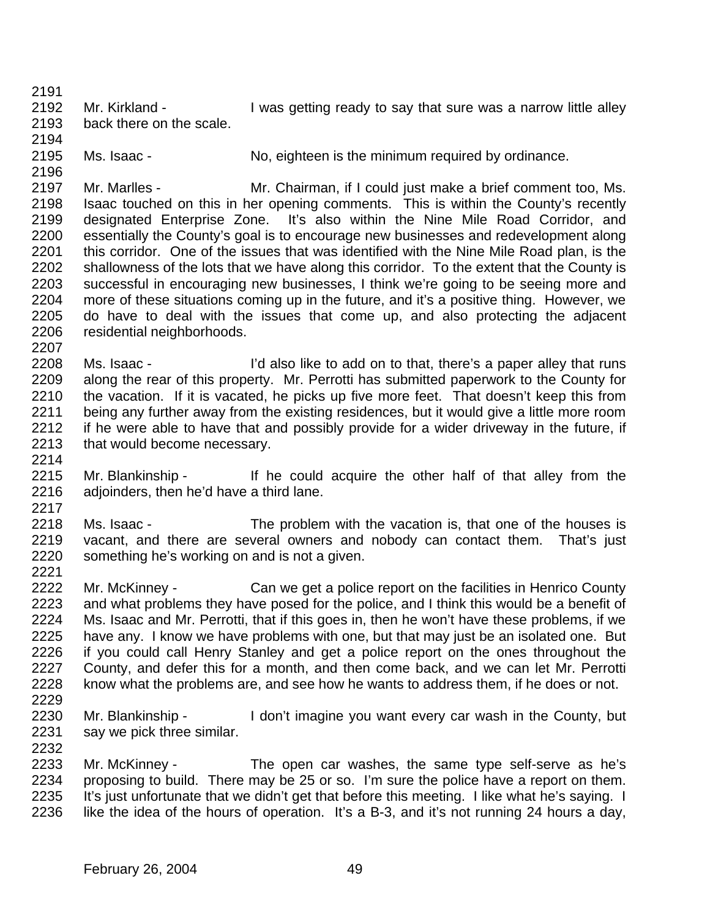Mr. Kirkland - I was getting ready to say that sure was a narrow little alley back there on the scale.

Ms. Isaac - No, eighteen is the minimum required by ordinance.

Mr. Marlles - Mr. Chairman, if I could just make a brief comment too, Ms. Isaac touched on this in her opening comments. This is within the County's recently designated Enterprise Zone. It's also within the Nine Mile Road Corridor, and essentially the County's goal is to encourage new businesses and redevelopment along this corridor. One of the issues that was identified with the Nine Mile Road plan, is the shallowness of the lots that we have along this corridor. To the extent that the County is successful in encouraging new businesses, I think we're going to be seeing more and more of these situations coming up in the future, and it's a positive thing. However, we do have to deal with the issues that come up, and also protecting the adjacent residential neighborhoods.

Ms. Isaac - I'd also like to add on to that, there's a paper alley that runs along the rear of this property. Mr. Perrotti has submitted paperwork to the County for the vacation. If it is vacated, he picks up five more feet. That doesn't keep this from being any further away from the existing residences, but it would give a little more room if he were able to have that and possibly provide for a wider driveway in the future, if that would become necessary.

Mr. Blankinship - If he could acquire the other half of that alley from the adjoinders, then he'd have a third lane.

Ms. Isaac - The problem with the vacation is, that one of the houses is vacant, and there are several owners and nobody can contact them. That's just something he's working on and is not a given.

Mr. McKinney - Can we get a police report on the facilities in Henrico County and what problems they have posed for the police, and I think this would be a benefit of Ms. Isaac and Mr. Perrotti, that if this goes in, then he won't have these problems, if we have any. I know we have problems with one, but that may just be an isolated one. But if you could call Henry Stanley and get a police report on the ones throughout the County, and defer this for a month, and then come back, and we can let Mr. Perrotti know what the problems are, and see how he wants to address them, if he does or not.

Mr. Blankinship - I don't imagine you want every car wash in the County, but say we pick three similar.

Mr. McKinney - The open car washes, the same type self-serve as he's proposing to build. There may be 25 or so. I'm sure the police have a report on them. It's just unfortunate that we didn't get that before this meeting. I like what he's saying. I like the idea of the hours of operation. It's a B-3, and it's not running 24 hours a day,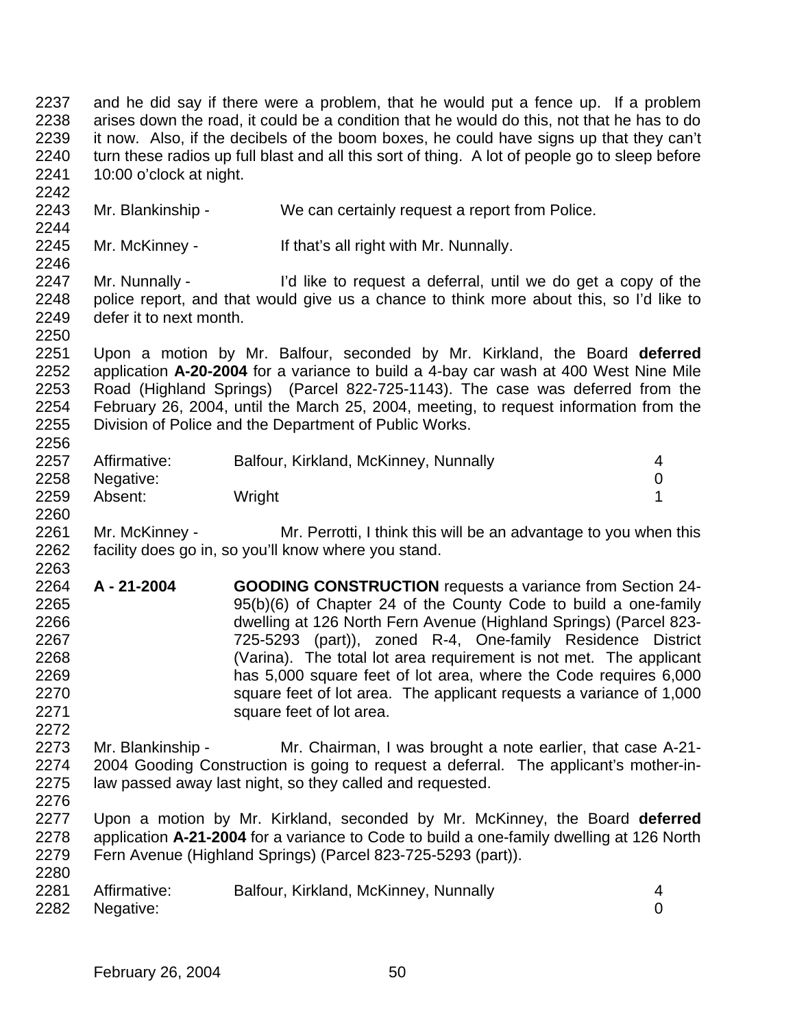and he did say if there were a problem, that he would put a fence up. If a problem arises down the road, it could be a condition that he would do this, not that he has to do it now. Also, if the decibels of the boom boxes, he could have signs up that they can't turn these radios up full blast and all this sort of thing. A lot of people go to sleep before 10:00 o'clock at night.

Mr. Blankinship - We can certainly request a report from Police.

Mr. McKinney - If that's all right with Mr. Nunnally.

Mr. Nunnally - I'd like to request a deferral, until we do get a copy of the police report, and that would give us a chance to think more about this, so I'd like to defer it to next month.

Upon a motion by Mr. Balfour, seconded by Mr. Kirkland, the Board **deferred** application **A-20-2004** for a variance to build a 4-bay car wash at 400 West Nine Mile Road (Highland Springs) (Parcel 822-725-1143). The case was deferred from the February 26, 2004, until the March 25, 2004, meeting, to request information from the Division of Police and the Department of Public Works.

| | | |
|---|---|---|
| Affirmative: | Balfour, Kirkland, McKinney, Nunnally | 4 |
| Negative: | | 0 |
| Absent: | Wright | 1 |

Mr. McKinney - Mr. Perrotti, I think this will be an advantage to you when this facility does go in, so you'll know where you stand.

**A - 21-2004** **GOODING CONSTRUCTION** requests a variance from Section 24-95(b)(6) of Chapter 24 of the County Code to build a one-family dwelling at 126 North Fern Avenue (Highland Springs) (Parcel 823-725-5293 (part)), zoned R-4, One-family Residence District (Varina). The total lot area requirement is not met. The applicant has 5,000 square feet of lot area, where the Code requires 6,000 square feet of lot area. The applicant requests a variance of 1,000 square feet of lot area.

Mr. Blankinship - Mr. Chairman, I was brought a note earlier, that case A-21-2004 Gooding Construction is going to request a deferral. The applicant's mother-in-law passed away last night, so they called and requested.

Upon a motion by Mr. Kirkland, seconded by Mr. McKinney, the Board **deferred** application **A-21-2004** for a variance to Code to build a one-family dwelling at 126 North Fern Avenue (Highland Springs) (Parcel 823-725-5293 (part)).

| | | |
|---|---|---|
| Affirmative: | Balfour, Kirkland, McKinney, Nunnally | 4 |
| Negative: | | 0 |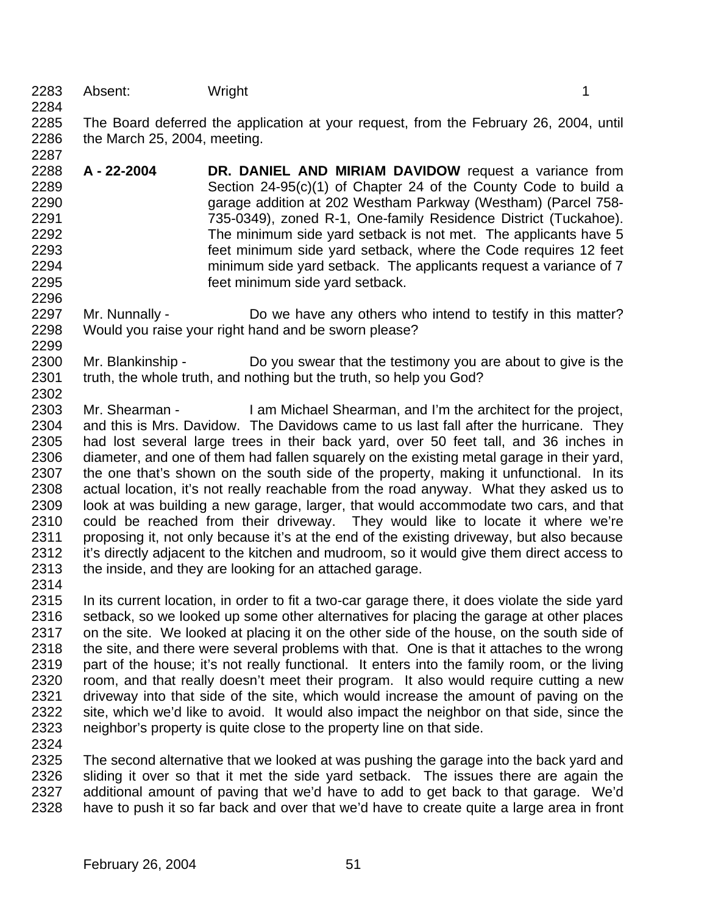Absent: Wright 1

The Board deferred the application at your request, from the February 26, 2004, until the March 25, 2004, meeting.

**A - 22-2004** **DR. DANIEL AND MIRIAM DAVIDOW** request a variance from Section 24-95(c)(1) of Chapter 24 of the County Code to build a garage addition at 202 Westham Parkway (Westham) (Parcel 758-735-0349), zoned R-1, One-family Residence District (Tuckahoe). The minimum side yard setback is not met. The applicants have 5 feet minimum side yard setback, where the Code requires 12 feet minimum side yard setback. The applicants request a variance of 7 feet minimum side yard setback.

Mr. Nunnally - Do we have any others who intend to testify in this matter? Would you raise your right hand and be sworn please?

Mr. Blankinship - Do you swear that the testimony you are about to give is the truth, the whole truth, and nothing but the truth, so help you God?

Mr. Shearman - I am Michael Shearman, and I'm the architect for the project, and this is Mrs. Davidow. The Davidows came to us last fall after the hurricane. They had lost several large trees in their back yard, over 50 feet tall, and 36 inches in diameter, and one of them had fallen squarely on the existing metal garage in their yard, the one that's shown on the south side of the property, making it unfunctional. In its actual location, it's not really reachable from the road anyway. What they asked us to look at was building a new garage, larger, that would accommodate two cars, and that could be reached from their driveway. They would like to locate it where we're proposing it, not only because it's at the end of the existing driveway, but also because it's directly adjacent to the kitchen and mudroom, so it would give them direct access to the inside, and they are looking for an attached garage.

In its current location, in order to fit a two-car garage there, it does violate the side yard setback, so we looked up some other alternatives for placing the garage at other places on the site. We looked at placing it on the other side of the house, on the south side of the site, and there were several problems with that. One is that it attaches to the wrong part of the house; it's not really functional. It enters into the family room, or the living room, and that really doesn't meet their program. It also would require cutting a new driveway into that side of the site, which would increase the amount of paving on the site, which we'd like to avoid. It would also impact the neighbor on that side, since the neighbor's property is quite close to the property line on that side.

The second alternative that we looked at was pushing the garage into the back yard and sliding it over so that it met the side yard setback. The issues there are again the additional amount of paving that we'd have to add to get back to that garage. We'd have to push it so far back and over that we'd have to create quite a large area in front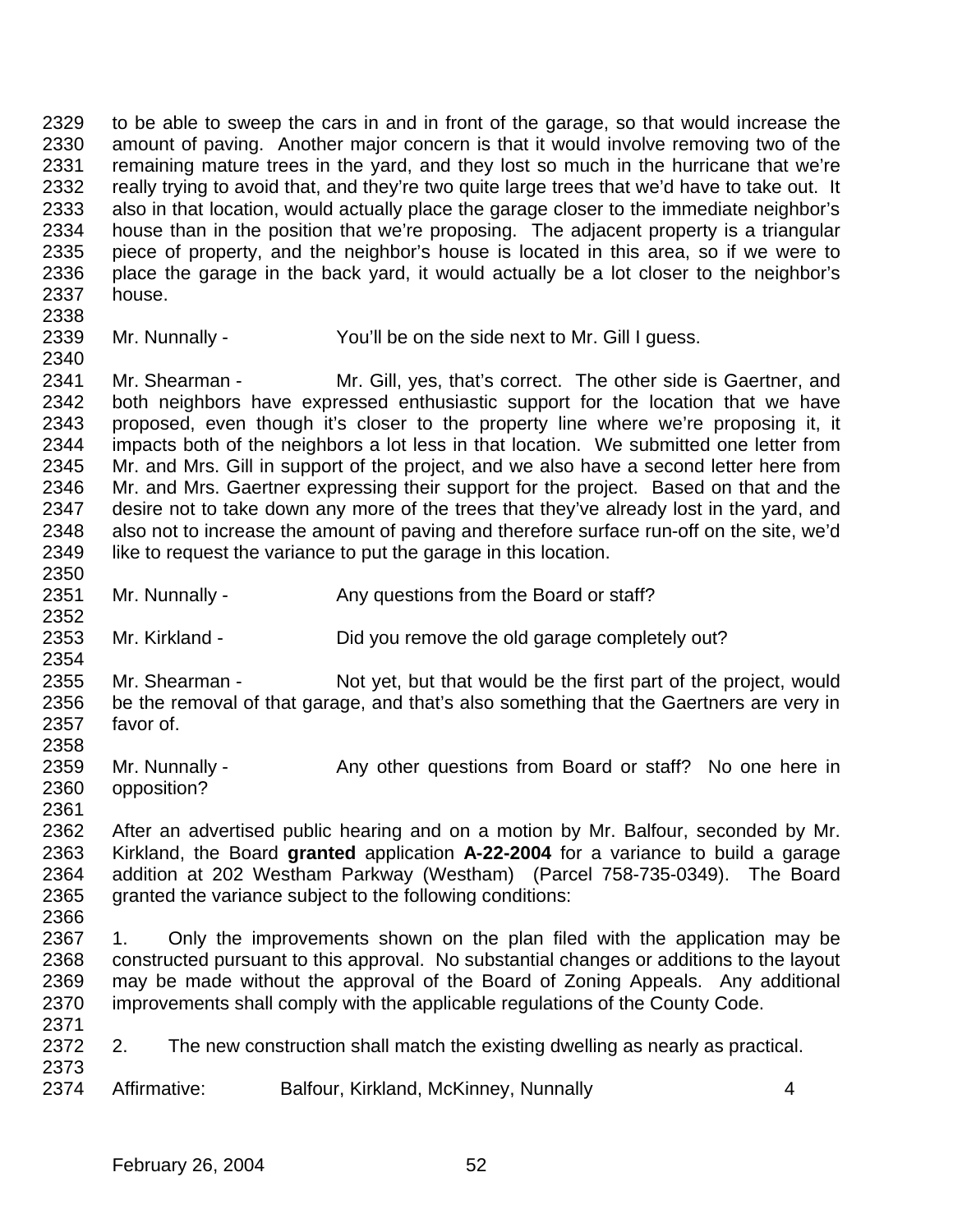to be able to sweep the cars in and in front of the garage, so that would increase the amount of paving. Another major concern is that it would involve removing two of the remaining mature trees in the yard, and they lost so much in the hurricane that we're really trying to avoid that, and they're two quite large trees that we'd have to take out. It also in that location, would actually place the garage closer to the immediate neighbor's house than in the position that we're proposing. The adjacent property is a triangular piece of property, and the neighbor's house is located in this area, so if we were to place the garage in the back yard, it would actually be a lot closer to the neighbor's house.

Mr. Nunnally - You'll be on the side next to Mr. Gill I guess.

Mr. Shearman - Mr. Gill, yes, that's correct. The other side is Gaertner, and both neighbors have expressed enthusiastic support for the location that we have proposed, even though it's closer to the property line where we're proposing it, it impacts both of the neighbors a lot less in that location. We submitted one letter from Mr. and Mrs. Gill in support of the project, and we also have a second letter here from Mr. and Mrs. Gaertner expressing their support for the project. Based on that and the desire not to take down any more of the trees that they've already lost in the yard, and also not to increase the amount of paving and therefore surface run-off on the site, we'd like to request the variance to put the garage in this location.

Mr. Nunnally - Any questions from the Board or staff?

Mr. Kirkland - Did you remove the old garage completely out?

Mr. Shearman - Not yet, but that would be the first part of the project, would be the removal of that garage, and that's also something that the Gaertners are very in favor of.

Mr. Nunnally - Any other questions from Board or staff? No one here in opposition?

After an advertised public hearing and on a motion by Mr. Balfour, seconded by Mr. Kirkland, the Board **granted** application **A-22-2004** for a variance to build a garage addition at 202 Westham Parkway (Westham) (Parcel 758-735-0349). The Board granted the variance subject to the following conditions:

1. Only the improvements shown on the plan filed with the application may be constructed pursuant to this approval. No substantial changes or additions to the layout may be made without the approval of the Board of Zoning Appeals. Any additional improvements shall comply with the applicable regulations of the County Code.

2. The new construction shall match the existing dwelling as nearly as practical.

Affirmative: Balfour, Kirkland, McKinney, Nunnally 4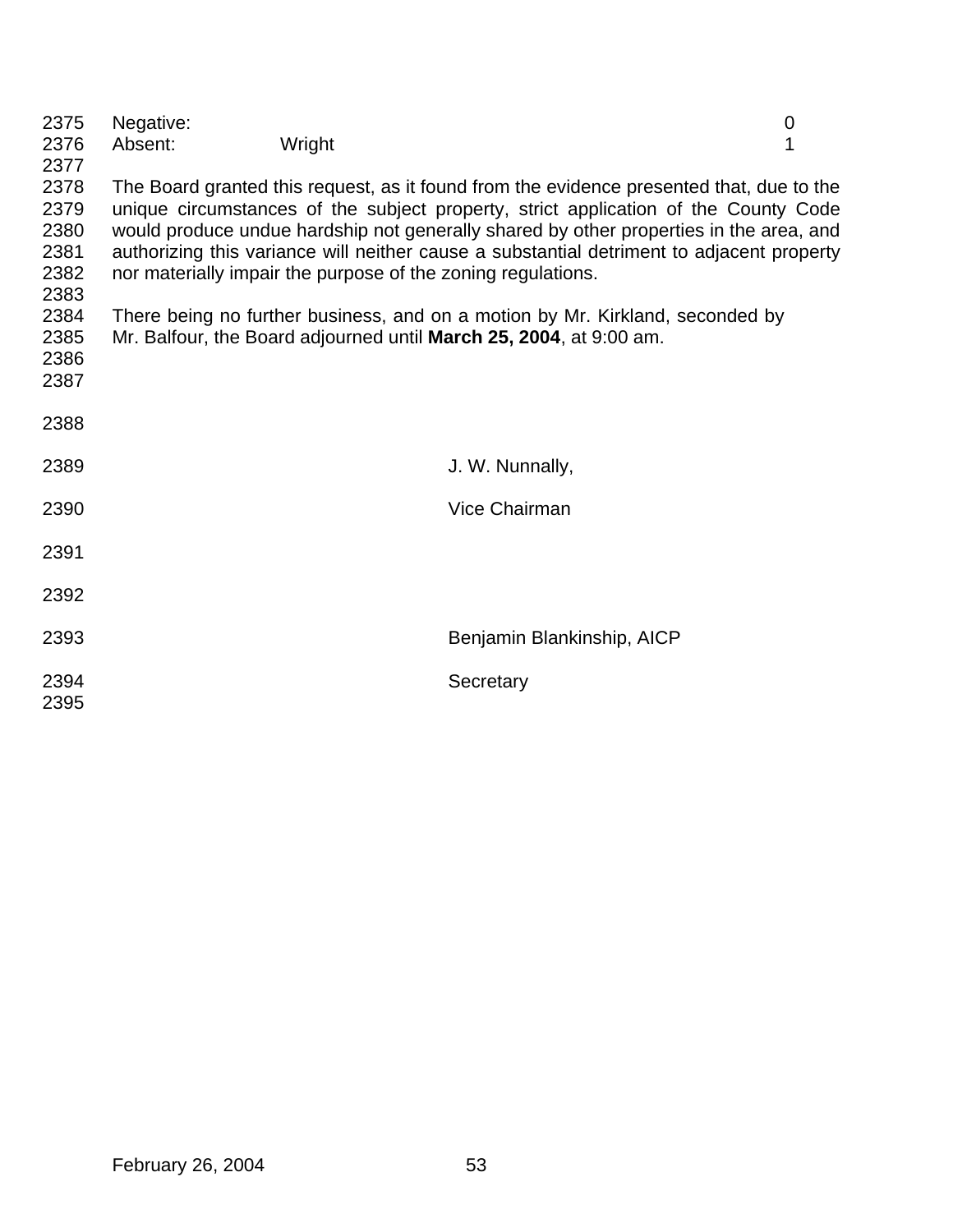| | | |
|---|---|---|
| Negative: | | 0 |
| Absent: | Wright | 1 |

The Board granted this request, as it found from the evidence presented that, due to the unique circumstances of the subject property, strict application of the County Code would produce undue hardship not generally shared by other properties in the area, and authorizing this variance will neither cause a substantial detriment to adjacent property nor materially impair the purpose of the zoning regulations.

There being no further business, and on a motion by Mr. Kirkland, seconded by Mr. Balfour, the Board adjourned until **March 25, 2004**, at 9:00 am.

J. W. Nunnally,

Vice Chairman

Benjamin Blankinship, AICP

Secretary